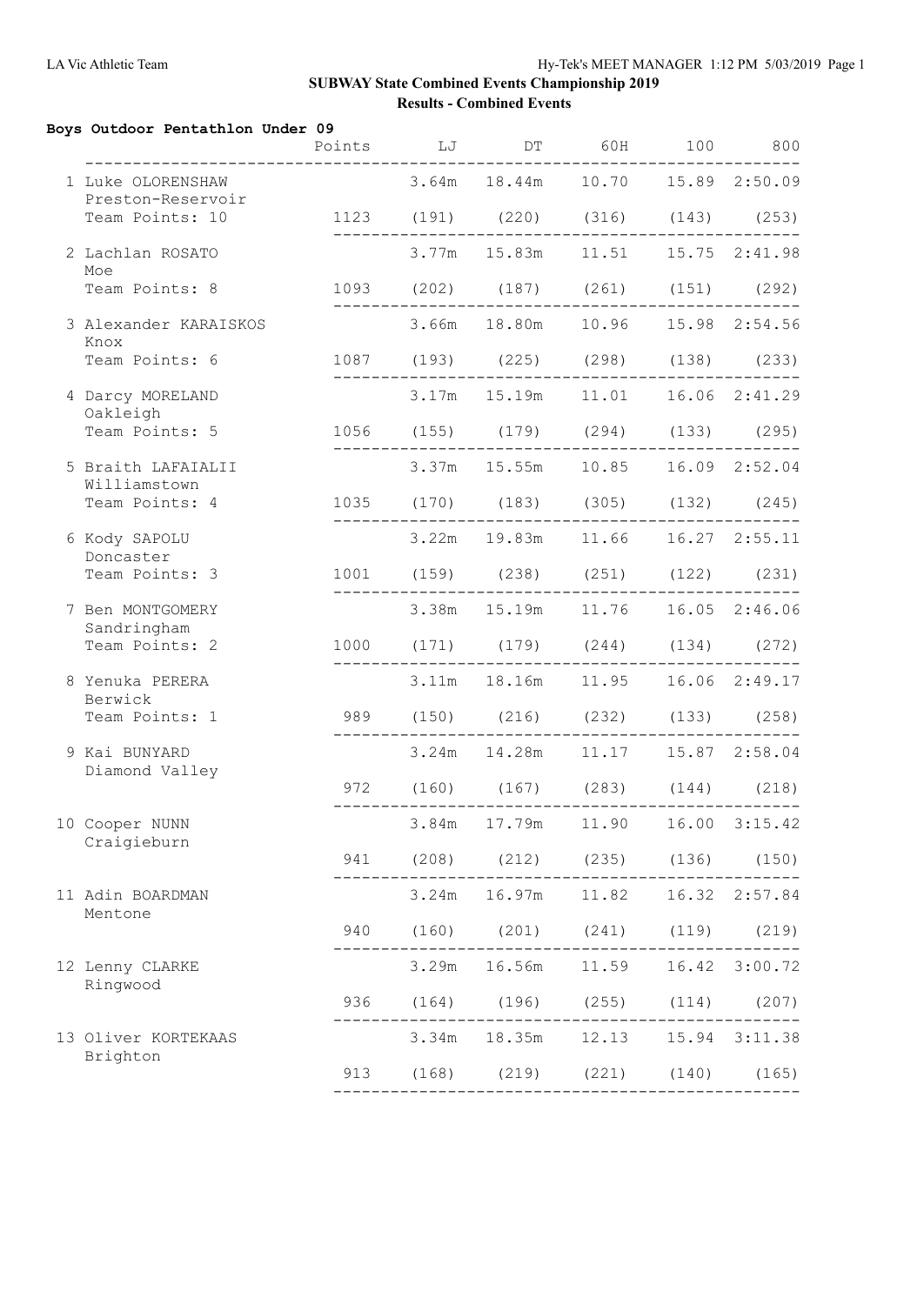## SUBWAY State Combined Events Championship 2019

### Results - Combined Events

**Boys Outdoor Pentathlon Under 09**

| Place | Name | Team | Team Points | Points | LJ | DT | 60H | 100 | 800 |
|---|---|---|---|---|---|---|---|---|---|
| 1 | Luke OLORENSHAW | Preston-Reservoir | 10 | 1123 | 3.64m (191) | 18.44m (220) | 10.70 (316) | 15.89 (143) | 2:50.09 (253) |
| 2 | Lachlan ROSATO | Moe | 8 | 1093 | 3.77m (202) | 15.83m (187) | 11.51 (261) | 15.75 (151) | 2:41.98 (292) |
| 3 | Alexander KARAISKOS | Knox | 6 | 1087 | 3.66m (193) | 18.80m (225) | 10.96 (298) | 15.98 (138) | 2:54.56 (233) |
| 4 | Darcy MORELAND | Oakleigh | 5 | 1056 | 3.17m (155) | 15.19m (179) | 11.01 (294) | 16.06 (133) | 2:41.29 (295) |
| 5 | Braith LAFAIALII | Williamstown | 4 | 1035 | 3.37m (170) | 15.55m (183) | 10.85 (305) | 16.09 (132) | 2:52.04 (245) |
| 6 | Kody SAPOLU | Doncaster | 3 | 1001 | 3.22m (159) | 19.83m (238) | 11.66 (251) | 16.27 (122) | 2:55.11 (231) |
| 7 | Ben MONTGOMERY | Sandringham | 2 | 1000 | 3.38m (171) | 15.19m (179) | 11.76 (244) | 16.05 (134) | 2:46.06 (272) |
| 8 | Yenuka PERERA | Berwick | 1 | 989 | 3.11m (150) | 18.16m (216) | 11.95 (232) | 16.06 (133) | 2:49.17 (258) |
| 9 | Kai BUNYARD | Diamond Valley | | 972 | 3.24m (160) | 14.28m (167) | 11.17 (283) | 15.87 (144) | 2:58.04 (218) |
| 10 | Cooper NUNN | Craigieburn | | 941 | 3.84m (208) | 17.79m (212) | 11.90 (235) | 16.00 (136) | 3:15.42 (150) |
| 11 | Adin BOARDMAN | Mentone | | 940 | 3.24m (160) | 16.97m (201) | 11.82 (241) | 16.32 (119) | 2:57.84 (219) |
| 12 | Lenny CLARKE | Ringwood | | 936 | 3.29m (164) | 16.56m (196) | 11.59 (255) | 16.42 (114) | 3:00.72 (207) |
| 13 | Oliver KORTEKAAS | Brighton | | 913 | 3.34m (168) | 18.35m (219) | 12.13 (221) | 15.94 (140) | 3:11.38 (165) |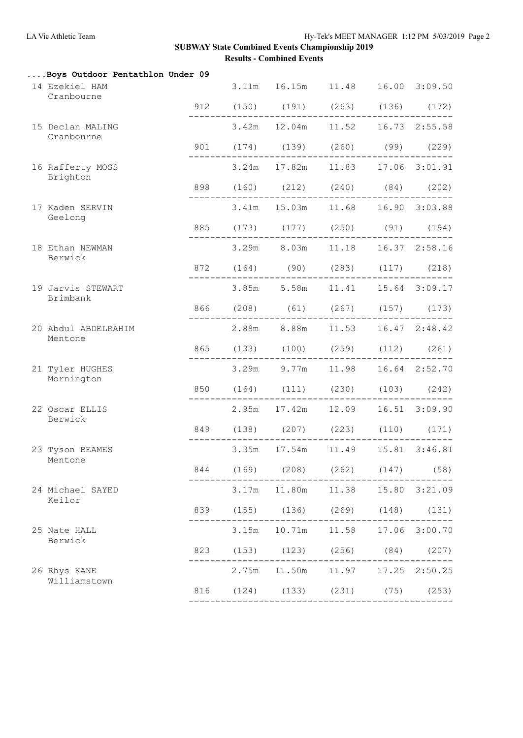## SUBWAY State Combined Events Championship 2019

### Results - Combined Events

**....Boys Outdoor Pentathlon Under 09**

| Place | Name / Team | Points | Event 1 | Event 2 | Event 3 | Event 4 | Event 5 |
|---|---|---|---|---|---|---|---|
| 14 | Ezekiel HAM, Cranbourne | 912 | 3.11m (150) | 16.15m (191) | 11.48 (263) | 16.00 (136) | 3:09.50 (172) |
| 15 | Declan MALING, Cranbourne | 901 | 3.42m (174) | 12.04m (139) | 11.52 (260) | 16.73 (99) | 2:55.58 (229) |
| 16 | Rafferty MOSS, Brighton | 898 | 3.24m (160) | 17.82m (212) | 11.83 (240) | 17.06 (84) | 3:01.91 (202) |
| 17 | Kaden SERVIN, Geelong | 885 | 3.41m (173) | 15.03m (177) | 11.68 (250) | 16.90 (91) | 3:03.88 (194) |
| 18 | Ethan NEWMAN, Berwick | 872 | 3.29m (164) | 8.03m (90) | 11.18 (283) | 16.37 (117) | 2:58.16 (218) |
| 19 | Jarvis STEWART, Brimbank | 866 | 3.85m (208) | 5.58m (61) | 11.41 (267) | 15.64 (157) | 3:09.17 (173) |
| 20 | Abdul ABDELRAHIM, Mentone | 865 | 2.88m (133) | 8.88m (100) | 11.53 (259) | 16.47 (112) | 2:48.42 (261) |
| 21 | Tyler HUGHES, Mornington | 850 | 3.29m (164) | 9.77m (111) | 11.98 (230) | 16.64 (103) | 2:52.70 (242) |
| 22 | Oscar ELLIS, Berwick | 849 | 2.95m (138) | 17.42m (207) | 12.09 (223) | 16.51 (110) | 3:09.90 (171) |
| 23 | Tyson BEAMES, Mentone | 844 | 3.35m (169) | 17.54m (208) | 11.49 (262) | 15.81 (147) | 3:46.81 (58) |
| 24 | Michael SAYED, Keilor | 839 | 3.17m (155) | 11.80m (136) | 11.38 (269) | 15.80 (148) | 3:21.09 (131) |
| 25 | Nate HALL, Berwick | 823 | 3.15m (153) | 10.71m (123) | 11.58 (256) | 17.06 (84) | 3:00.70 (207) |
| 26 | Rhys KANE, Williamstown | 816 | 2.75m (124) | 11.50m (133) | 11.97 (231) | 17.25 (75) | 2:50.25 (253) |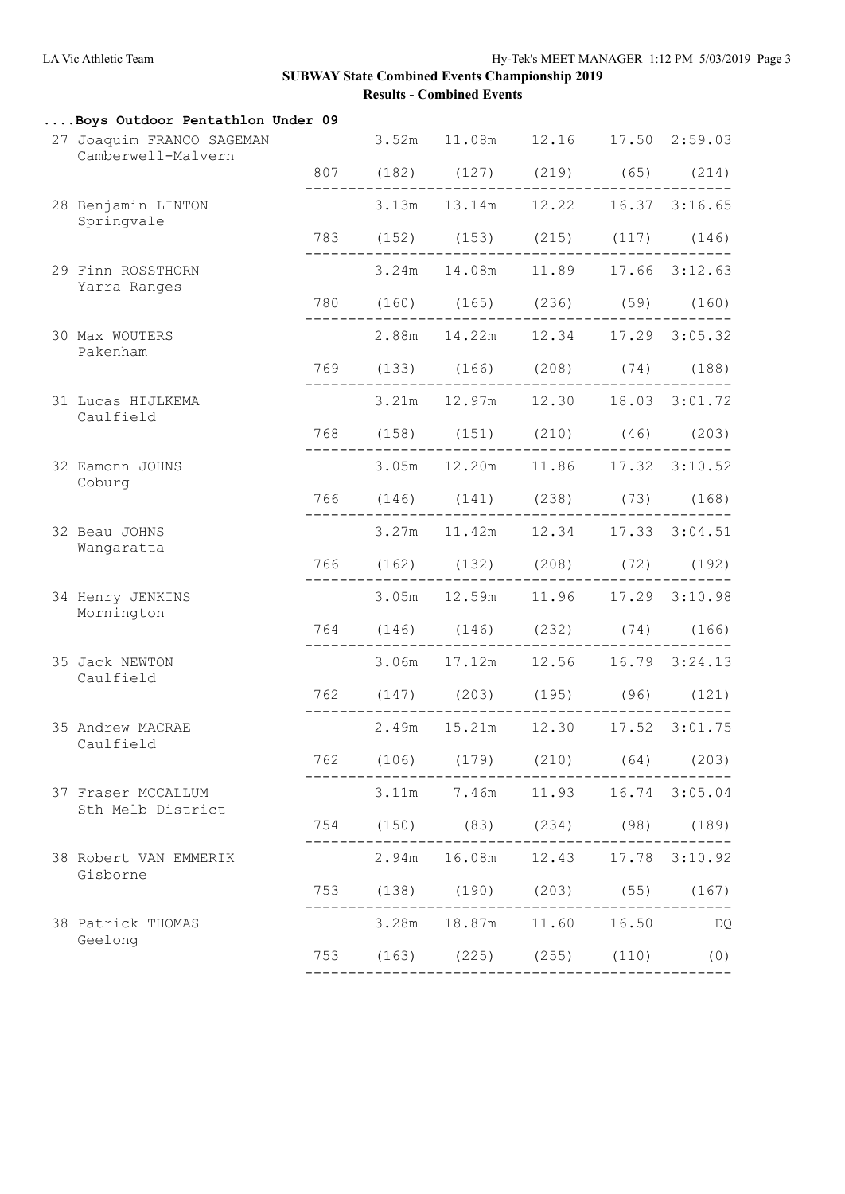## SUBWAY State Combined Events Championship 2019

### Results - Combined Events

**....Boys Outdoor Pentathlon Under 09**

| Place | Name / Team | Points | | | | | |
|---|---|---|---|---|---|---|---|
| 27 | Joaquim FRANCO SAGEMAN<br>Camberwell-Malvern | | 3.52m | 11.08m | 12.16 | 17.50 | 2:59.03 |
| | | 807 | (182) | (127) | (219) | (65) | (214) |
| 28 | Benjamin LINTON<br>Springvale | | 3.13m | 13.14m | 12.22 | 16.37 | 3:16.65 |
| | | 783 | (152) | (153) | (215) | (117) | (146) |
| 29 | Finn ROSSTHORN<br>Yarra Ranges | | 3.24m | 14.08m | 11.89 | 17.66 | 3:12.63 |
| | | 780 | (160) | (165) | (236) | (59) | (160) |
| 30 | Max WOUTERS<br>Pakenham | | 2.88m | 14.22m | 12.34 | 17.29 | 3:05.32 |
| | | 769 | (133) | (166) | (208) | (74) | (188) |
| 31 | Lucas HIJLKEMA<br>Caulfield | | 3.21m | 12.97m | 12.30 | 18.03 | 3:01.72 |
| | | 768 | (158) | (151) | (210) | (46) | (203) |
| 32 | Eamonn JOHNS<br>Coburg | | 3.05m | 12.20m | 11.86 | 17.32 | 3:10.52 |
| | | 766 | (146) | (141) | (238) | (73) | (168) |
| 32 | Beau JOHNS<br>Wangaratta | | 3.27m | 11.42m | 12.34 | 17.33 | 3:04.51 |
| | | 766 | (162) | (132) | (208) | (72) | (192) |
| 34 | Henry JENKINS<br>Mornington | | 3.05m | 12.59m | 11.96 | 17.29 | 3:10.98 |
| | | 764 | (146) | (146) | (232) | (74) | (166) |
| 35 | Jack NEWTON<br>Caulfield | | 3.06m | 17.12m | 12.56 | 16.79 | 3:24.13 |
| | | 762 | (147) | (203) | (195) | (96) | (121) |
| 35 | Andrew MACRAE<br>Caulfield | | 2.49m | 15.21m | 12.30 | 17.52 | 3:01.75 |
| | | 762 | (106) | (179) | (210) | (64) | (203) |
| 37 | Fraser MCCALLUM<br>Sth Melb District | | 3.11m | 7.46m | 11.93 | 16.74 | 3:05.04 |
| | | 754 | (150) | (83) | (234) | (98) | (189) |
| 38 | Robert VAN EMMERIK<br>Gisborne | | 2.94m | 16.08m | 12.43 | 17.78 | 3:10.92 |
| | | 753 | (138) | (190) | (203) | (55) | (167) |
| 38 | Patrick THOMAS<br>Geelong | | 3.28m | 18.87m | 11.60 | 16.50 | DQ |
| | | 753 | (163) | (225) | (255) | (110) | (0) |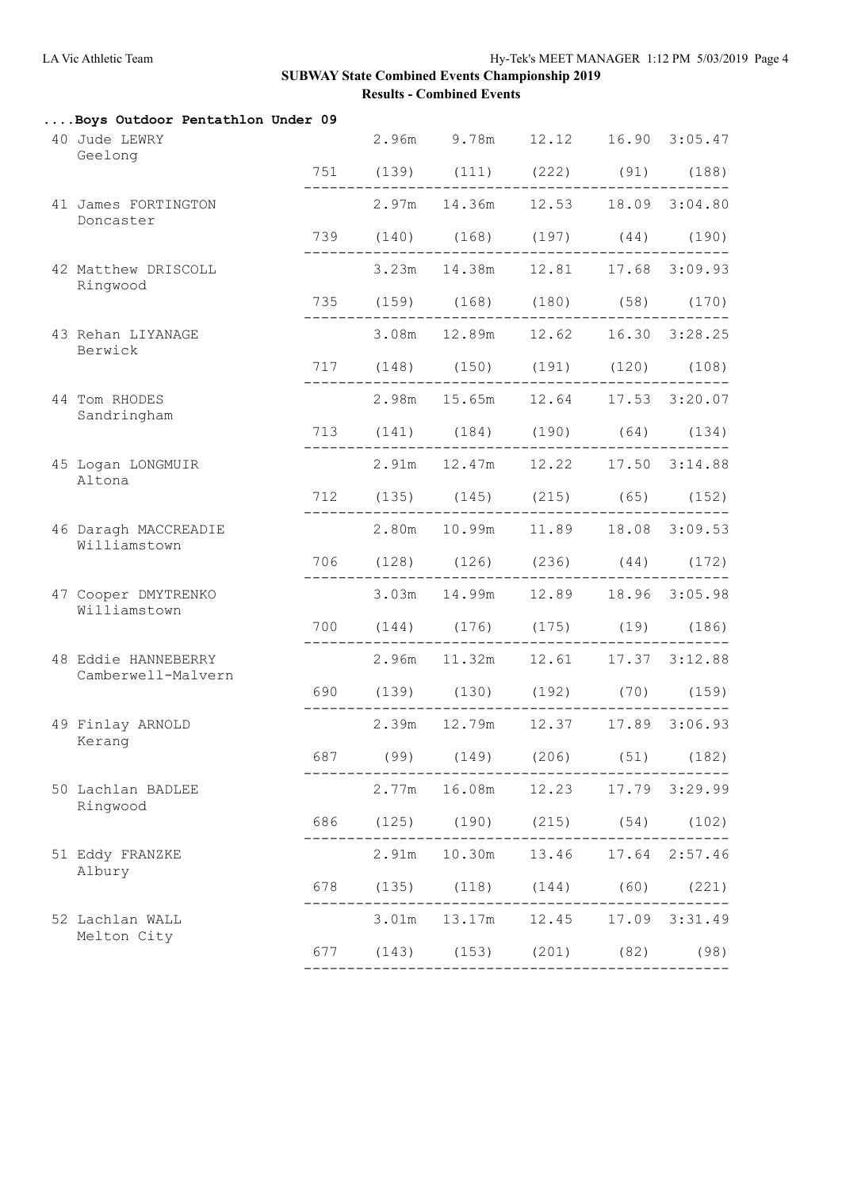# SUBWAY State Combined Events Championship 2019

## Results - Combined Events

### ....Boys Outdoor Pentathlon Under 09

| Place | Name / Team | Points | Event 1 | Event 2 | Event 3 | Event 4 | Event 5 |
|---|---|---|---|---|---|---|---|
| 40 | Jude LEWRY, Geelong | 751 | 2.96m (139) | 9.78m (111) | 12.12 (222) | 16.90 (91) | 3:05.47 (188) |
| 41 | James FORTINGTON, Doncaster | 739 | 2.97m (140) | 14.36m (168) | 12.53 (197) | 18.09 (44) | 3:04.80 (190) |
| 42 | Matthew DRISCOLL, Ringwood | 735 | 3.23m (159) | 14.38m (168) | 12.81 (180) | 17.68 (58) | 3:09.93 (170) |
| 43 | Rehan LIYANAGE, Berwick | 717 | 3.08m (148) | 12.89m (150) | 12.62 (191) | 16.30 (120) | 3:28.25 (108) |
| 44 | Tom RHODES, Sandringham | 713 | 2.98m (141) | 15.65m (184) | 12.64 (190) | 17.53 (64) | 3:20.07 (134) |
| 45 | Logan LONGMUIR, Altona | 712 | 2.91m (135) | 12.47m (145) | 12.22 (215) | 17.50 (65) | 3:14.88 (152) |
| 46 | Daragh MACCREADIE, Williamstown | 706 | 2.80m (128) | 10.99m (126) | 11.89 (236) | 18.08 (44) | 3:09.53 (172) |
| 47 | Cooper DMYTRENKO, Williamstown | 700 | 3.03m (144) | 14.99m (176) | 12.89 (175) | 18.96 (19) | 3:05.98 (186) |
| 48 | Eddie HANNEBERRY, Camberwell-Malvern | 690 | 2.96m (139) | 11.32m (130) | 12.61 (192) | 17.37 (70) | 3:12.88 (159) |
| 49 | Finlay ARNOLD, Kerang | 687 | 2.39m (99) | 12.79m (149) | 12.37 (206) | 17.89 (51) | 3:06.93 (182) |
| 50 | Lachlan BADLEE, Ringwood | 686 | 2.77m (125) | 16.08m (190) | 12.23 (215) | 17.79 (54) | 3:29.99 (102) |
| 51 | Eddy FRANZKE, Albury | 678 | 2.91m (135) | 10.30m (118) | 13.46 (144) | 17.64 (60) | 2:57.46 (221) |
| 52 | Lachlan WALL, Melton City | 677 | 3.01m (143) | 13.17m (153) | 12.45 (201) | 17.09 (82) | 3:31.49 (98) |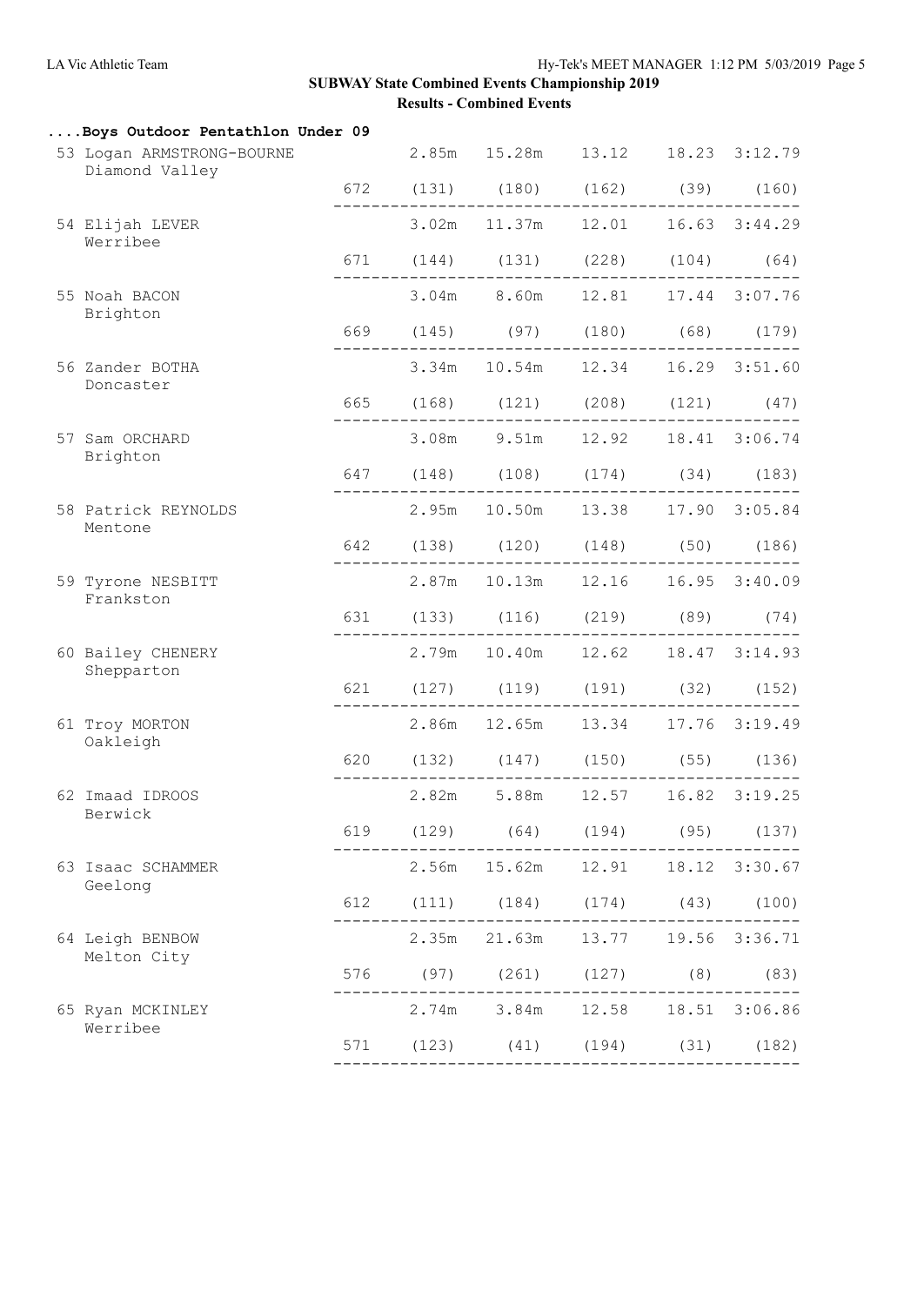# SUBWAY State Combined Events Championship 2019

## Results - Combined Events

### ....Boys Outdoor Pentathlon Under 09

| Place | Name / Team | Points | Event 1 | Event 2 | Event 3 | Event 4 | Event 5 |
|---|---|---|---|---|---|---|---|
| 53 | Logan ARMSTRONG-BOURNE<br>Diamond Valley | 672 | 2.85m (131) | 15.28m (180) | 13.12 (162) | 18.23 (39) | 3:12.79 (160) |
| 54 | Elijah LEVER<br>Werribee | 671 | 3.02m (144) | 11.37m (131) | 12.01 (228) | 16.63 (104) | 3:44.29 (64) |
| 55 | Noah BACON<br>Brighton | 669 | 3.04m (145) | 8.60m (97) | 12.81 (180) | 17.44 (68) | 3:07.76 (179) |
| 56 | Zander BOTHA<br>Doncaster | 665 | 3.34m (168) | 10.54m (121) | 12.34 (208) | 16.29 (121) | 3:51.60 (47) |
| 57 | Sam ORCHARD<br>Brighton | 647 | 3.08m (148) | 9.51m (108) | 12.92 (174) | 18.41 (34) | 3:06.74 (183) |
| 58 | Patrick REYNOLDS<br>Mentone | 642 | 2.95m (138) | 10.50m (120) | 13.38 (148) | 17.90 (50) | 3:05.84 (186) |
| 59 | Tyrone NESBITT<br>Frankston | 631 | 2.87m (133) | 10.13m (116) | 12.16 (219) | 16.95 (89) | 3:40.09 (74) |
| 60 | Bailey CHENERY<br>Shepparton | 621 | 2.79m (127) | 10.40m (119) | 12.62 (191) | 18.47 (32) | 3:14.93 (152) |
| 61 | Troy MORTON<br>Oakleigh | 620 | 2.86m (132) | 12.65m (147) | 13.34 (150) | 17.76 (55) | 3:19.49 (136) |
| 62 | Imaad IDROOS<br>Berwick | 619 | 2.82m (129) | 5.88m (64) | 12.57 (194) | 16.82 (95) | 3:19.25 (137) |
| 63 | Isaac SCHAMMER<br>Geelong | 612 | 2.56m (111) | 15.62m (184) | 12.91 (174) | 18.12 (43) | 3:30.67 (100) |
| 64 | Leigh BENBOW<br>Melton City | 576 | 2.35m (97) | 21.63m (261) | 13.77 (127) | 19.56 (8) | 3:36.71 (83) |
| 65 | Ryan MCKINLEY<br>Werribee | 571 | 2.74m (123) | 3.84m (41) | 12.58 (194) | 18.51 (31) | 3:06.86 (182) |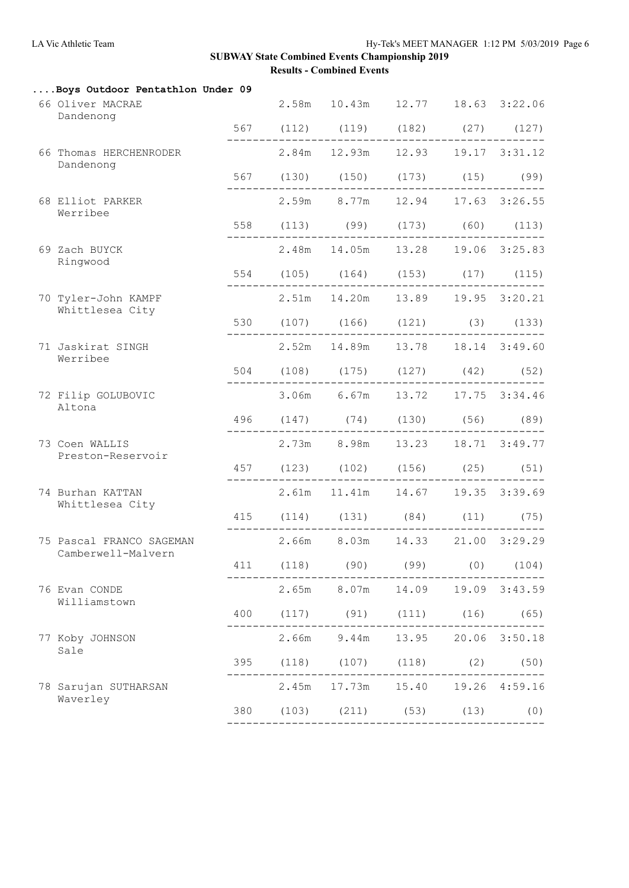## SUBWAY State Combined Events Championship 2019

### Results - Combined Events

**....Boys Outdoor Pentathlon Under 09**

| Place | Name / Team | Points | | | | | |
|---|---|---|---|---|---|---|---|
| 66 | Oliver MACRAE<br>Dandenong | | 2.58m | 10.43m | 12.77 | 18.63 | 3:22.06 |
| | | 567 | (112) | (119) | (182) | (27) | (127) |
| 66 | Thomas HERCHENRODER<br>Dandenong | | 2.84m | 12.93m | 12.93 | 19.17 | 3:31.12 |
| | | 567 | (130) | (150) | (173) | (15) | (99) |
| 68 | Elliot PARKER<br>Werribee | | 2.59m | 8.77m | 12.94 | 17.63 | 3:26.55 |
| | | 558 | (113) | (99) | (173) | (60) | (113) |
| 69 | Zach BUYCK<br>Ringwood | | 2.48m | 14.05m | 13.28 | 19.06 | 3:25.83 |
| | | 554 | (105) | (164) | (153) | (17) | (115) |
| 70 | Tyler-John KAMPF<br>Whittlesea City | | 2.51m | 14.20m | 13.89 | 19.95 | 3:20.21 |
| | | 530 | (107) | (166) | (121) | (3) | (133) |
| 71 | Jaskirat SINGH<br>Werribee | | 2.52m | 14.89m | 13.78 | 18.14 | 3:49.60 |
| | | 504 | (108) | (175) | (127) | (42) | (52) |
| 72 | Filip GOLUBOVIC<br>Altona | | 3.06m | 6.67m | 13.72 | 17.75 | 3:34.46 |
| | | 496 | (147) | (74) | (130) | (56) | (89) |
| 73 | Coen WALLIS<br>Preston-Reservoir | | 2.73m | 8.98m | 13.23 | 18.71 | 3:49.77 |
| | | 457 | (123) | (102) | (156) | (25) | (51) |
| 74 | Burhan KATTAN<br>Whittlesea City | | 2.61m | 11.41m | 14.67 | 19.35 | 3:39.69 |
| | | 415 | (114) | (131) | (84) | (11) | (75) |
| 75 | Pascal FRANCO SAGEMAN<br>Camberwell-Malvern | | 2.66m | 8.03m | 14.33 | 21.00 | 3:29.29 |
| | | 411 | (118) | (90) | (99) | (0) | (104) |
| 76 | Evan CONDE<br>Williamstown | | 2.65m | 8.07m | 14.09 | 19.09 | 3:43.59 |
| | | 400 | (117) | (91) | (111) | (16) | (65) |
| 77 | Koby JOHNSON<br>Sale | | 2.66m | 9.44m | 13.95 | 20.06 | 3:50.18 |
| | | 395 | (118) | (107) | (118) | (2) | (50) |
| 78 | Sarujan SUTHARSAN<br>Waverley | | 2.45m | 17.73m | 15.40 | 19.26 | 4:59.16 |
| | | 380 | (103) | (211) | (53) | (13) | (0) |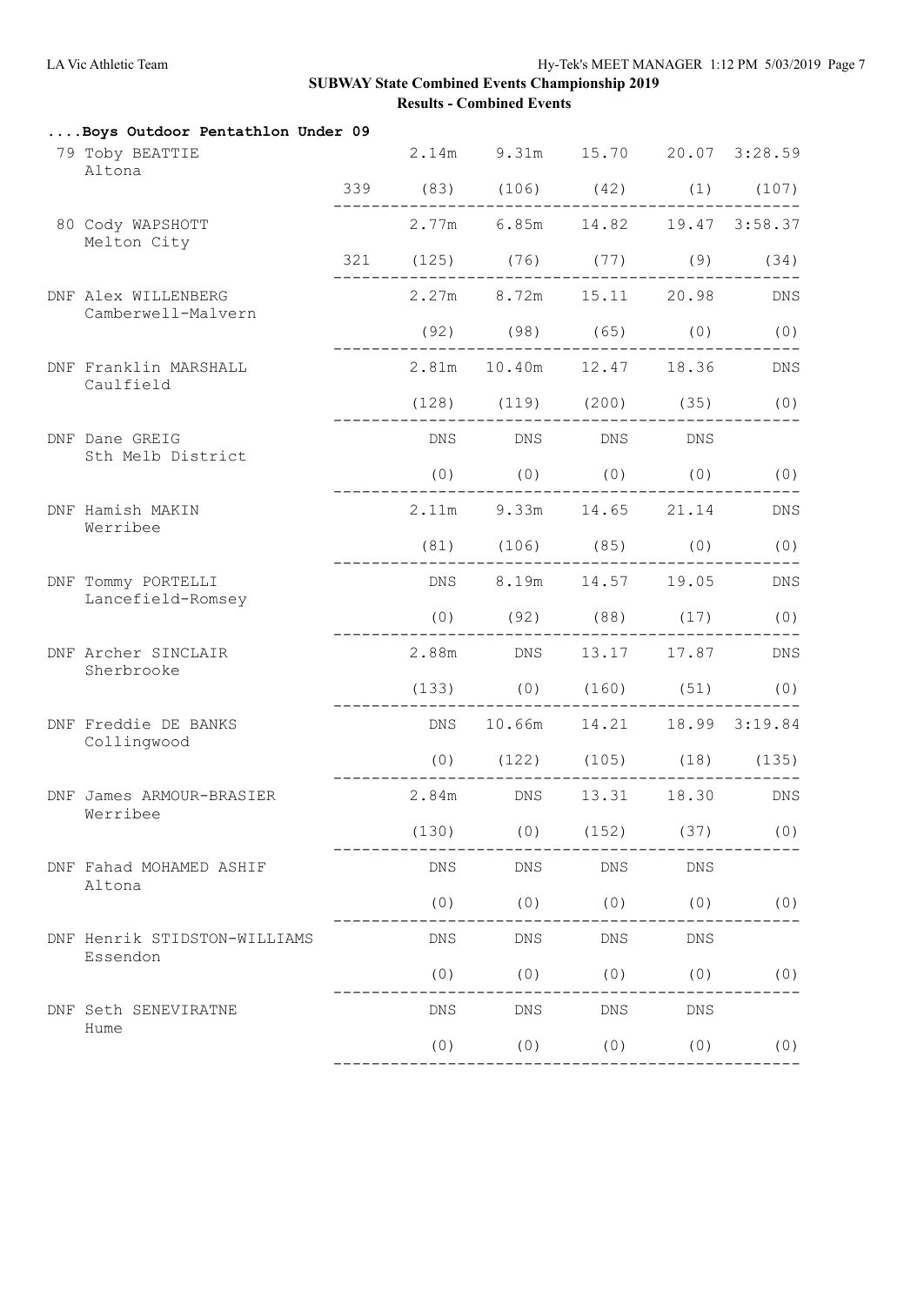# SUBWAY State Combined Events Championship 2019

## Results - Combined Events

### ....Boys Outdoor Pentathlon Under 09

| Place | Name / Club | Points | Event 1 | Event 2 | Event 3 | Event 4 | Event 5 |
|---|---|---|---|---|---|---|---|
| 79 | Toby BEATTIE<br>Altona | 339 | 2.14m<br>(83) | 9.31m<br>(106) | 15.70<br>(42) | 20.07<br>(1) | 3:28.59<br>(107) |
| 80 | Cody WAPSHOTT<br>Melton City | 321 | 2.77m<br>(125) | 6.85m<br>(76) | 14.82<br>(77) | 19.47<br>(9) | 3:58.37<br>(34) |
| DNF | Alex WILLENBERG<br>Camberwell-Malvern | | 2.27m<br>(92) | 8.72m<br>(98) | 15.11<br>(65) | 20.98<br>(0) | DNS<br>(0) |
| DNF | Franklin MARSHALL<br>Caulfield | | 2.81m<br>(128) | 10.40m<br>(119) | 12.47<br>(200) | 18.36<br>(35) | DNS<br>(0) |
| DNF | Dane GREIG<br>Sth Melb District | | DNS<br>(0) | DNS<br>(0) | DNS<br>(0) | DNS<br>(0) | (0) |
| DNF | Hamish MAKIN<br>Werribee | | 2.11m<br>(81) | 9.33m<br>(106) | 14.65<br>(85) | 21.14<br>(0) | DNS<br>(0) |
| DNF | Tommy PORTELLI<br>Lancefield-Romsey | | DNS<br>(0) | 8.19m<br>(92) | 14.57<br>(88) | 19.05<br>(17) | DNS<br>(0) |
| DNF | Archer SINCLAIR<br>Sherbrooke | | 2.88m<br>(133) | DNS<br>(0) | 13.17<br>(160) | 17.87<br>(51) | DNS<br>(0) |
| DNF | Freddie DE BANKS<br>Collingwood | | DNS<br>(0) | 10.66m<br>(122) | 14.21<br>(105) | 18.99<br>(18) | 3:19.84<br>(135) |
| DNF | James ARMOUR-BRASIER<br>Werribee | | 2.84m<br>(130) | DNS<br>(0) | 13.31<br>(152) | 18.30<br>(37) | DNS<br>(0) |
| DNF | Fahad MOHAMED ASHIF<br>Altona | | DNS<br>(0) | DNS<br>(0) | DNS<br>(0) | DNS<br>(0) | (0) |
| DNF | Henrik STIDSTON-WILLIAMS<br>Essendon | | DNS<br>(0) | DNS<br>(0) | DNS<br>(0) | DNS<br>(0) | (0) |
| DNF | Seth SENEVIRATNE<br>Hume | | DNS<br>(0) | DNS<br>(0) | DNS<br>(0) | DNS<br>(0) | (0) |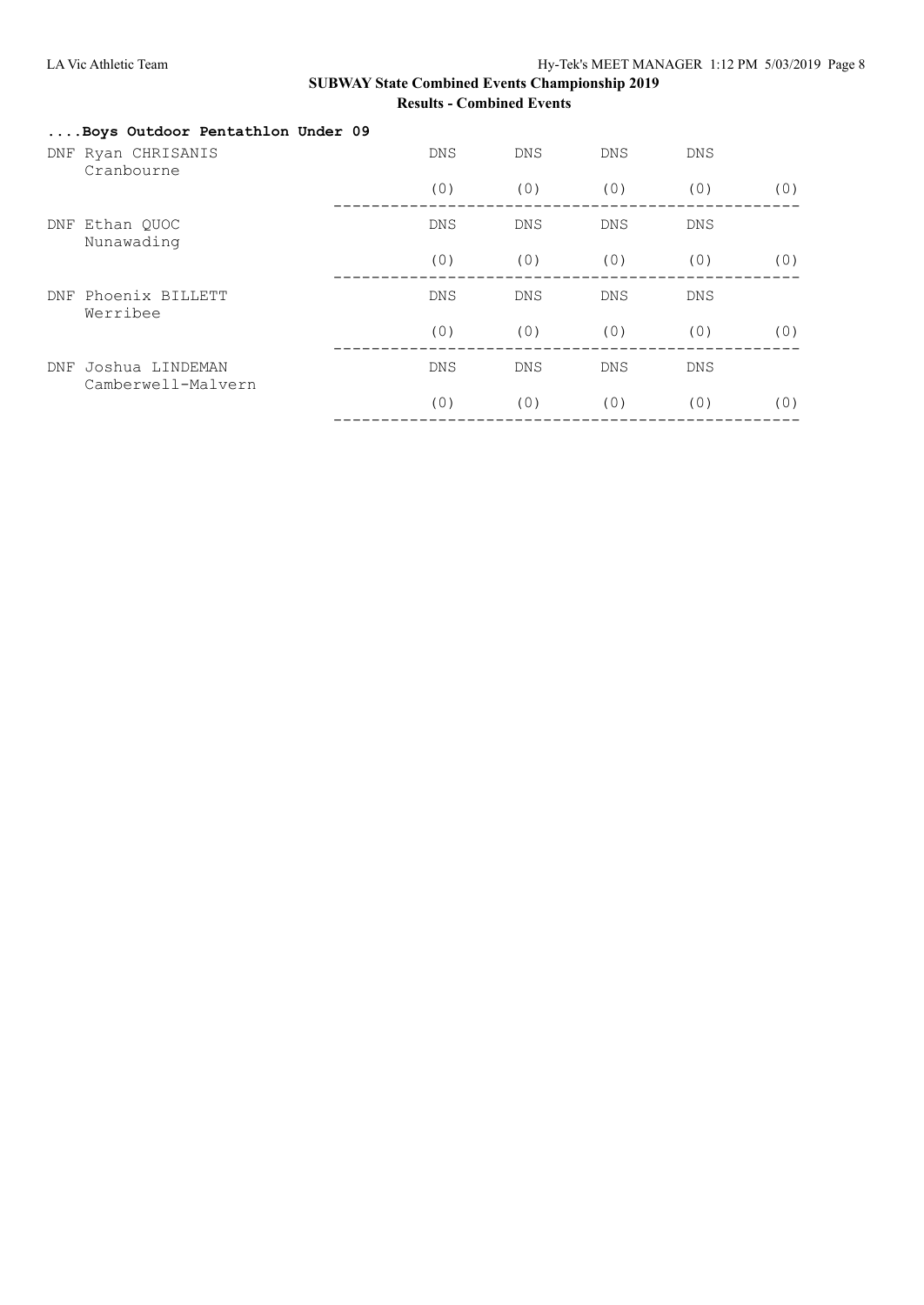**SUBWAY State Combined Events Championship 2019**

**Results - Combined Events**

**....Boys Outdoor Pentathlon Under 09**

```
DNF Ryan CHRISANIS                        DNS      DNS      DNS      DNS
     Cranbourne
                                          (0)      (0)      (0)      (0)      (0)
                                   -------------------------------------------------
DNF Ethan QUOC                            DNS      DNS      DNS      DNS
     Nunawading
                                          (0)      (0)      (0)      (0)      (0)
                                   -------------------------------------------------
DNF Phoenix BILLETT                       DNS      DNS      DNS      DNS
     Werribee
                                          (0)      (0)      (0)      (0)      (0)
                                   -------------------------------------------------
DNF Joshua LINDEMAN                       DNS      DNS      DNS      DNS
     Camberwell-Malvern
                                          (0)      (0)      (0)      (0)      (0)
                                   -------------------------------------------------
```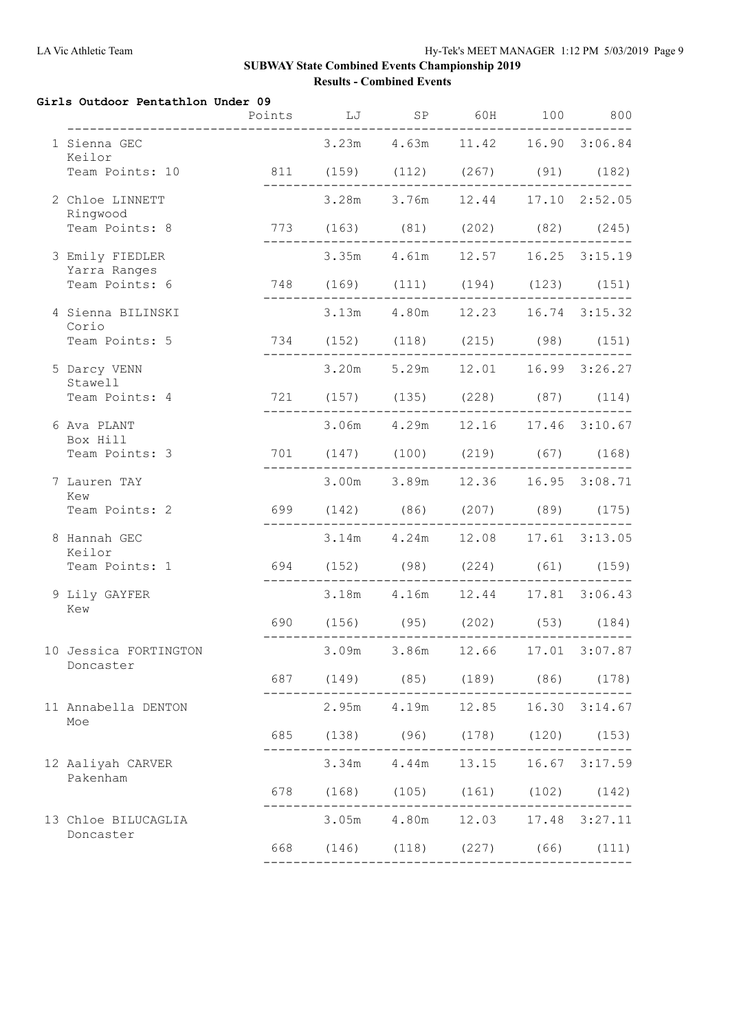## SUBWAY State Combined Events Championship 2019

### Results - Combined Events

**Girls Outdoor Pentathlon Under 09**

| Place | Name | Team | Team Points | Points | LJ | SP | 60H | 100 | 800 |
|---|---|---|---|---|---|---|---|---|---|
| 1 | Sienna GEC | Keilor | 10 | 811 | 3.23m (159) | 4.63m (112) | 11.42 (267) | 16.90 (91) | 3:06.84 (182) |
| 2 | Chloe LINNETT | Ringwood | 8 | 773 | 3.28m (163) | 3.76m (81) | 12.44 (202) | 17.10 (82) | 2:52.05 (245) |
| 3 | Emily FIEDLER | Yarra Ranges | 6 | 748 | 3.35m (169) | 4.61m (111) | 12.57 (194) | 16.25 (123) | 3:15.19 (151) |
| 4 | Sienna BILINSKI | Corio | 5 | 734 | 3.13m (152) | 4.80m (118) | 12.23 (215) | 16.74 (98) | 3:15.32 (151) |
| 5 | Darcy VENN | Stawell | 4 | 721 | 3.20m (157) | 5.29m (135) | 12.01 (228) | 16.99 (87) | 3:26.27 (114) |
| 6 | Ava PLANT | Box Hill | 3 | 701 | 3.06m (147) | 4.29m (100) | 12.16 (219) | 17.46 (67) | 3:10.67 (168) |
| 7 | Lauren TAY | Kew | 2 | 699 | 3.00m (142) | 3.89m (86) | 12.36 (207) | 16.95 (89) | 3:08.71 (175) |
| 8 | Hannah GEC | Keilor | 1 | 694 | 3.14m (152) | 4.24m (98) | 12.08 (224) | 17.61 (61) | 3:13.05 (159) |
| 9 | Lily GAYFER | Kew | | 690 | 3.18m (156) | 4.16m (95) | 12.44 (202) | 17.81 (53) | 3:06.43 (184) |
| 10 | Jessica FORTINGTON | Doncaster | | 687 | 3.09m (149) | 3.86m (85) | 12.66 (189) | 17.01 (86) | 3:07.87 (178) |
| 11 | Annabella DENTON | Moe | | 685 | 2.95m (138) | 4.19m (96) | 12.85 (178) | 16.30 (120) | 3:14.67 (153) |
| 12 | Aaliyah CARVER | Pakenham | | 678 | 3.34m (168) | 4.44m (105) | 13.15 (161) | 16.67 (102) | 3:17.59 (142) |
| 13 | Chloe BILUCAGLIA | Doncaster | | 668 | 3.05m (146) | 4.80m (118) | 12.03 (227) | 17.48 (66) | 3:27.11 (111) |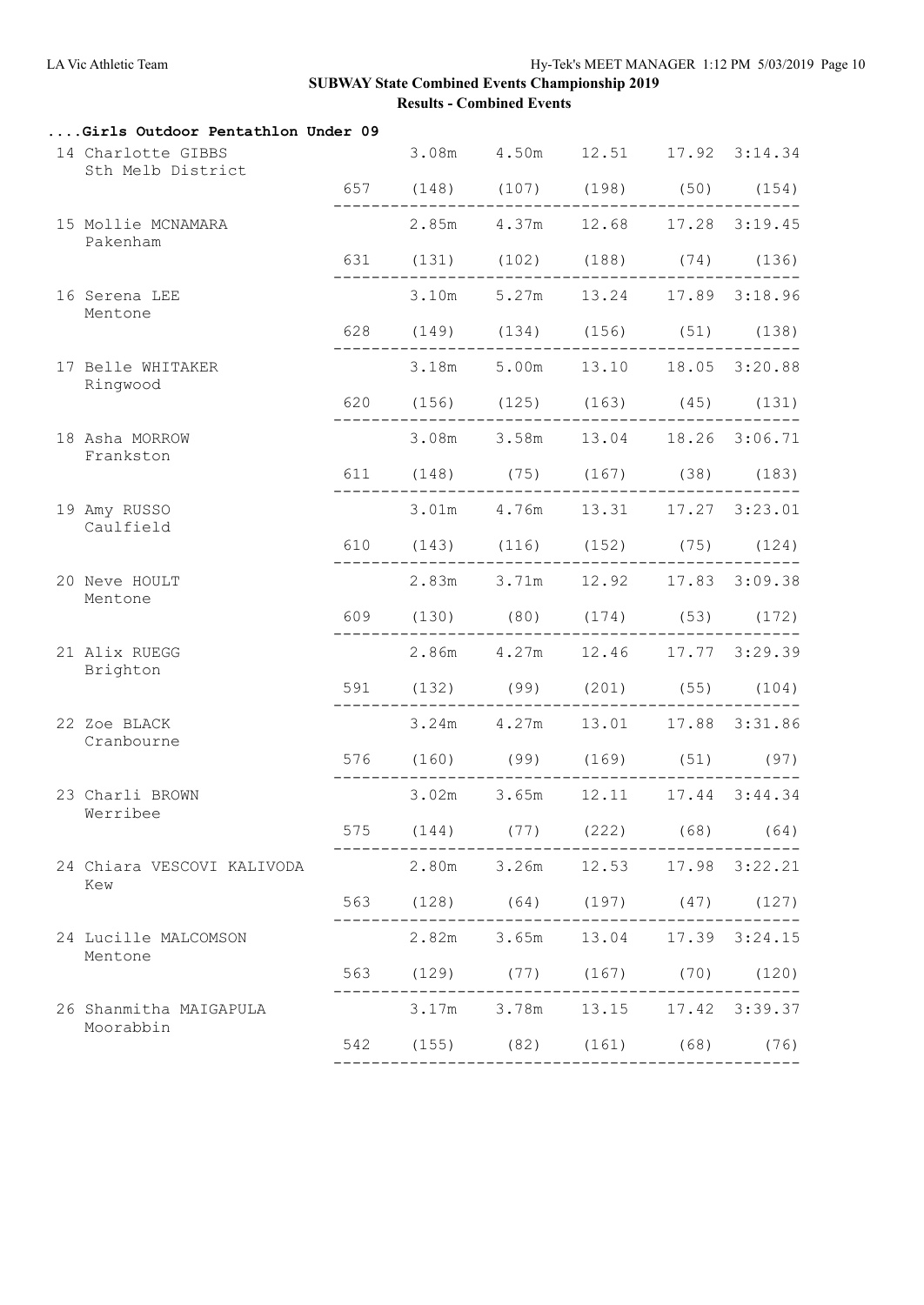## SUBWAY State Combined Events Championship 2019

### Results - Combined Events

**....Girls Outdoor Pentathlon Under 09**

| Place | Name / Club | Points | Event 1 | Event 2 | Event 3 | Event 4 | Event 5 |
|---|---|---|---|---|---|---|---|
| 14 | Charlotte GIBBS<br>Sth Melb District | 657 | 3.08m (148) | 4.50m (107) | 12.51 (198) | 17.92 (50) | 3:14.34 (154) |
| 15 | Mollie MCNAMARA<br>Pakenham | 631 | 2.85m (131) | 4.37m (102) | 12.68 (188) | 17.28 (74) | 3:19.45 (136) |
| 16 | Serena LEE<br>Mentone | 628 | 3.10m (149) | 5.27m (134) | 13.24 (156) | 17.89 (51) | 3:18.96 (138) |
| 17 | Belle WHITAKER<br>Ringwood | 620 | 3.18m (156) | 5.00m (125) | 13.10 (163) | 18.05 (45) | 3:20.88 (131) |
| 18 | Asha MORROW<br>Frankston | 611 | 3.08m (148) | 3.58m (75) | 13.04 (167) | 18.26 (38) | 3:06.71 (183) |
| 19 | Amy RUSSO<br>Caulfield | 610 | 3.01m (143) | 4.76m (116) | 13.31 (152) | 17.27 (75) | 3:23.01 (124) |
| 20 | Neve HOULT<br>Mentone | 609 | 2.83m (130) | 3.71m (80) | 12.92 (174) | 17.83 (53) | 3:09.38 (172) |
| 21 | Alix RUEGG<br>Brighton | 591 | 2.86m (132) | 4.27m (99) | 12.46 (201) | 17.77 (55) | 3:29.39 (104) |
| 22 | Zoe BLACK<br>Cranbourne | 576 | 3.24m (160) | 4.27m (99) | 13.01 (169) | 17.88 (51) | 3:31.86 (97) |
| 23 | Charli BROWN<br>Werribee | 575 | 3.02m (144) | 3.65m (77) | 12.11 (222) | 17.44 (68) | 3:44.34 (64) |
| 24 | Chiara VESCOVI KALIVODA<br>Kew | 563 | 2.80m (128) | 3.26m (64) | 12.53 (197) | 17.98 (47) | 3:22.21 (127) |
| 24 | Lucille MALCOMSON<br>Mentone | 563 | 2.82m (129) | 3.65m (77) | 13.04 (167) | 17.39 (70) | 3:24.15 (120) |
| 26 | Shanmitha MAIGAPULA<br>Moorabbin | 542 | 3.17m (155) | 3.78m (82) | 13.15 (161) | 17.42 (68) | 3:39.37 (76) |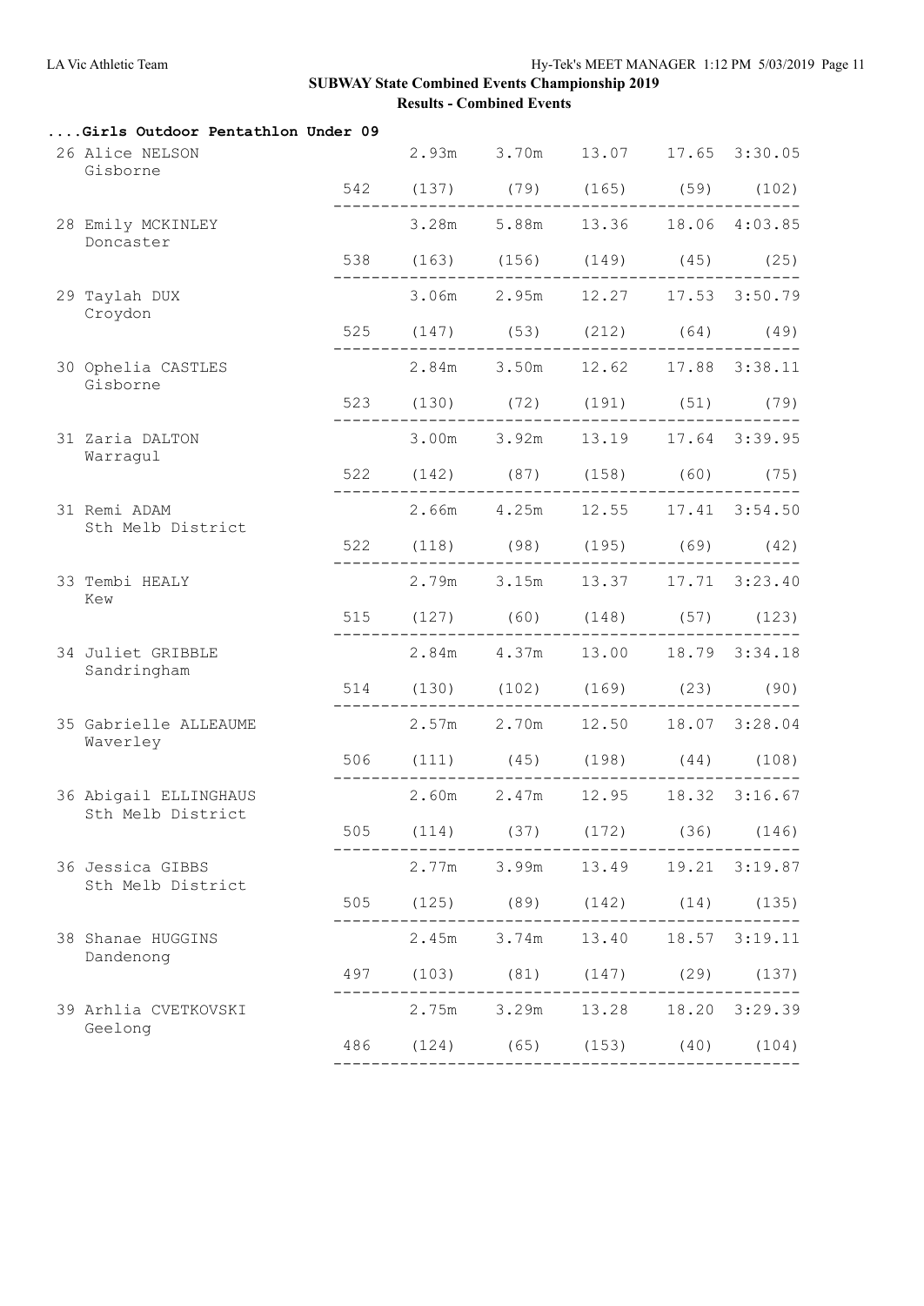# SUBWAY State Combined Events Championship 2019

## Results - Combined Events

### ....Girls Outdoor Pentathlon Under 09

| Place | Name | Club | Points | Event 1 | Event 2 | Event 3 | Event 4 | Event 5 |
|---|---|---|---|---|---|---|---|---|
| 26 | Alice NELSON | Gisborne | 542 | 2.93m (137) | 3.70m (79) | 13.07 (165) | 17.65 (59) | 3:30.05 (102) |
| 28 | Emily MCKINLEY | Doncaster | 538 | 3.28m (163) | 5.88m (156) | 13.36 (149) | 18.06 (45) | 4:03.85 (25) |
| 29 | Taylah DUX | Croydon | 525 | 3.06m (147) | 2.95m (53) | 12.27 (212) | 17.53 (64) | 3:50.79 (49) |
| 30 | Ophelia CASTLES | Gisborne | 523 | 2.84m (130) | 3.50m (72) | 12.62 (191) | 17.88 (51) | 3:38.11 (79) |
| 31 | Zaria DALTON | Warragul | 522 | 3.00m (142) | 3.92m (87) | 13.19 (158) | 17.64 (60) | 3:39.95 (75) |
| 31 | Remi ADAM | Sth Melb District | 522 | 2.66m (118) | 4.25m (98) | 12.55 (195) | 17.41 (69) | 3:54.50 (42) |
| 33 | Tembi HEALY | Kew | 515 | 2.79m (127) | 3.15m (60) | 13.37 (148) | 17.71 (57) | 3:23.40 (123) |
| 34 | Juliet GRIBBLE | Sandringham | 514 | 2.84m (130) | 4.37m (102) | 13.00 (169) | 18.79 (23) | 3:34.18 (90) |
| 35 | Gabrielle ALLEAUME | Waverley | 506 | 2.57m (111) | 2.70m (45) | 12.50 (198) | 18.07 (44) | 3:28.04 (108) |
| 36 | Abigail ELLINGHAUS | Sth Melb District | 505 | 2.60m (114) | 2.47m (37) | 12.95 (172) | 18.32 (36) | 3:16.67 (146) |
| 36 | Jessica GIBBS | Sth Melb District | 505 | 2.77m (125) | 3.99m (89) | 13.49 (142) | 19.21 (14) | 3:19.87 (135) |
| 38 | Shanae HUGGINS | Dandenong | 497 | 2.45m (103) | 3.74m (81) | 13.40 (147) | 18.57 (29) | 3:19.11 (137) |
| 39 | Arhlia CVETKOVSKI | Geelong | 486 | 2.75m (124) | 3.29m (65) | 13.28 (153) | 18.20 (40) | 3:29.39 (104) |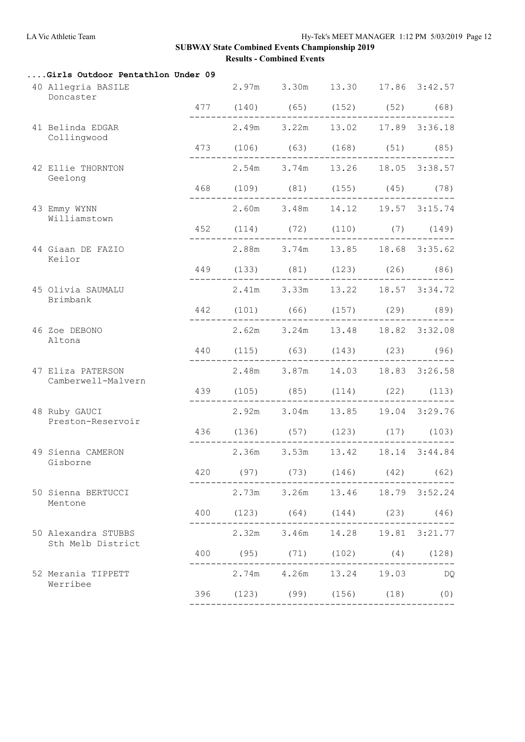## SUBWAY State Combined Events Championship 2019

### Results - Combined Events

**....Girls Outdoor Pentathlon Under 09**

| Place | Name / Club | Points | | | | | |
|---|---|---|---|---|---|---|---|
| 40 | Allegria BASILE<br>Doncaster | | 2.97m | 3.30m | 13.30 | 17.86 | 3:42.57 |
| | | 477 | (140) | (65) | (152) | (52) | (68) |
| 41 | Belinda EDGAR<br>Collingwood | | 2.49m | 3.22m | 13.02 | 17.89 | 3:36.18 |
| | | 473 | (106) | (63) | (168) | (51) | (85) |
| 42 | Ellie THORNTON<br>Geelong | | 2.54m | 3.74m | 13.26 | 18.05 | 3:38.57 |
| | | 468 | (109) | (81) | (155) | (45) | (78) |
| 43 | Emmy WYNN<br>Williamstown | | 2.60m | 3.48m | 14.12 | 19.57 | 3:15.74 |
| | | 452 | (114) | (72) | (110) | (7) | (149) |
| 44 | Giaan DE FAZIO<br>Keilor | | 2.88m | 3.74m | 13.85 | 18.68 | 3:35.62 |
| | | 449 | (133) | (81) | (123) | (26) | (86) |
| 45 | Olivia SAUMALU<br>Brimbank | | 2.41m | 3.33m | 13.22 | 18.57 | 3:34.72 |
| | | 442 | (101) | (66) | (157) | (29) | (89) |
| 46 | Zoe DEBONO<br>Altona | | 2.62m | 3.24m | 13.48 | 18.82 | 3:32.08 |
| | | 440 | (115) | (63) | (143) | (23) | (96) |
| 47 | Eliza PATERSON<br>Camberwell-Malvern | | 2.48m | 3.87m | 14.03 | 18.83 | 3:26.58 |
| | | 439 | (105) | (85) | (114) | (22) | (113) |
| 48 | Ruby GAUCI<br>Preston-Reservoir | | 2.92m | 3.04m | 13.85 | 19.04 | 3:29.76 |
| | | 436 | (136) | (57) | (123) | (17) | (103) |
| 49 | Sienna CAMERON<br>Gisborne | | 2.36m | 3.53m | 13.42 | 18.14 | 3:44.84 |
| | | 420 | (97) | (73) | (146) | (42) | (62) |
| 50 | Sienna BERTUCCI<br>Mentone | | 2.73m | 3.26m | 13.46 | 18.79 | 3:52.24 |
| | | 400 | (123) | (64) | (144) | (23) | (46) |
| 50 | Alexandra STUBBS<br>Sth Melb District | | 2.32m | 3.46m | 14.28 | 19.81 | 3:21.77 |
| | | 400 | (95) | (71) | (102) | (4) | (128) |
| 52 | Merania TIPPETT<br>Werribee | | 2.74m | 4.26m | 13.24 | 19.03 | DQ |
| | | 396 | (123) | (99) | (156) | (18) | (0) |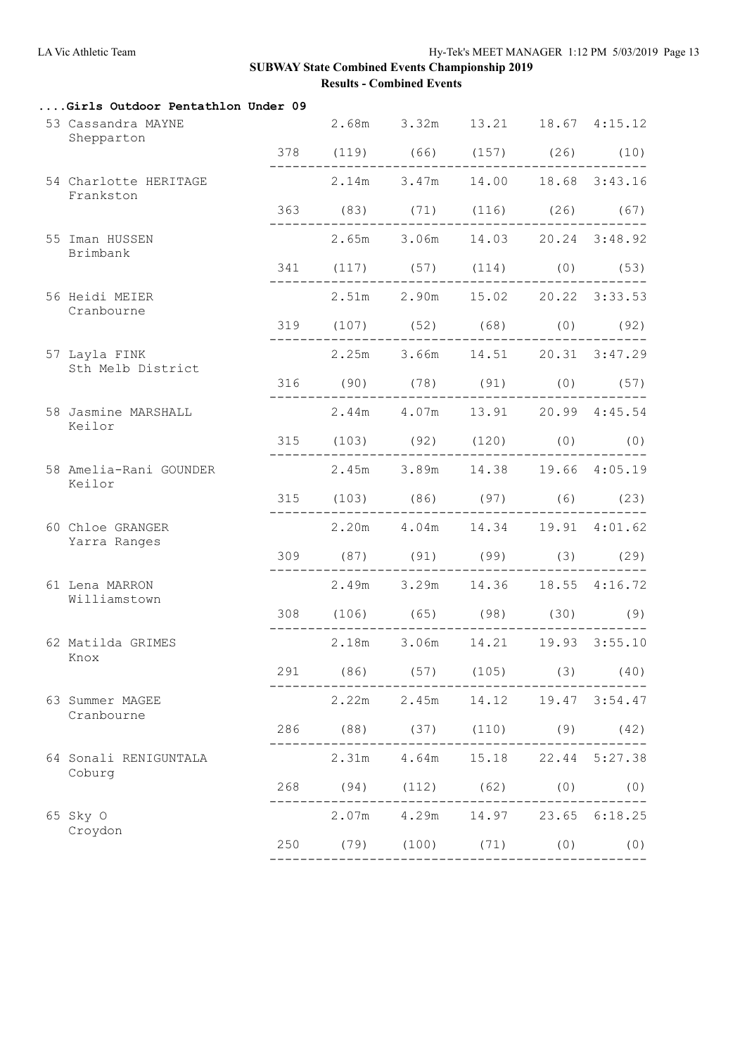# SUBWAY State Combined Events Championship 2019

## Results - Combined Events

### ....Girls Outdoor Pentathlon Under 09

| Place | Name / Team | Points | Event 1 | Event 2 | Event 3 | Event 4 | Event 5 |
|---|---|---|---|---|---|---|---|
| 53 | Cassandra MAYNE<br>Shepparton | 378 | 2.68m (119) | 3.32m (66) | 13.21 (157) | 18.67 (26) | 4:15.12 (10) |
| 54 | Charlotte HERITAGE<br>Frankston | 363 | 2.14m (83) | 3.47m (71) | 14.00 (116) | 18.68 (26) | 3:43.16 (67) |
| 55 | Iman HUSSEN<br>Brimbank | 341 | 2.65m (117) | 3.06m (57) | 14.03 (114) | 20.24 (0) | 3:48.92 (53) |
| 56 | Heidi MEIER<br>Cranbourne | 319 | 2.51m (107) | 2.90m (52) | 15.02 (68) | 20.22 (0) | 3:33.53 (92) |
| 57 | Layla FINK<br>Sth Melb District | 316 | 2.25m (90) | 3.66m (78) | 14.51 (91) | 20.31 (0) | 3:47.29 (57) |
| 58 | Jasmine MARSHALL<br>Keilor | 315 | 2.44m (103) | 4.07m (92) | 13.91 (120) | 20.99 (0) | 4:45.54 (0) |
| 58 | Amelia-Rani GOUNDER<br>Keilor | 315 | 2.45m (103) | 3.89m (86) | 14.38 (97) | 19.66 (6) | 4:05.19 (23) |
| 60 | Chloe GRANGER<br>Yarra Ranges | 309 | 2.20m (87) | 4.04m (91) | 14.34 (99) | 19.91 (3) | 4:01.62 (29) |
| 61 | Lena MARRON<br>Williamstown | 308 | 2.49m (106) | 3.29m (65) | 14.36 (98) | 18.55 (30) | 4:16.72 (9) |
| 62 | Matilda GRIMES<br>Knox | 291 | 2.18m (86) | 3.06m (57) | 14.21 (105) | 19.93 (3) | 3:55.10 (40) |
| 63 | Summer MAGEE<br>Cranbourne | 286 | 2.22m (88) | 2.45m (37) | 14.12 (110) | 19.47 (9) | 3:54.47 (42) |
| 64 | Sonali RENIGUNTALA<br>Coburg | 268 | 2.31m (94) | 4.64m (112) | 15.18 (62) | 22.44 (0) | 5:27.38 (0) |
| 65 | Sky O<br>Croydon | 250 | 2.07m (79) | 4.29m (100) | 14.97 (71) | 23.65 (0) | 6:18.25 (0) |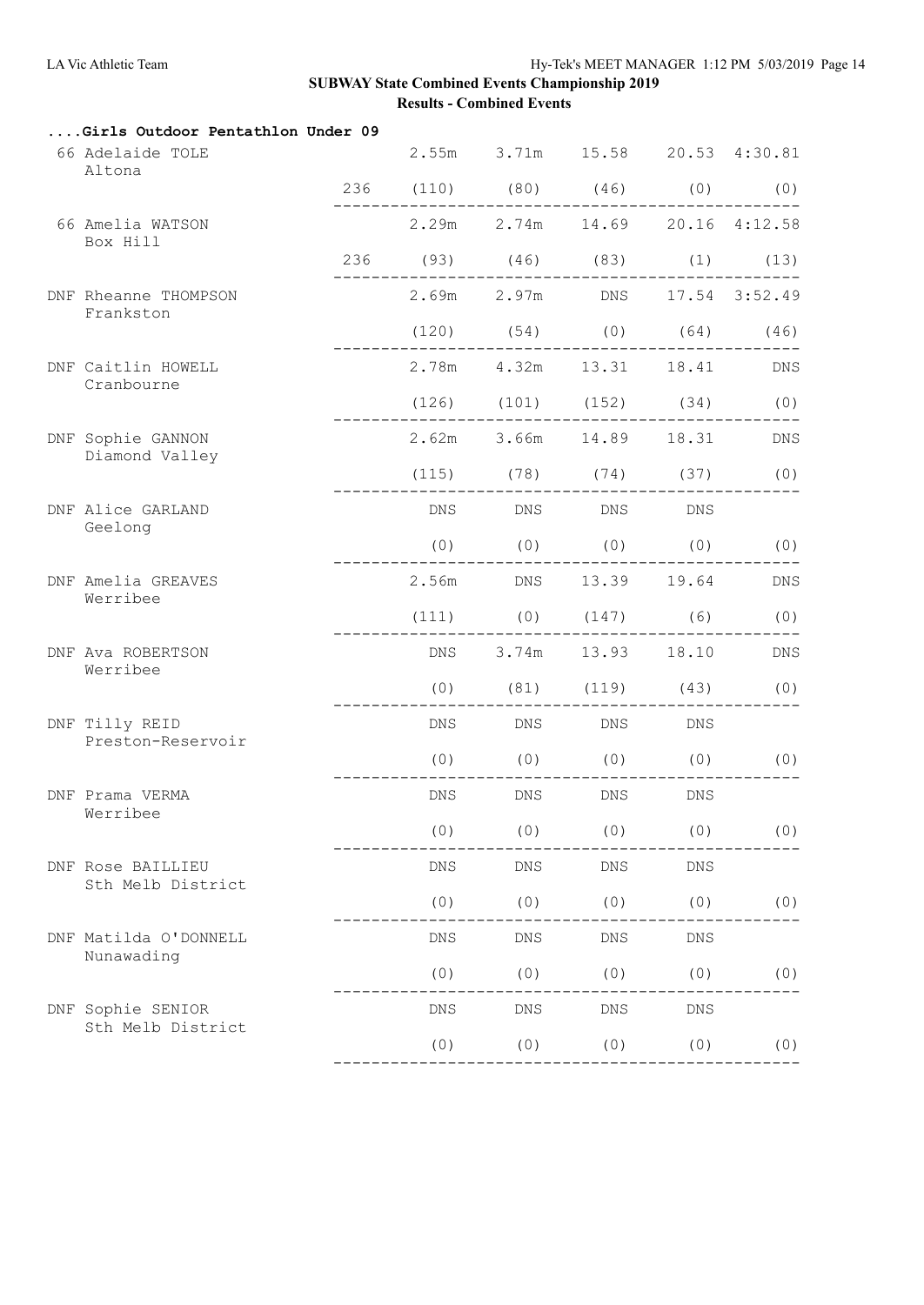# SUBWAY State Combined Events Championship 2019

## Results - Combined Events

### ....Girls Outdoor Pentathlon Under 09

| Place | Name / Club | Points | Event 1 | Event 2 | Event 3 | Event 4 | Event 5 |
|---|---|---|---|---|---|---|---|
| 66 | Adelaide TOLE<br>Altona | 236 | 2.55m (110) | 3.71m (80) | 15.58 (46) | 20.53 (0) | 4:30.81 (0) |
| 66 | Amelia WATSON<br>Box Hill | 236 | 2.29m (93) | 2.74m (46) | 14.69 (83) | 20.16 (1) | 4:12.58 (13) |
| DNF | Rheanne THOMPSON<br>Frankston | | 2.69m (120) | 2.97m (54) | DNS (0) | 17.54 (64) | 3:52.49 (46) |
| DNF | Caitlin HOWELL<br>Cranbourne | | 2.78m (126) | 4.32m (101) | 13.31 (152) | 18.41 (34) | DNS (0) |
| DNF | Sophie GANNON<br>Diamond Valley | | 2.62m (115) | 3.66m (78) | 14.89 (74) | 18.31 (37) | DNS (0) |
| DNF | Alice GARLAND<br>Geelong | | DNS (0) | DNS (0) | DNS (0) | DNS (0) | (0) |
| DNF | Amelia GREAVES<br>Werribee | | 2.56m (111) | DNS (0) | 13.39 (147) | 19.64 (6) | DNS (0) |
| DNF | Ava ROBERTSON<br>Werribee | | DNS (0) | 3.74m (81) | 13.93 (119) | 18.10 (43) | DNS (0) |
| DNF | Tilly REID<br>Preston-Reservoir | | DNS (0) | DNS (0) | DNS (0) | DNS (0) | (0) |
| DNF | Prama VERMA<br>Werribee | | DNS (0) | DNS (0) | DNS (0) | DNS (0) | (0) |
| DNF | Rose BAILLIEU<br>Sth Melb District | | DNS (0) | DNS (0) | DNS (0) | DNS (0) | (0) |
| DNF | Matilda O'DONNELL<br>Nunawading | | DNS (0) | DNS (0) | DNS (0) | DNS (0) | (0) |
| DNF | Sophie SENIOR<br>Sth Melb District | | DNS (0) | DNS (0) | DNS (0) | DNS (0) | (0) |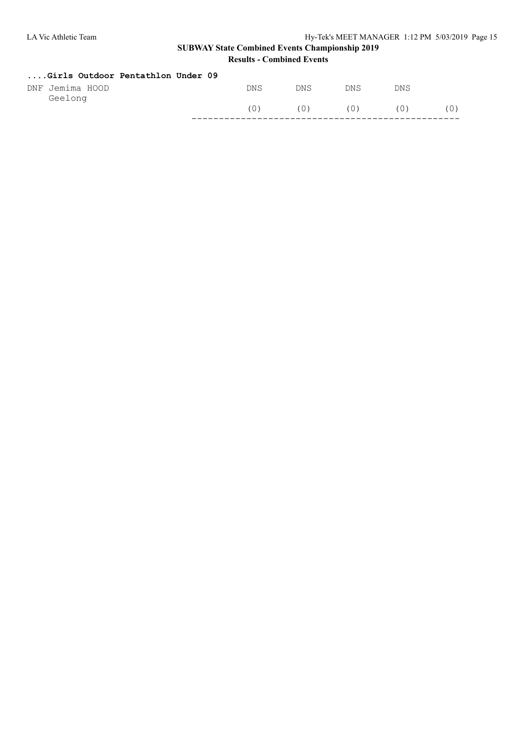## SUBWAY State Combined Events Championship 2019

### Results - Combined Events

**....Girls Outdoor Pentathlon Under 09**

| | | | | | | |
|---|---|---|---|---|---|---|
| DNF | Jemima HOOD | DNS | DNS | DNS | DNS | |
| | Geelong | | | | | |
| | | (0) | (0) | (0) | (0) | (0) |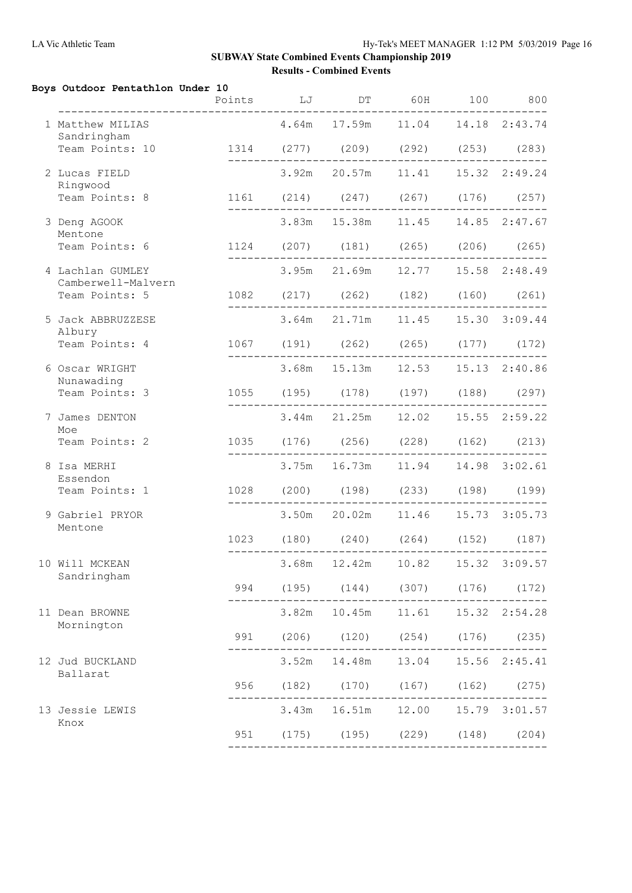## SUBWAY State Combined Events Championship 2019

### Results - Combined Events

**Boys Outdoor Pentathlon Under 10**

| | Points | LJ | DT | 60H | 100 | 800 |
|---|---|---|---|---|---|---|
| 1 Matthew MILIAS, Sandringham, Team Points: 10 | 1314 | 4.64m (277) | 17.59m (209) | 11.04 (292) | 14.18 (253) | 2:43.74 (283) |
| 2 Lucas FIELD, Ringwood, Team Points: 8 | 1161 | 3.92m (214) | 20.57m (247) | 11.41 (267) | 15.32 (176) | 2:49.24 (257) |
| 3 Deng AGOOK, Mentone, Team Points: 6 | 1124 | 3.83m (207) | 15.38m (181) | 11.45 (265) | 14.85 (206) | 2:47.67 (265) |
| 4 Lachlan GUMLEY, Camberwell-Malvern, Team Points: 5 | 1082 | 3.95m (217) | 21.69m (262) | 12.77 (182) | 15.58 (160) | 2:48.49 (261) |
| 5 Jack ABBRUZZESE, Albury, Team Points: 4 | 1067 | 3.64m (191) | 21.71m (262) | 11.45 (265) | 15.30 (177) | 3:09.44 (172) |
| 6 Oscar WRIGHT, Nunawading, Team Points: 3 | 1055 | 3.68m (195) | 15.13m (178) | 12.53 (197) | 15.13 (188) | 2:40.86 (297) |
| 7 James DENTON, Moe, Team Points: 2 | 1035 | 3.44m (176) | 21.25m (256) | 12.02 (228) | 15.55 (162) | 2:59.22 (213) |
| 8 Isa MERHI, Essendon, Team Points: 1 | 1028 | 3.75m (200) | 16.73m (198) | 11.94 (233) | 14.98 (198) | 3:02.61 (199) |
| 9 Gabriel PRYOR, Mentone | 1023 | 3.50m (180) | 20.02m (240) | 11.46 (264) | 15.73 (152) | 3:05.73 (187) |
| 10 Will MCKEAN, Sandringham | 994 | 3.68m (195) | 12.42m (144) | 10.82 (307) | 15.32 (176) | 3:09.57 (172) |
| 11 Dean BROWNE, Mornington | 991 | 3.82m (206) | 10.45m (120) | 11.61 (254) | 15.32 (176) | 2:54.28 (235) |
| 12 Jud BUCKLAND, Ballarat | 956 | 3.52m (182) | 14.48m (170) | 13.04 (167) | 15.56 (162) | 2:45.41 (275) |
| 13 Jessie LEWIS, Knox | 951 | 3.43m (175) | 16.51m (195) | 12.00 (229) | 15.79 (148) | 3:01.57 (204) |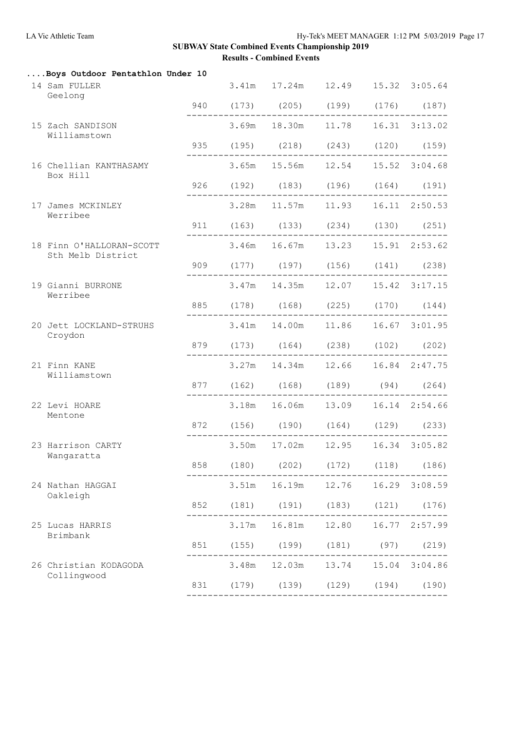# SUBWAY State Combined Events Championship 2019

## Results - Combined Events

### ....Boys Outdoor Pentathlon Under 10

| Place | Name / Team | Points | Event 1 | Event 2 | Event 3 | Event 4 | Event 5 |
|---|---|---|---|---|---|---|---|
| 14 | Sam FULLER, Geelong | 940 | 3.41m (173) | 17.24m (205) | 12.49 (199) | 15.32 (176) | 3:05.64 (187) |
| 15 | Zach SANDISON, Williamstown | 935 | 3.69m (195) | 18.30m (218) | 11.78 (243) | 16.31 (120) | 3:13.02 (159) |
| 16 | Chellian KANTHASAMY, Box Hill | 926 | 3.65m (192) | 15.56m (183) | 12.54 (196) | 15.52 (164) | 3:04.68 (191) |
| 17 | James MCKINLEY, Werribee | 911 | 3.28m (163) | 11.57m (133) | 11.93 (234) | 16.11 (130) | 2:50.53 (251) |
| 18 | Finn O'HALLORAN-SCOTT, Sth Melb District | 909 | 3.46m (177) | 16.67m (197) | 13.23 (156) | 15.91 (141) | 2:53.62 (238) |
| 19 | Gianni BURRONE, Werribee | 885 | 3.47m (178) | 14.35m (168) | 12.07 (225) | 15.42 (170) | 3:17.15 (144) |
| 20 | Jett LOCKLAND-STRUHS, Croydon | 879 | 3.41m (173) | 14.00m (164) | 11.86 (238) | 16.67 (102) | 3:01.95 (202) |
| 21 | Finn KANE, Williamstown | 877 | 3.27m (162) | 14.34m (168) | 12.66 (189) | 16.84 (94) | 2:47.75 (264) |
| 22 | Levi HOARE, Mentone | 872 | 3.18m (156) | 16.06m (190) | 13.09 (164) | 16.14 (129) | 2:54.66 (233) |
| 23 | Harrison CARTY, Wangaratta | 858 | 3.50m (180) | 17.02m (202) | 12.95 (172) | 16.34 (118) | 3:05.82 (186) |
| 24 | Nathan HAGGAI, Oakleigh | 852 | 3.51m (181) | 16.19m (191) | 12.76 (183) | 16.29 (121) | 3:08.59 (176) |
| 25 | Lucas HARRIS, Brimbank | 851 | 3.17m (155) | 16.81m (199) | 12.80 (181) | 16.77 (97) | 2:57.99 (219) |
| 26 | Christian KODAGODA, Collingwood | 831 | 3.48m (179) | 12.03m (139) | 13.74 (129) | 15.04 (194) | 3:04.86 (190) |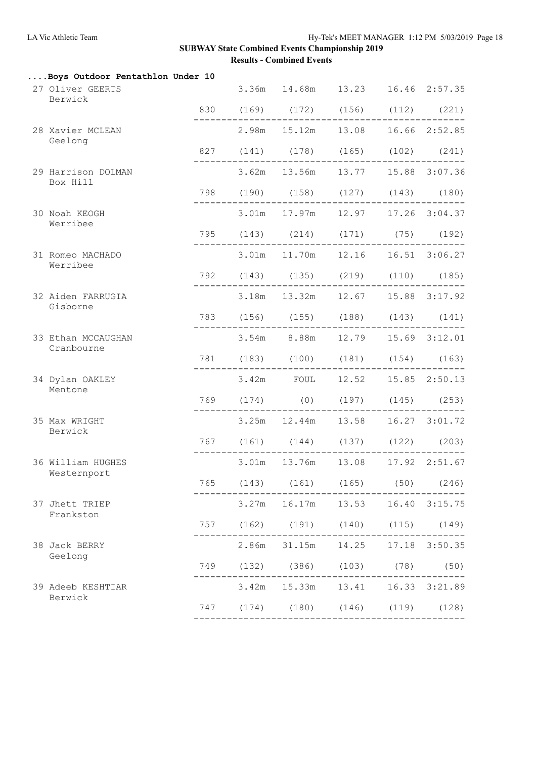## SUBWAY State Combined Events Championship 2019

### Results - Combined Events

#### ....Boys Outdoor Pentathlon Under 10

| Place | Name / Club | Points | Event 1 | Event 2 | Event 3 | Event 4 | Event 5 |
|---|---|---|---|---|---|---|---|
| 27 | Oliver GEERTS, Berwick | 830 | 3.36m (169) | 14.68m (172) | 13.23 (156) | 16.46 (112) | 2:57.35 (221) |
| 28 | Xavier MCLEAN, Geelong | 827 | 2.98m (141) | 15.12m (178) | 13.08 (165) | 16.66 (102) | 2:52.85 (241) |
| 29 | Harrison DOLMAN, Box Hill | 798 | 3.62m (190) | 13.56m (158) | 13.77 (127) | 15.88 (143) | 3:07.36 (180) |
| 30 | Noah KEOGH, Werribee | 795 | 3.01m (143) | 17.97m (214) | 12.97 (171) | 17.26 (75) | 3:04.37 (192) |
| 31 | Romeo MACHADO, Werribee | 792 | 3.01m (143) | 11.70m (135) | 12.16 (219) | 16.51 (110) | 3:06.27 (185) |
| 32 | Aiden FARRUGIA, Gisborne | 783 | 3.18m (156) | 13.32m (155) | 12.67 (188) | 15.88 (143) | 3:17.92 (141) |
| 33 | Ethan MCCAUGHAN, Cranbourne | 781 | 3.54m (183) | 8.88m (100) | 12.79 (181) | 15.69 (154) | 3:12.01 (163) |
| 34 | Dylan OAKLEY, Mentone | 769 | 3.42m (174) | FOUL (0) | 12.52 (197) | 15.85 (145) | 2:50.13 (253) |
| 35 | Max WRIGHT, Berwick | 767 | 3.25m (161) | 12.44m (144) | 13.58 (137) | 16.27 (122) | 3:01.72 (203) |
| 36 | William HUGHES, Westernport | 765 | 3.01m (143) | 13.76m (161) | 13.08 (165) | 17.92 (50) | 2:51.67 (246) |
| 37 | Jhett TRIEP, Frankston | 757 | 3.27m (162) | 16.17m (191) | 13.53 (140) | 16.40 (115) | 3:15.75 (149) |
| 38 | Jack BERRY, Geelong | 749 | 2.86m (132) | 31.15m (386) | 14.25 (103) | 17.18 (78) | 3:50.35 (50) |
| 39 | Adeeb KESHTIAR, Berwick | 747 | 3.42m (174) | 15.33m (180) | 13.41 (146) | 16.33 (119) | 3:21.89 (128) |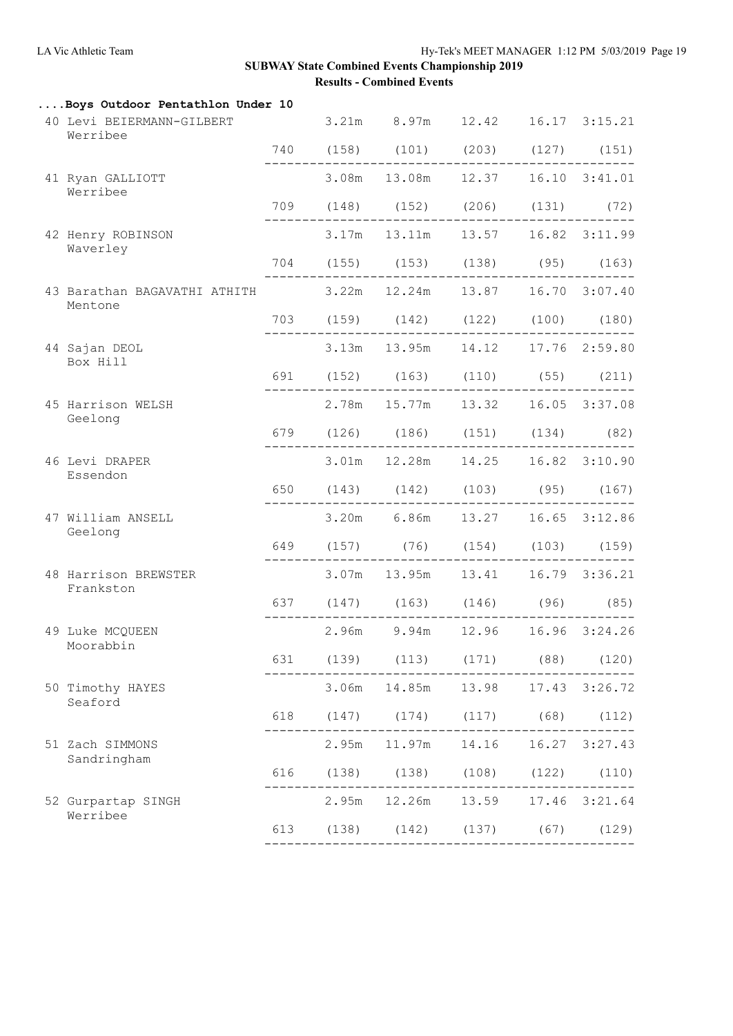## SUBWAY State Combined Events Championship 2019

### Results - Combined Events

**....Boys Outdoor Pentathlon Under 10**

| Place | Name / Club | Points | | | | | |
|---|---|---|---|---|---|---|---|
| 40 | Levi BEIERMANN-GILBERT<br>Werribee | | 3.21m | 8.97m | 12.42 | 16.17 | 3:15.21 |
| | | 740 | (158) | (101) | (203) | (127) | (151) |
| 41 | Ryan GALLIOTT<br>Werribee | | 3.08m | 13.08m | 12.37 | 16.10 | 3:41.01 |
| | | 709 | (148) | (152) | (206) | (131) | (72) |
| 42 | Henry ROBINSON<br>Waverley | | 3.17m | 13.11m | 13.57 | 16.82 | 3:11.99 |
| | | 704 | (155) | (153) | (138) | (95) | (163) |
| 43 | Barathan BAGAVATHI ATHITH<br>Mentone | | 3.22m | 12.24m | 13.87 | 16.70 | 3:07.40 |
| | | 703 | (159) | (142) | (122) | (100) | (180) |
| 44 | Sajan DEOL<br>Box Hill | | 3.13m | 13.95m | 14.12 | 17.76 | 2:59.80 |
| | | 691 | (152) | (163) | (110) | (55) | (211) |
| 45 | Harrison WELSH<br>Geelong | | 2.78m | 15.77m | 13.32 | 16.05 | 3:37.08 |
| | | 679 | (126) | (186) | (151) | (134) | (82) |
| 46 | Levi DRAPER<br>Essendon | | 3.01m | 12.28m | 14.25 | 16.82 | 3:10.90 |
| | | 650 | (143) | (142) | (103) | (95) | (167) |
| 47 | William ANSELL<br>Geelong | | 3.20m | 6.86m | 13.27 | 16.65 | 3:12.86 |
| | | 649 | (157) | (76) | (154) | (103) | (159) |
| 48 | Harrison BREWSTER<br>Frankston | | 3.07m | 13.95m | 13.41 | 16.79 | 3:36.21 |
| | | 637 | (147) | (163) | (146) | (96) | (85) |
| 49 | Luke MCQUEEN<br>Moorabbin | | 2.96m | 9.94m | 12.96 | 16.96 | 3:24.26 |
| | | 631 | (139) | (113) | (171) | (88) | (120) |
| 50 | Timothy HAYES<br>Seaford | | 3.06m | 14.85m | 13.98 | 17.43 | 3:26.72 |
| | | 618 | (147) | (174) | (117) | (68) | (112) |
| 51 | Zach SIMMONS<br>Sandringham | | 2.95m | 11.97m | 14.16 | 16.27 | 3:27.43 |
| | | 616 | (138) | (138) | (108) | (122) | (110) |
| 52 | Gurpartap SINGH<br>Werribee | | 2.95m | 12.26m | 13.59 | 17.46 | 3:21.64 |
| | | 613 | (138) | (142) | (137) | (67) | (129) |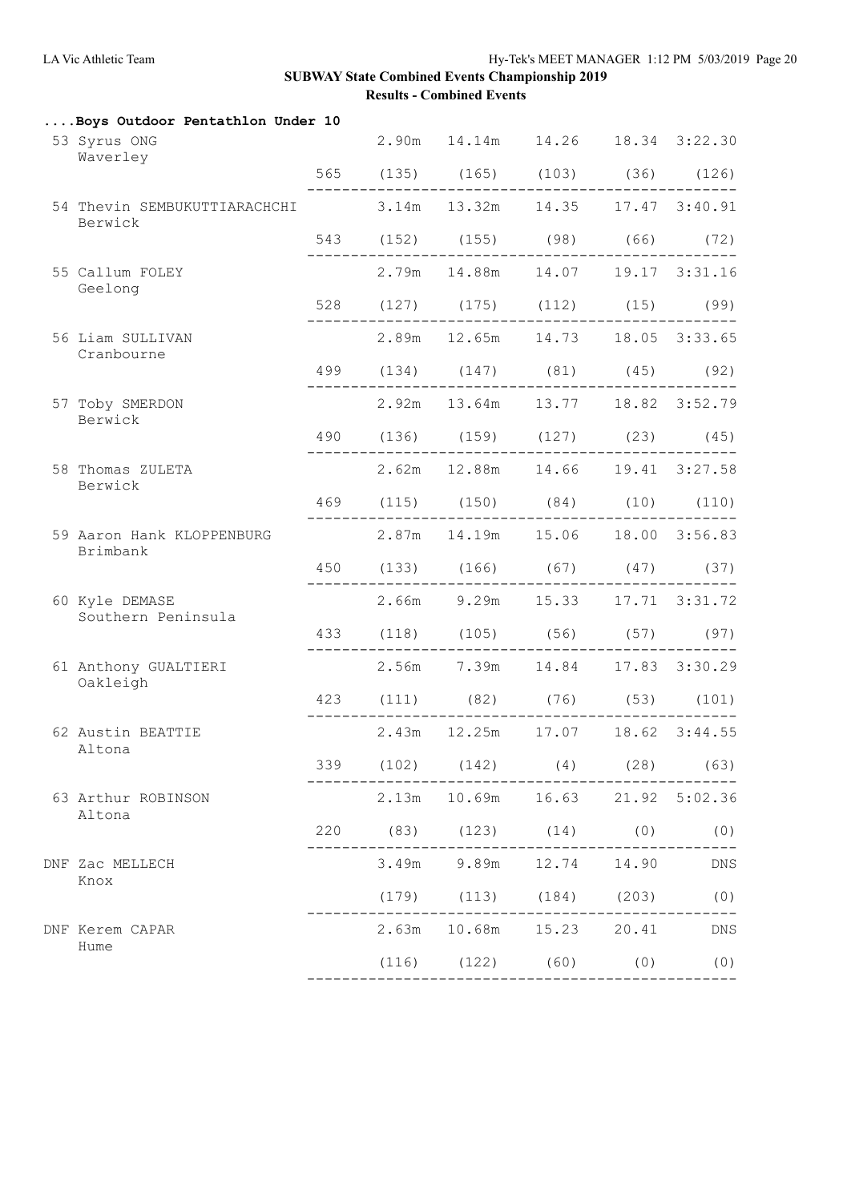## SUBWAY State Combined Events Championship 2019

### Results - Combined Events

**....Boys Outdoor Pentathlon Under 10**

| Place | Name / Team | Points | Event 1 | Event 2 | Event 3 | Event 4 | Event 5 |
|---|---|---|---|---|---|---|---|
| 53 | Syrus ONG<br>Waverley | 565 | 2.90m (135) | 14.14m (165) | 14.26 (103) | 18.34 (36) | 3:22.30 (126) |
| 54 | Thevin SEMBUKUTTIARACHCHI<br>Berwick | 543 | 3.14m (152) | 13.32m (155) | 14.35 (98) | 17.47 (66) | 3:40.91 (72) |
| 55 | Callum FOLEY<br>Geelong | 528 | 2.79m (127) | 14.88m (175) | 14.07 (112) | 19.17 (15) | 3:31.16 (99) |
| 56 | Liam SULLIVAN<br>Cranbourne | 499 | 2.89m (134) | 12.65m (147) | 14.73 (81) | 18.05 (45) | 3:33.65 (92) |
| 57 | Toby SMERDON<br>Berwick | 490 | 2.92m (136) | 13.64m (159) | 13.77 (127) | 18.82 (23) | 3:52.79 (45) |
| 58 | Thomas ZULETA<br>Berwick | 469 | 2.62m (115) | 12.88m (150) | 14.66 (84) | 19.41 (10) | 3:27.58 (110) |
| 59 | Aaron Hank KLOPPENBURG<br>Brimbank | 450 | 2.87m (133) | 14.19m (166) | 15.06 (67) | 18.00 (47) | 3:56.83 (37) |
| 60 | Kyle DEMASE<br>Southern Peninsula | 433 | 2.66m (118) | 9.29m (105) | 15.33 (56) | 17.71 (57) | 3:31.72 (97) |
| 61 | Anthony GUALTIERI<br>Oakleigh | 423 | 2.56m (111) | 7.39m (82) | 14.84 (76) | 17.83 (53) | 3:30.29 (101) |
| 62 | Austin BEATTIE<br>Altona | 339 | 2.43m (102) | 12.25m (142) | 17.07 (4) | 18.62 (28) | 3:44.55 (63) |
| 63 | Arthur ROBINSON<br>Altona | 220 | 2.13m (83) | 10.69m (123) | 16.63 (14) | 21.92 (0) | 5:02.36 (0) |
| DNF | Zac MELLECH<br>Knox | | 3.49m (179) | 9.89m (113) | 12.74 (184) | 14.90 (203) | DNS (0) |
| DNF | Kerem CAPAR<br>Hume | | 2.63m (116) | 10.68m (122) | 15.23 (60) | 20.41 (0) | DNS (0) |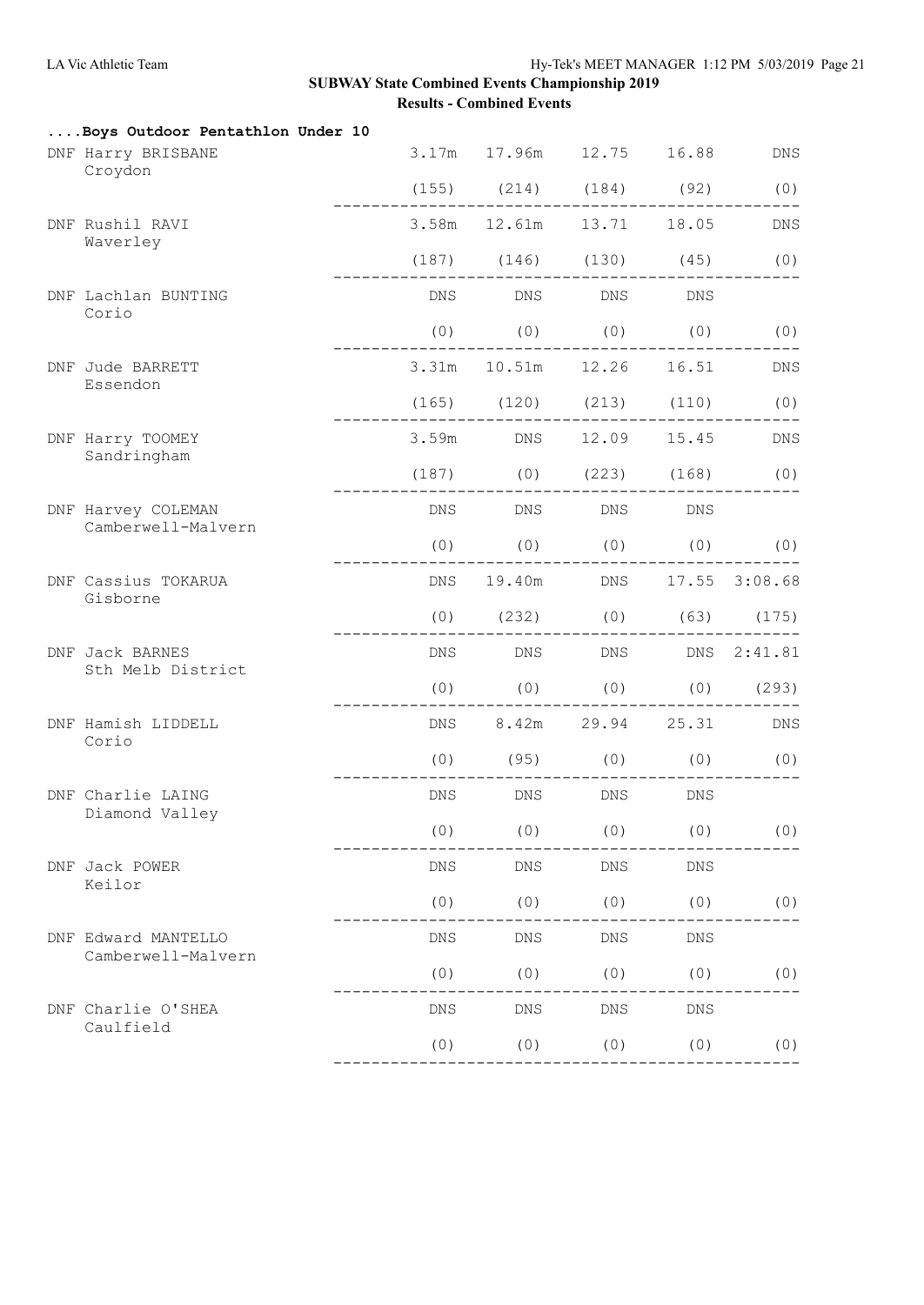## SUBWAY State Combined Events Championship 2019

### Results - Combined Events

**....Boys Outdoor Pentathlon Under 10**

| Place | Name / Club | Event 1 | Event 2 | Event 3 | Event 4 | Event 5 |
|---|---|---|---|---|---|---|
| DNF | Harry BRISBANE<br>Croydon | 3.17m<br>(155) | 17.96m<br>(214) | 12.75<br>(184) | 16.88<br>(92) | DNS<br>(0) |
| DNF | Rushil RAVI<br>Waverley | 3.58m<br>(187) | 12.61m<br>(146) | 13.71<br>(130) | 18.05<br>(45) | DNS<br>(0) |
| DNF | Lachlan BUNTING<br>Corio | DNS<br>(0) | DNS<br>(0) | DNS<br>(0) | DNS<br>(0) | (0) |
| DNF | Jude BARRETT<br>Essendon | 3.31m<br>(165) | 10.51m<br>(120) | 12.26<br>(213) | 16.51<br>(110) | DNS<br>(0) |
| DNF | Harry TOOMEY<br>Sandringham | 3.59m<br>(187) | DNS<br>(0) | 12.09<br>(223) | 15.45<br>(168) | DNS<br>(0) |
| DNF | Harvey COLEMAN<br>Camberwell-Malvern | DNS<br>(0) | DNS<br>(0) | DNS<br>(0) | DNS<br>(0) | (0) |
| DNF | Cassius TOKARUA<br>Gisborne | DNS<br>(0) | 19.40m<br>(232) | DNS<br>(0) | 17.55<br>(63) | 3:08.68<br>(175) |
| DNF | Jack BARNES<br>Sth Melb District | DNS<br>(0) | DNS<br>(0) | DNS<br>(0) | DNS<br>(0) | 2:41.81<br>(293) |
| DNF | Hamish LIDDELL<br>Corio | DNS<br>(0) | 8.42m<br>(95) | 29.94<br>(0) | 25.31<br>(0) | DNS<br>(0) |
| DNF | Charlie LAING<br>Diamond Valley | DNS<br>(0) | DNS<br>(0) | DNS<br>(0) | DNS<br>(0) | (0) |
| DNF | Jack POWER<br>Keilor | DNS<br>(0) | DNS<br>(0) | DNS<br>(0) | DNS<br>(0) | (0) |
| DNF | Edward MANTELLO<br>Camberwell-Malvern | DNS<br>(0) | DNS<br>(0) | DNS<br>(0) | DNS<br>(0) | (0) |
| DNF | Charlie O'SHEA<br>Caulfield | DNS<br>(0) | DNS<br>(0) | DNS<br>(0) | DNS<br>(0) | (0) |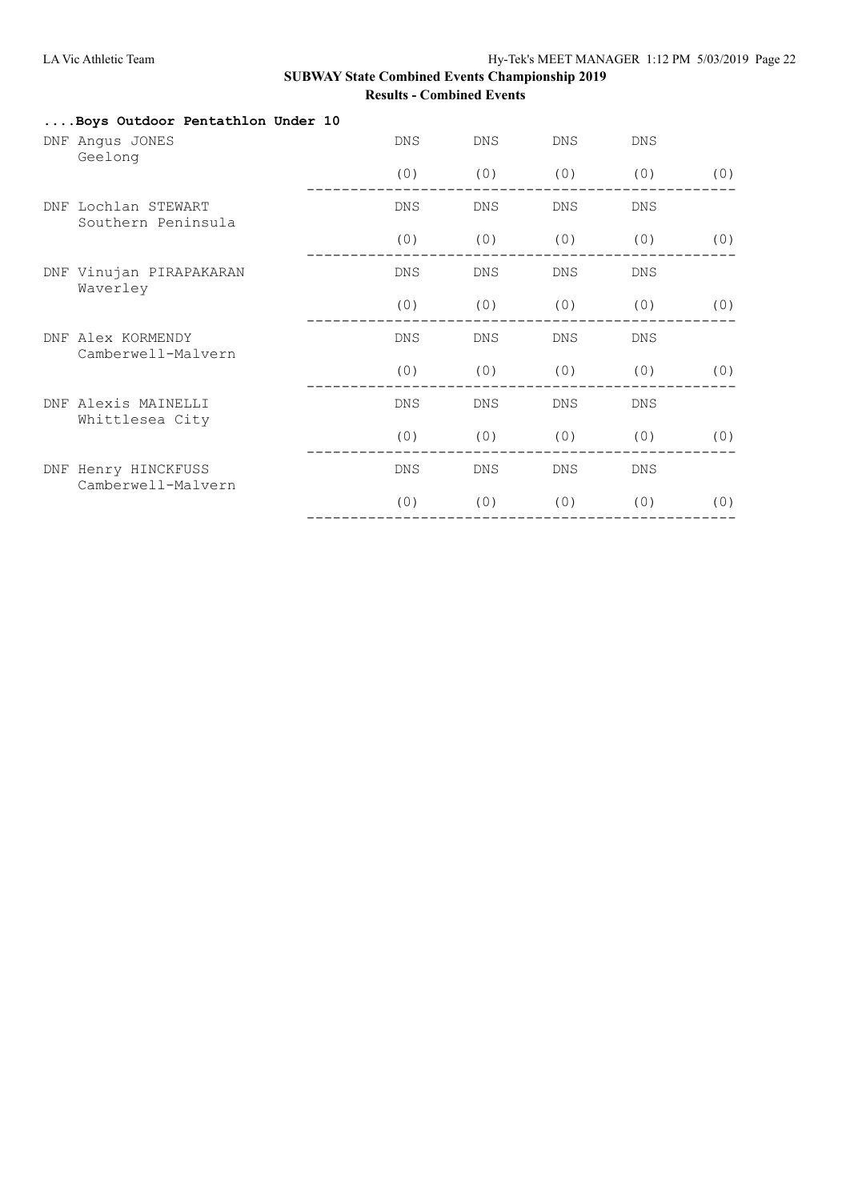# SUBWAY State Combined Events Championship 2019

## Results - Combined Events

### ....Boys Outdoor Pentathlon Under 10

| Place | Name / Club | | | | | |
|---|---|---|---|---|---|---|
| DNF | Angus JONES<br>Geelong | DNS | DNS | DNS | DNS | |
| | | (0) | (0) | (0) | (0) | (0) |
| DNF | Lochlan STEWART<br>Southern Peninsula | DNS | DNS | DNS | DNS | |
| | | (0) | (0) | (0) | (0) | (0) |
| DNF | Vinujan PIRAPAKARAN<br>Waverley | DNS | DNS | DNS | DNS | |
| | | (0) | (0) | (0) | (0) | (0) |
| DNF | Alex KORMENDY<br>Camberwell-Malvern | DNS | DNS | DNS | DNS | |
| | | (0) | (0) | (0) | (0) | (0) |
| DNF | Alexis MAINELLI<br>Whittlesea City | DNS | DNS | DNS | DNS | |
| | | (0) | (0) | (0) | (0) | (0) |
| DNF | Henry HINCKFUSS<br>Camberwell-Malvern | DNS | DNS | DNS | DNS | |
| | | (0) | (0) | (0) | (0) | (0) |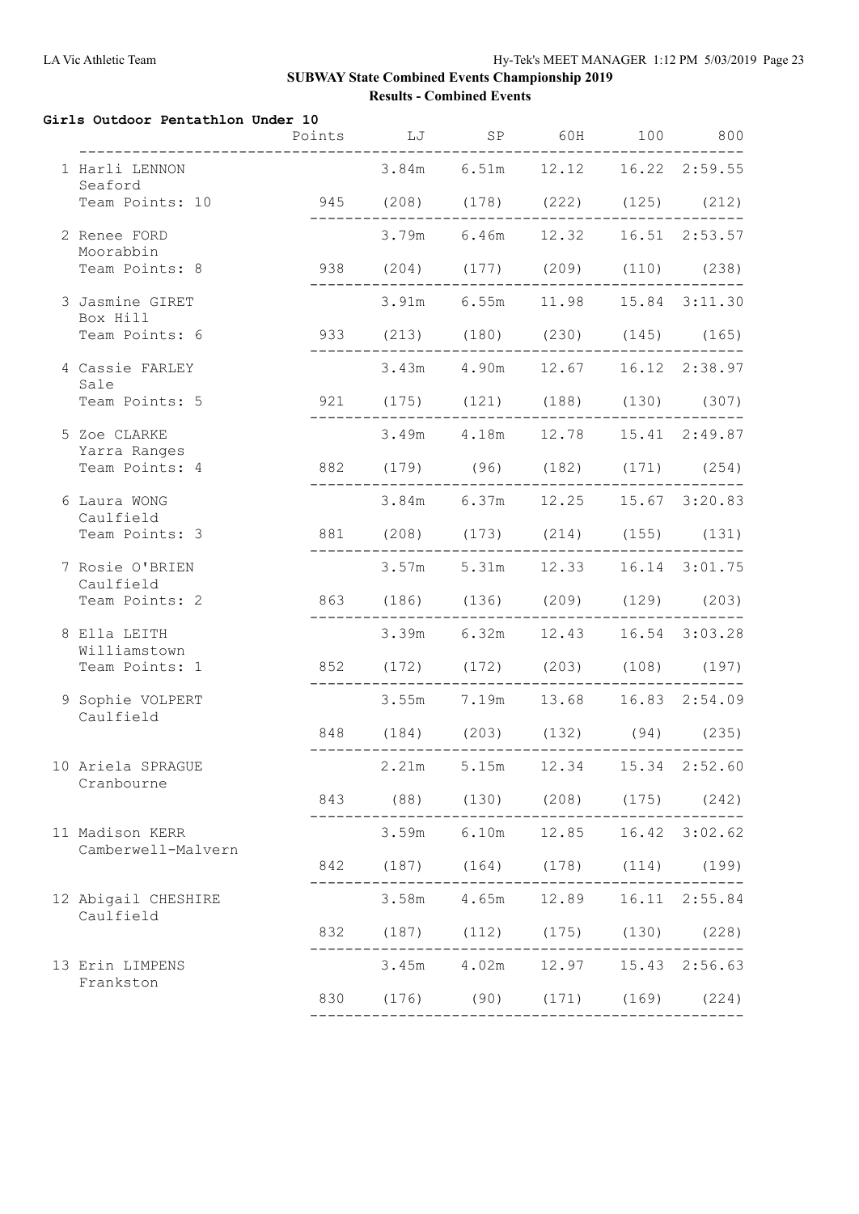## SUBWAY State Combined Events Championship 2019

### Results - Combined Events

**Girls Outdoor Pentathlon Under 10**

| Place | Name | Team | Team Points | Points | LJ | SP | 60H | 100 | 800 |
|---|---|---|---|---|---|---|---|---|---|
| 1 | Harli LENNON | Seaford | 10 | 945 | 3.84m (208) | 6.51m (178) | 12.12 (222) | 16.22 (125) | 2:59.55 (212) |
| 2 | Renee FORD | Moorabbin | 8 | 938 | 3.79m (204) | 6.46m (177) | 12.32 (209) | 16.51 (110) | 2:53.57 (238) |
| 3 | Jasmine GIRET | Box Hill | 6 | 933 | 3.91m (213) | 6.55m (180) | 11.98 (230) | 15.84 (145) | 3:11.30 (165) |
| 4 | Cassie FARLEY | Sale | 5 | 921 | 3.43m (175) | 4.90m (121) | 12.67 (188) | 16.12 (130) | 2:38.97 (307) |
| 5 | Zoe CLARKE | Yarra Ranges | 4 | 882 | 3.49m (179) | 4.18m (96) | 12.78 (182) | 15.41 (171) | 2:49.87 (254) |
| 6 | Laura WONG | Caulfield | 3 | 881 | 3.84m (208) | 6.37m (173) | 12.25 (214) | 15.67 (155) | 3:20.83 (131) |
| 7 | Rosie O'BRIEN | Caulfield | 2 | 863 | 3.57m (186) | 5.31m (136) | 12.33 (209) | 16.14 (129) | 3:01.75 (203) |
| 8 | Ella LEITH | Williamstown | 1 | 852 | 3.39m (172) | 6.32m (172) | 12.43 (203) | 16.54 (108) | 3:03.28 (197) |
| 9 | Sophie VOLPERT | Caulfield | | 848 | 3.55m (184) | 7.19m (203) | 13.68 (132) | 16.83 (94) | 2:54.09 (235) |
| 10 | Ariela SPRAGUE | Cranbourne | | 843 | 2.21m (88) | 5.15m (130) | 12.34 (208) | 15.34 (175) | 2:52.60 (242) |
| 11 | Madison KERR | Camberwell-Malvern | | 842 | 3.59m (187) | 6.10m (164) | 12.85 (178) | 16.42 (114) | 3:02.62 (199) |
| 12 | Abigail CHESHIRE | Caulfield | | 832 | 3.58m (187) | 4.65m (112) | 12.89 (175) | 16.11 (130) | 2:55.84 (228) |
| 13 | Erin LIMPENS | Frankston | | 830 | 3.45m (176) | 4.02m (90) | 12.97 (171) | 15.43 (169) | 2:56.63 (224) |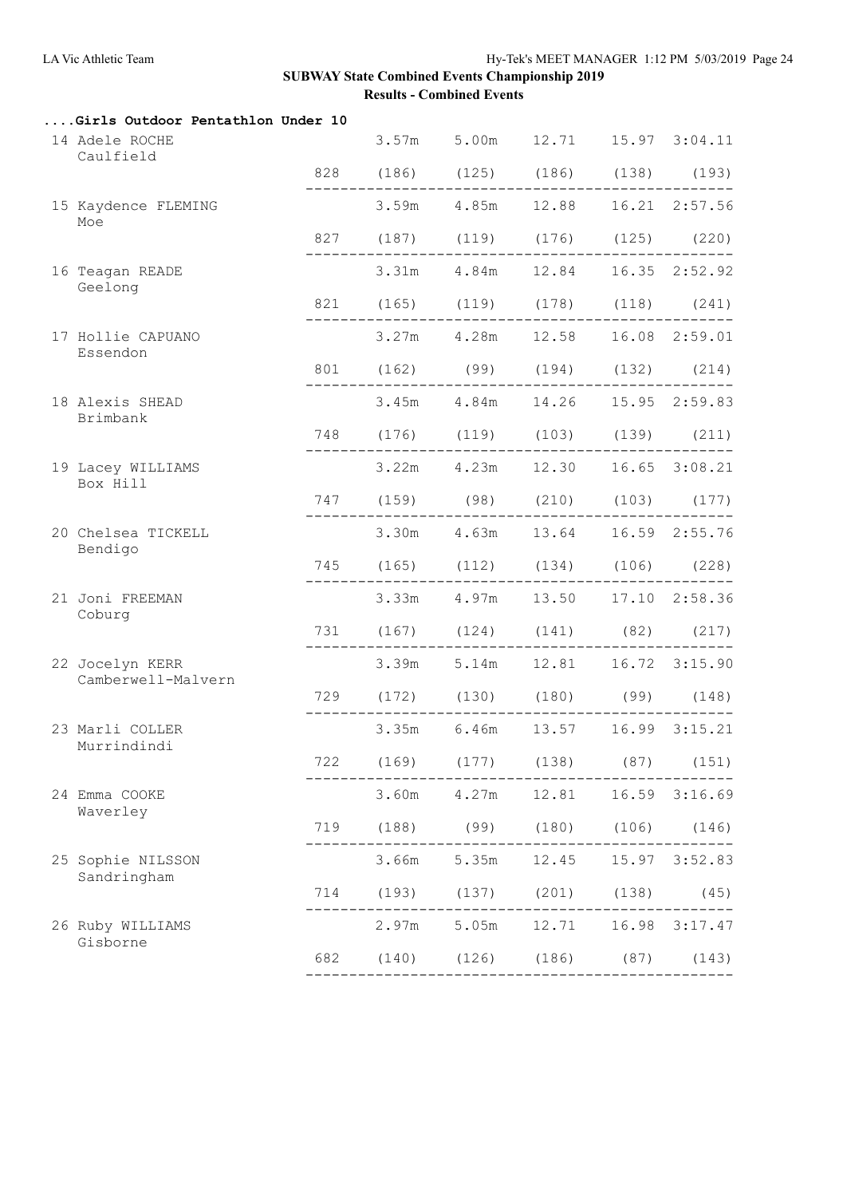## SUBWAY State Combined Events Championship 2019

### Results - Combined Events

**....Girls Outdoor Pentathlon Under 10**

| Place | Name / Team | Points | Event 1 | Event 2 | Event 3 | Event 4 | Event 5 |
|---|---|---|---|---|---|---|---|
| 14 | Adele ROCHE, Caulfield | | 3.57m | 5.00m | 12.71 | 15.97 | 3:04.11 |
| | | 828 | (186) | (125) | (186) | (138) | (193) |
| 15 | Kaydence FLEMING, Moe | | 3.59m | 4.85m | 12.88 | 16.21 | 2:57.56 |
| | | 827 | (187) | (119) | (176) | (125) | (220) |
| 16 | Teagan READE, Geelong | | 3.31m | 4.84m | 12.84 | 16.35 | 2:52.92 |
| | | 821 | (165) | (119) | (178) | (118) | (241) |
| 17 | Hollie CAPUANO, Essendon | | 3.27m | 4.28m | 12.58 | 16.08 | 2:59.01 |
| | | 801 | (162) | (99) | (194) | (132) | (214) |
| 18 | Alexis SHEAD, Brimbank | | 3.45m | 4.84m | 14.26 | 15.95 | 2:59.83 |
| | | 748 | (176) | (119) | (103) | (139) | (211) |
| 19 | Lacey WILLIAMS, Box Hill | | 3.22m | 4.23m | 12.30 | 16.65 | 3:08.21 |
| | | 747 | (159) | (98) | (210) | (103) | (177) |
| 20 | Chelsea TICKELL, Bendigo | | 3.30m | 4.63m | 13.64 | 16.59 | 2:55.76 |
| | | 745 | (165) | (112) | (134) | (106) | (228) |
| 21 | Joni FREEMAN, Coburg | | 3.33m | 4.97m | 13.50 | 17.10 | 2:58.36 |
| | | 731 | (167) | (124) | (141) | (82) | (217) |
| 22 | Jocelyn KERR, Camberwell-Malvern | | 3.39m | 5.14m | 12.81 | 16.72 | 3:15.90 |
| | | 729 | (172) | (130) | (180) | (99) | (148) |
| 23 | Marli COLLER, Murrindindi | | 3.35m | 6.46m | 13.57 | 16.99 | 3:15.21 |
| | | 722 | (169) | (177) | (138) | (87) | (151) |
| 24 | Emma COOKE, Waverley | | 3.60m | 4.27m | 12.81 | 16.59 | 3:16.69 |
| | | 719 | (188) | (99) | (180) | (106) | (146) |
| 25 | Sophie NILSSON, Sandringham | | 3.66m | 5.35m | 12.45 | 15.97 | 3:52.83 |
| | | 714 | (193) | (137) | (201) | (138) | (45) |
| 26 | Ruby WILLIAMS, Gisborne | | 2.97m | 5.05m | 12.71 | 16.98 | 3:17.47 |
| | | 682 | (140) | (126) | (186) | (87) | (143) |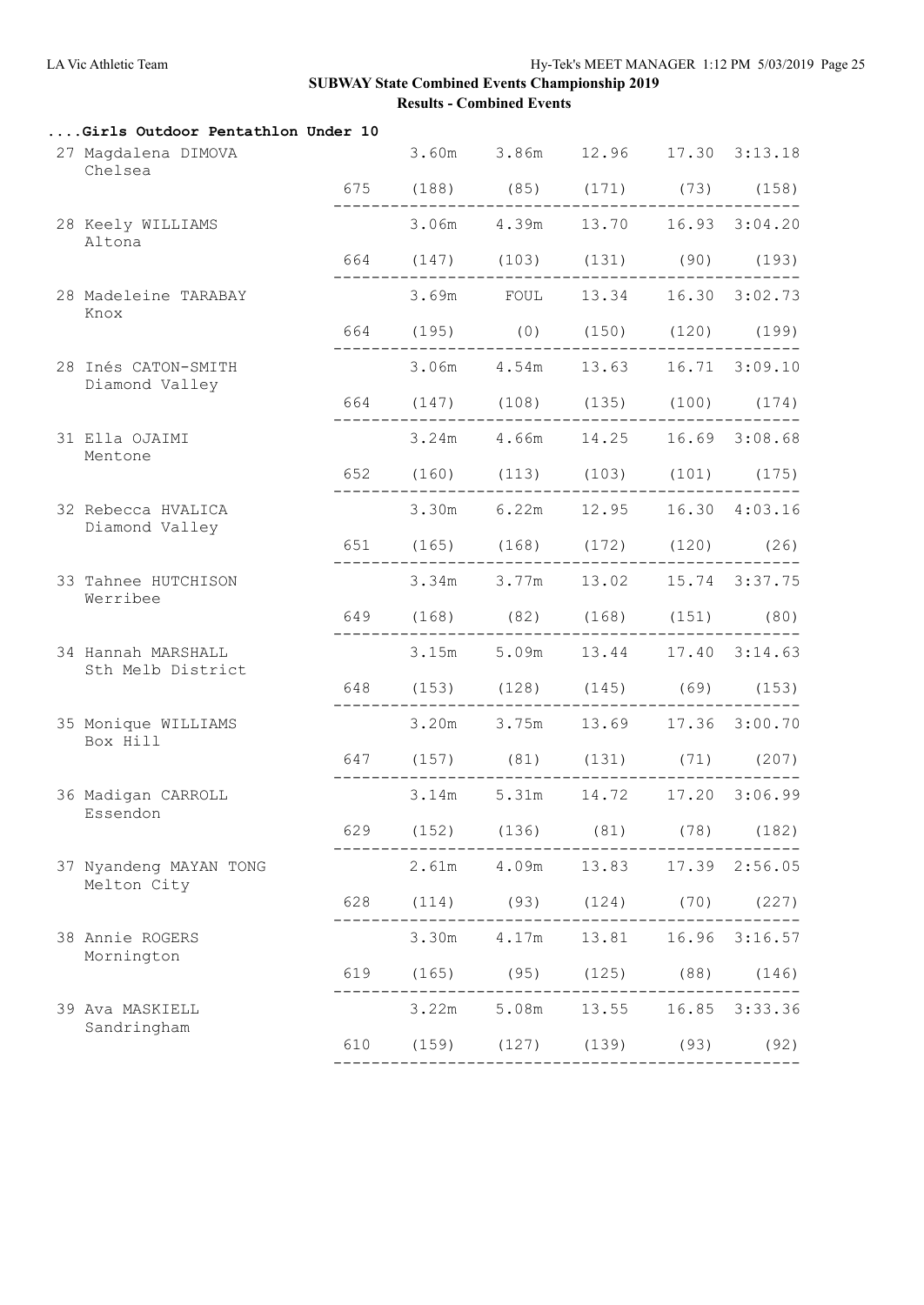## SUBWAY State Combined Events Championship 2019

### Results - Combined Events

#### ....Girls Outdoor Pentathlon Under 10

| Place | Name / Club | Points | Event 1 | Event 2 | Event 3 | Event 4 | Event 5 |
|---|---|---|---|---|---|---|---|
| 27 | Magdalena DIMOVA<br>Chelsea | 675 | 3.60m (188) | 3.86m (85) | 12.96 (171) | 17.30 (73) | 3:13.18 (158) |
| 28 | Keely WILLIAMS<br>Altona | 664 | 3.06m (147) | 4.39m (103) | 13.70 (131) | 16.93 (90) | 3:04.20 (193) |
| 28 | Madeleine TARABAY<br>Knox | 664 | 3.69m (195) | FOUL (0) | 13.34 (150) | 16.30 (120) | 3:02.73 (199) |
| 28 | Inés CATON-SMITH<br>Diamond Valley | 664 | 3.06m (147) | 4.54m (108) | 13.63 (135) | 16.71 (100) | 3:09.10 (174) |
| 31 | Ella OJAIMI<br>Mentone | 652 | 3.24m (160) | 4.66m (113) | 14.25 (103) | 16.69 (101) | 3:08.68 (175) |
| 32 | Rebecca HVALICA<br>Diamond Valley | 651 | 3.30m (165) | 6.22m (168) | 12.95 (172) | 16.30 (120) | 4:03.16 (26) |
| 33 | Tahnee HUTCHISON<br>Werribee | 649 | 3.34m (168) | 3.77m (82) | 13.02 (168) | 15.74 (151) | 3:37.75 (80) |
| 34 | Hannah MARSHALL<br>Sth Melb District | 648 | 3.15m (153) | 5.09m (128) | 13.44 (145) | 17.40 (69) | 3:14.63 (153) |
| 35 | Monique WILLIAMS<br>Box Hill | 647 | 3.20m (157) | 3.75m (81) | 13.69 (131) | 17.36 (71) | 3:00.70 (207) |
| 36 | Madigan CARROLL<br>Essendon | 629 | 3.14m (152) | 5.31m (136) | 14.72 (81) | 17.20 (78) | 3:06.99 (182) |
| 37 | Nyandeng MAYAN TONG<br>Melton City | 628 | 2.61m (114) | 4.09m (93) | 13.83 (124) | 17.39 (70) | 2:56.05 (227) |
| 38 | Annie ROGERS<br>Mornington | 619 | 3.30m (165) | 4.17m (95) | 13.81 (125) | 16.96 (88) | 3:16.57 (146) |
| 39 | Ava MASKIELL<br>Sandringham | 610 | 3.22m (159) | 5.08m (127) | 13.55 (139) | 16.85 (93) | 3:33.36 (92) |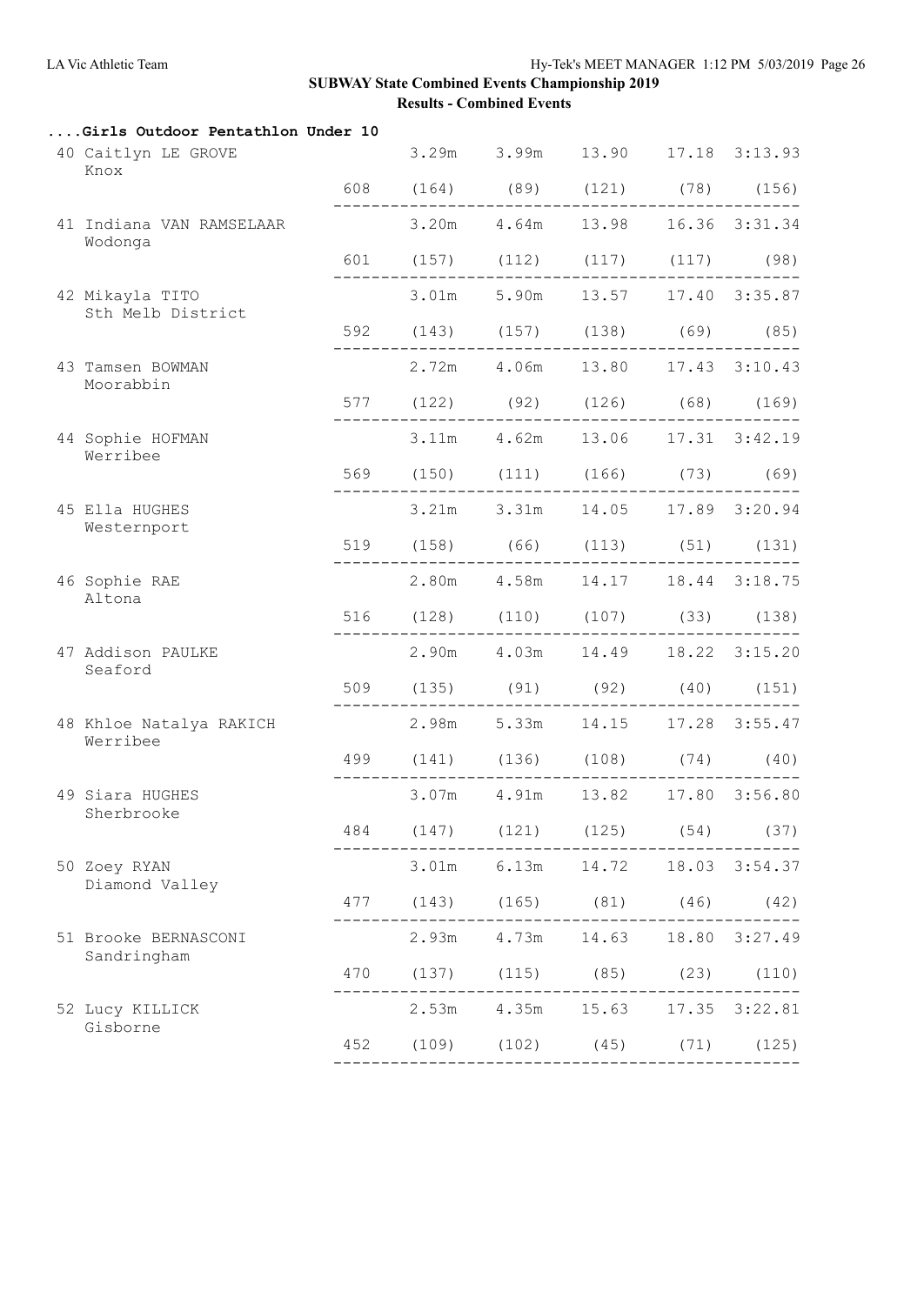## SUBWAY State Combined Events Championship 2019

### Results - Combined Events

**....Girls Outdoor Pentathlon Under 10**

| Place | Name / Team | Points | | | | | |
|---|---|---|---|---|---|---|---|
| 40 | Caitlyn LE GROVE<br>Knox | | 3.29m | 3.99m | 13.90 | 17.18 | 3:13.93 |
| | | 608 | (164) | (89) | (121) | (78) | (156) |
| 41 | Indiana VAN RAMSELAAR<br>Wodonga | | 3.20m | 4.64m | 13.98 | 16.36 | 3:31.34 |
| | | 601 | (157) | (112) | (117) | (117) | (98) |
| 42 | Mikayla TITO<br>Sth Melb District | | 3.01m | 5.90m | 13.57 | 17.40 | 3:35.87 |
| | | 592 | (143) | (157) | (138) | (69) | (85) |
| 43 | Tamsen BOWMAN<br>Moorabbin | | 2.72m | 4.06m | 13.80 | 17.43 | 3:10.43 |
| | | 577 | (122) | (92) | (126) | (68) | (169) |
| 44 | Sophie HOFMAN<br>Werribee | | 3.11m | 4.62m | 13.06 | 17.31 | 3:42.19 |
| | | 569 | (150) | (111) | (166) | (73) | (69) |
| 45 | Ella HUGHES<br>Westernport | | 3.21m | 3.31m | 14.05 | 17.89 | 3:20.94 |
| | | 519 | (158) | (66) | (113) | (51) | (131) |
| 46 | Sophie RAE<br>Altona | | 2.80m | 4.58m | 14.17 | 18.44 | 3:18.75 |
| | | 516 | (128) | (110) | (107) | (33) | (138) |
| 47 | Addison PAULKE<br>Seaford | | 2.90m | 4.03m | 14.49 | 18.22 | 3:15.20 |
| | | 509 | (135) | (91) | (92) | (40) | (151) |
| 48 | Khloe Natalya RAKICH<br>Werribee | | 2.98m | 5.33m | 14.15 | 17.28 | 3:55.47 |
| | | 499 | (141) | (136) | (108) | (74) | (40) |
| 49 | Siara HUGHES<br>Sherbrooke | | 3.07m | 4.91m | 13.82 | 17.80 | 3:56.80 |
| | | 484 | (147) | (121) | (125) | (54) | (37) |
| 50 | Zoey RYAN<br>Diamond Valley | | 3.01m | 6.13m | 14.72 | 18.03 | 3:54.37 |
| | | 477 | (143) | (165) | (81) | (46) | (42) |
| 51 | Brooke BERNASCONI<br>Sandringham | | 2.93m | 4.73m | 14.63 | 18.80 | 3:27.49 |
| | | 470 | (137) | (115) | (85) | (23) | (110) |
| 52 | Lucy KILLICK<br>Gisborne | | 2.53m | 4.35m | 15.63 | 17.35 | 3:22.81 |
| | | 452 | (109) | (102) | (45) | (71) | (125) |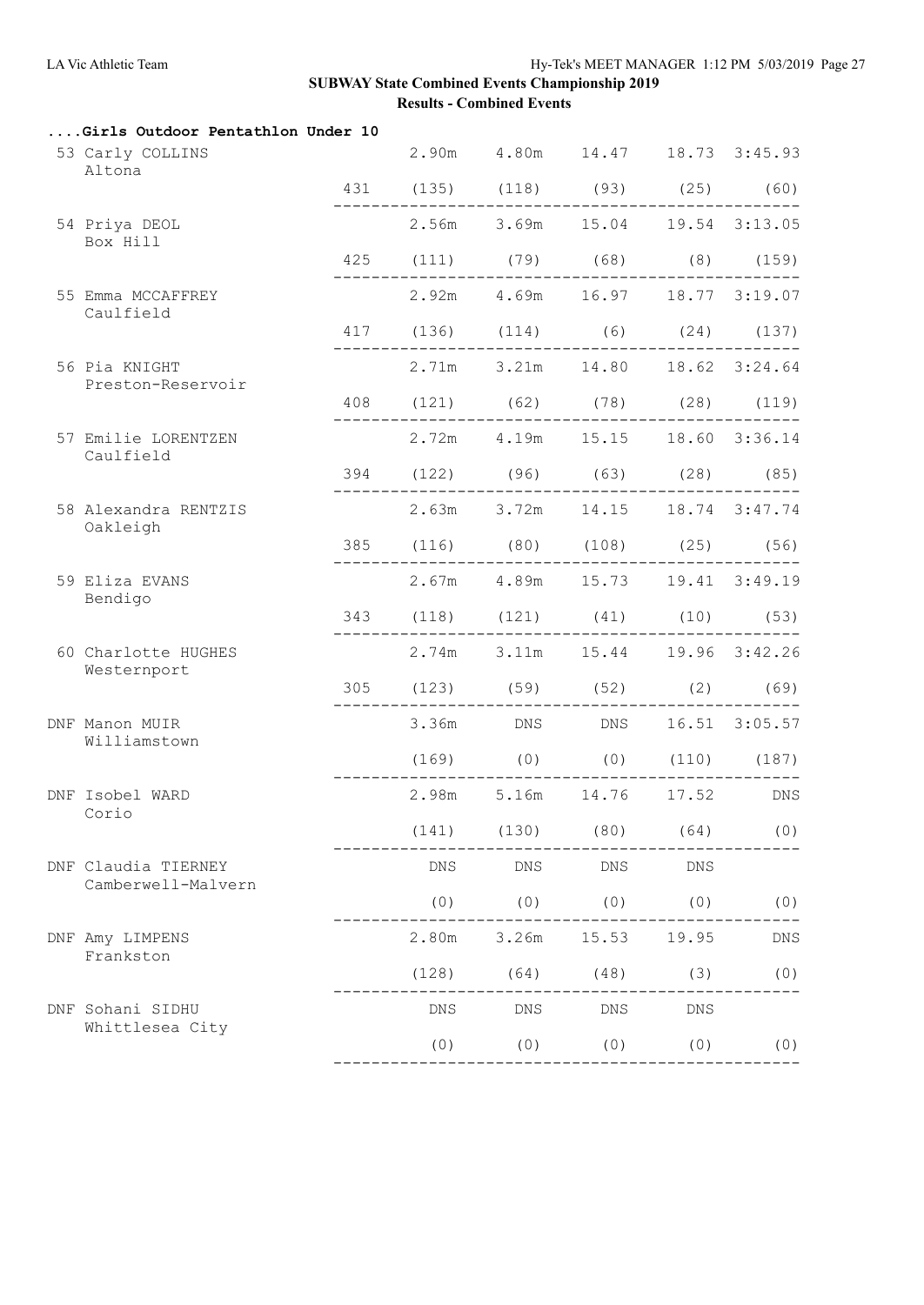## SUBWAY State Combined Events Championship 2019

### Results - Combined Events

**....Girls Outdoor Pentathlon Under 10**

| Place | Name / Club | Points | Event 1 | Event 2 | Event 3 | Event 4 | Event 5 |
|---|---|---|---|---|---|---|---|
| 53 | Carly COLLINS<br>Altona | 431 | 2.90m<br>(135) | 4.80m<br>(118) | 14.47<br>(93) | 18.73<br>(25) | 3:45.93<br>(60) |
| 54 | Priya DEOL<br>Box Hill | 425 | 2.56m<br>(111) | 3.69m<br>(79) | 15.04<br>(68) | 19.54<br>(8) | 3:13.05<br>(159) |
| 55 | Emma MCCAFFREY<br>Caulfield | 417 | 2.92m<br>(136) | 4.69m<br>(114) | 16.97<br>(6) | 18.77<br>(24) | 3:19.07<br>(137) |
| 56 | Pia KNIGHT<br>Preston-Reservoir | 408 | 2.71m<br>(121) | 3.21m<br>(62) | 14.80<br>(78) | 18.62<br>(28) | 3:24.64<br>(119) |
| 57 | Emilie LORENTZEN<br>Caulfield | 394 | 2.72m<br>(122) | 4.19m<br>(96) | 15.15<br>(63) | 18.60<br>(28) | 3:36.14<br>(85) |
| 58 | Alexandra RENTZIS<br>Oakleigh | 385 | 2.63m<br>(116) | 3.72m<br>(80) | 14.15<br>(108) | 18.74<br>(25) | 3:47.74<br>(56) |
| 59 | Eliza EVANS<br>Bendigo | 343 | 2.67m<br>(118) | 4.89m<br>(121) | 15.73<br>(41) | 19.41<br>(10) | 3:49.19<br>(53) |
| 60 | Charlotte HUGHES<br>Westernport | 305 | 2.74m<br>(123) | 3.11m<br>(59) | 15.44<br>(52) | 19.96<br>(2) | 3:42.26<br>(69) |
| DNF | Manon MUIR<br>Williamstown | | 3.36m<br>(169) | DNS<br>(0) | DNS<br>(0) | 16.51<br>(110) | 3:05.57<br>(187) |
| DNF | Isobel WARD<br>Corio | | 2.98m<br>(141) | 5.16m<br>(130) | 14.76<br>(80) | 17.52<br>(64) | DNS<br>(0) |
| DNF | Claudia TIERNEY<br>Camberwell-Malvern | | DNS<br>(0) | DNS<br>(0) | DNS<br>(0) | DNS<br>(0) | (0) |
| DNF | Amy LIMPENS<br>Frankston | | 2.80m<br>(128) | 3.26m<br>(64) | 15.53<br>(48) | 19.95<br>(3) | DNS<br>(0) |
| DNF | Sohani SIDHU<br>Whittlesea City | | DNS<br>(0) | DNS<br>(0) | DNS<br>(0) | DNS<br>(0) | (0) |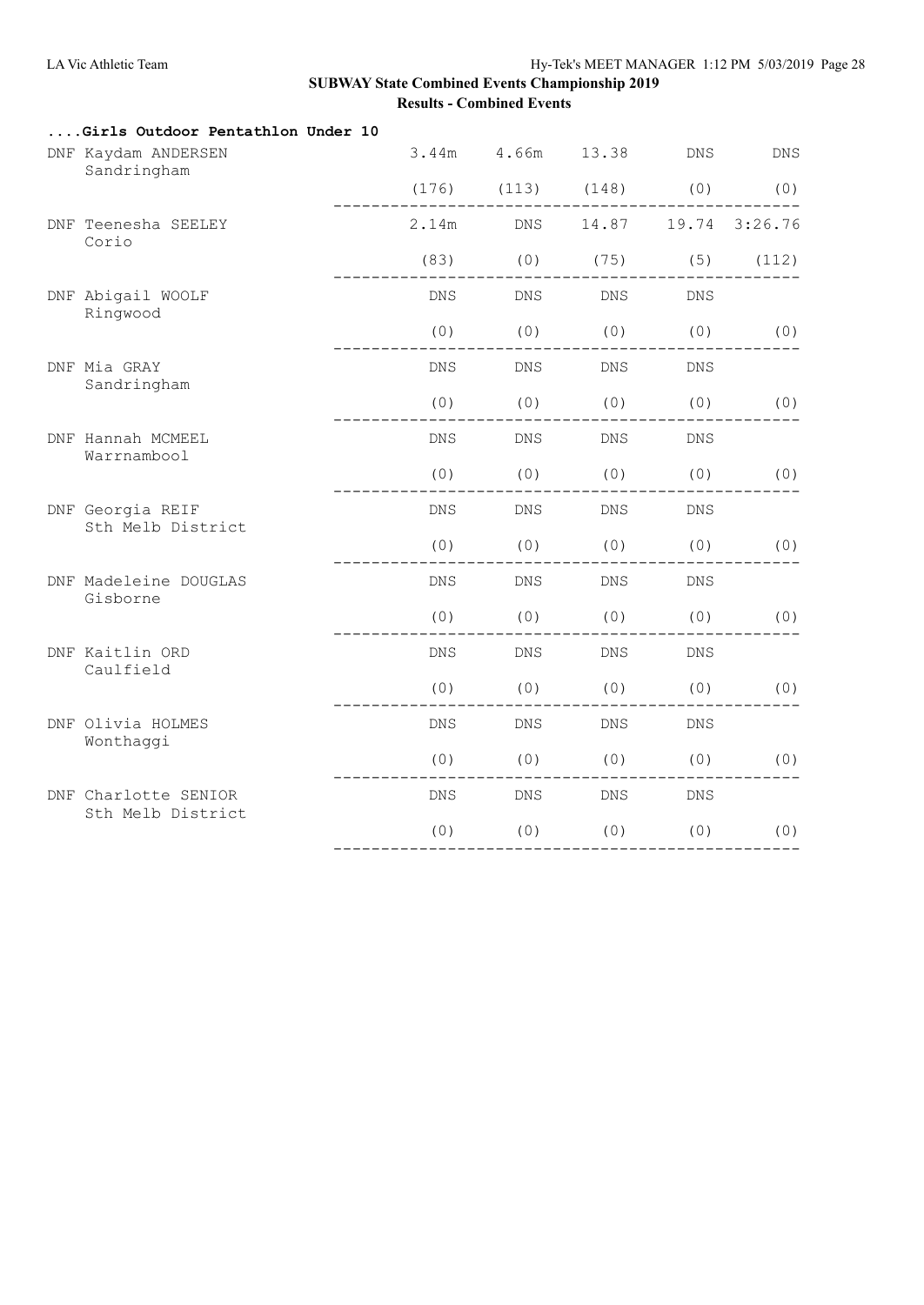# SUBWAY State Combined Events Championship 2019

## Results - Combined Events

### ....Girls Outdoor Pentathlon Under 10

| Place | Name / Team | Event 1 | Event 2 | Event 3 | Event 4 | Event 5 |
|---|---|---|---|---|---|---|
| DNF | Kaydam ANDERSEN<br>Sandringham | 3.44m<br>(176) | 4.66m<br>(113) | 13.38<br>(148) | DNS<br>(0) | DNS<br>(0) |
| DNF | Teenesha SEELEY<br>Corio | 2.14m<br>(83) | DNS<br>(0) | 14.87<br>(75) | 19.74<br>(5) | 3:26.76<br>(112) |
| DNF | Abigail WOOLF<br>Ringwood | DNS<br>(0) | DNS<br>(0) | DNS<br>(0) | DNS<br>(0) | (0) |
| DNF | Mia GRAY<br>Sandringham | DNS<br>(0) | DNS<br>(0) | DNS<br>(0) | DNS<br>(0) | (0) |
| DNF | Hannah MCMEEL<br>Warrnambool | DNS<br>(0) | DNS<br>(0) | DNS<br>(0) | DNS<br>(0) | (0) |
| DNF | Georgia REIF<br>Sth Melb District | DNS<br>(0) | DNS<br>(0) | DNS<br>(0) | DNS<br>(0) | (0) |
| DNF | Madeleine DOUGLAS<br>Gisborne | DNS<br>(0) | DNS<br>(0) | DNS<br>(0) | DNS<br>(0) | (0) |
| DNF | Kaitlin ORD<br>Caulfield | DNS<br>(0) | DNS<br>(0) | DNS<br>(0) | DNS<br>(0) | (0) |
| DNF | Olivia HOLMES<br>Wonthaggi | DNS<br>(0) | DNS<br>(0) | DNS<br>(0) | DNS<br>(0) | (0) |
| DNF | Charlotte SENIOR<br>Sth Melb District | DNS<br>(0) | DNS<br>(0) | DNS<br>(0) | DNS<br>(0) | (0) |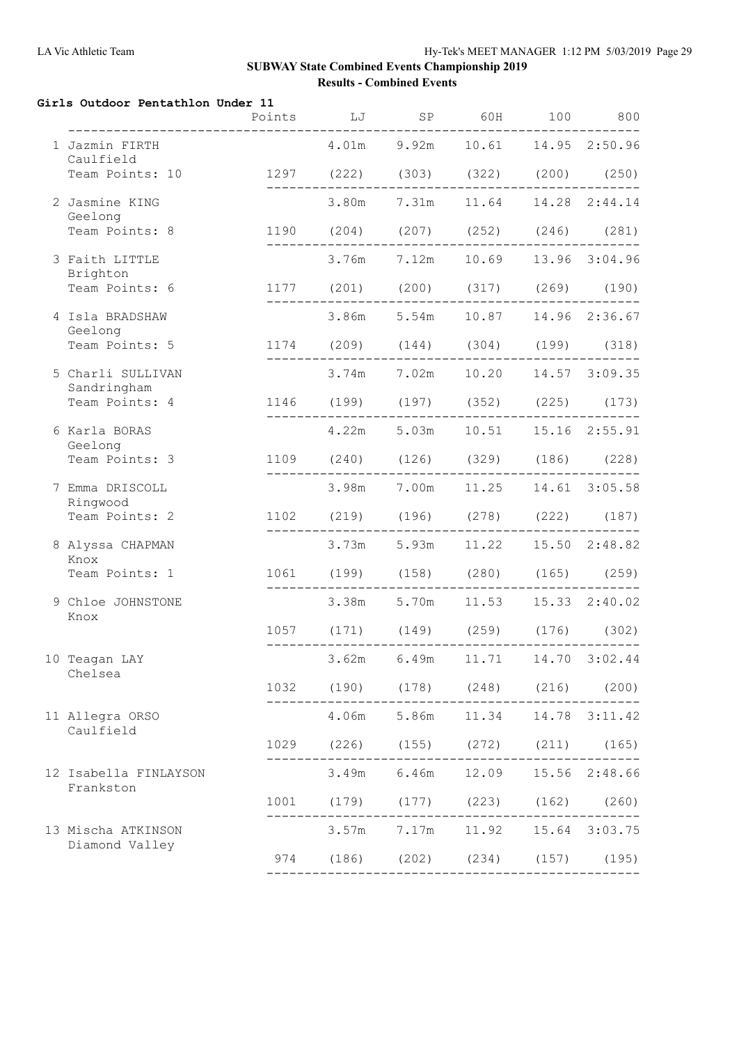## SUBWAY State Combined Events Championship 2019

### Results - Combined Events

**Girls Outdoor Pentathlon Under 11**

| | Points | LJ | SP | 60H | 100 | 800 |
|---|---|---|---|---|---|---|
| 1 Jazmin FIRTH<br>Caulfield<br>Team Points: 10 | 1297 | 4.01m<br>(222) | 9.92m<br>(303) | 10.61<br>(322) | 14.95<br>(200) | 2:50.96<br>(250) |
| 2 Jasmine KING<br>Geelong<br>Team Points: 8 | 1190 | 3.80m<br>(204) | 7.31m<br>(207) | 11.64<br>(252) | 14.28<br>(246) | 2:44.14<br>(281) |
| 3 Faith LITTLE<br>Brighton<br>Team Points: 6 | 1177 | 3.76m<br>(201) | 7.12m<br>(200) | 10.69<br>(317) | 13.96<br>(269) | 3:04.96<br>(190) |
| 4 Isla BRADSHAW<br>Geelong<br>Team Points: 5 | 1174 | 3.86m<br>(209) | 5.54m<br>(144) | 10.87<br>(304) | 14.96<br>(199) | 2:36.67<br>(318) |
| 5 Charli SULLIVAN<br>Sandringham<br>Team Points: 4 | 1146 | 3.74m<br>(199) | 7.02m<br>(197) | 10.20<br>(352) | 14.57<br>(225) | 3:09.35<br>(173) |
| 6 Karla BORAS<br>Geelong<br>Team Points: 3 | 1109 | 4.22m<br>(240) | 5.03m<br>(126) | 10.51<br>(329) | 15.16<br>(186) | 2:55.91<br>(228) |
| 7 Emma DRISCOLL<br>Ringwood<br>Team Points: 2 | 1102 | 3.98m<br>(219) | 7.00m<br>(196) | 11.25<br>(278) | 14.61<br>(222) | 3:05.58<br>(187) |
| 8 Alyssa CHAPMAN<br>Knox<br>Team Points: 1 | 1061 | 3.73m<br>(199) | 5.93m<br>(158) | 11.22<br>(280) | 15.50<br>(165) | 2:48.82<br>(259) |
| 9 Chloe JOHNSTONE<br>Knox | 1057 | 3.38m<br>(171) | 5.70m<br>(149) | 11.53<br>(259) | 15.33<br>(176) | 2:40.02<br>(302) |
| 10 Teagan LAY<br>Chelsea | 1032 | 3.62m<br>(190) | 6.49m<br>(178) | 11.71<br>(248) | 14.70<br>(216) | 3:02.44<br>(200) |
| 11 Allegra ORSO<br>Caulfield | 1029 | 4.06m<br>(226) | 5.86m<br>(155) | 11.34<br>(272) | 14.78<br>(211) | 3:11.42<br>(165) |
| 12 Isabella FINLAYSON<br>Frankston | 1001 | 3.49m<br>(179) | 6.46m<br>(177) | 12.09<br>(223) | 15.56<br>(162) | 2:48.66<br>(260) |
| 13 Mischa ATKINSON<br>Diamond Valley | 974 | 3.57m<br>(186) | 7.17m<br>(202) | 11.92<br>(234) | 15.64<br>(157) | 3:03.75<br>(195) |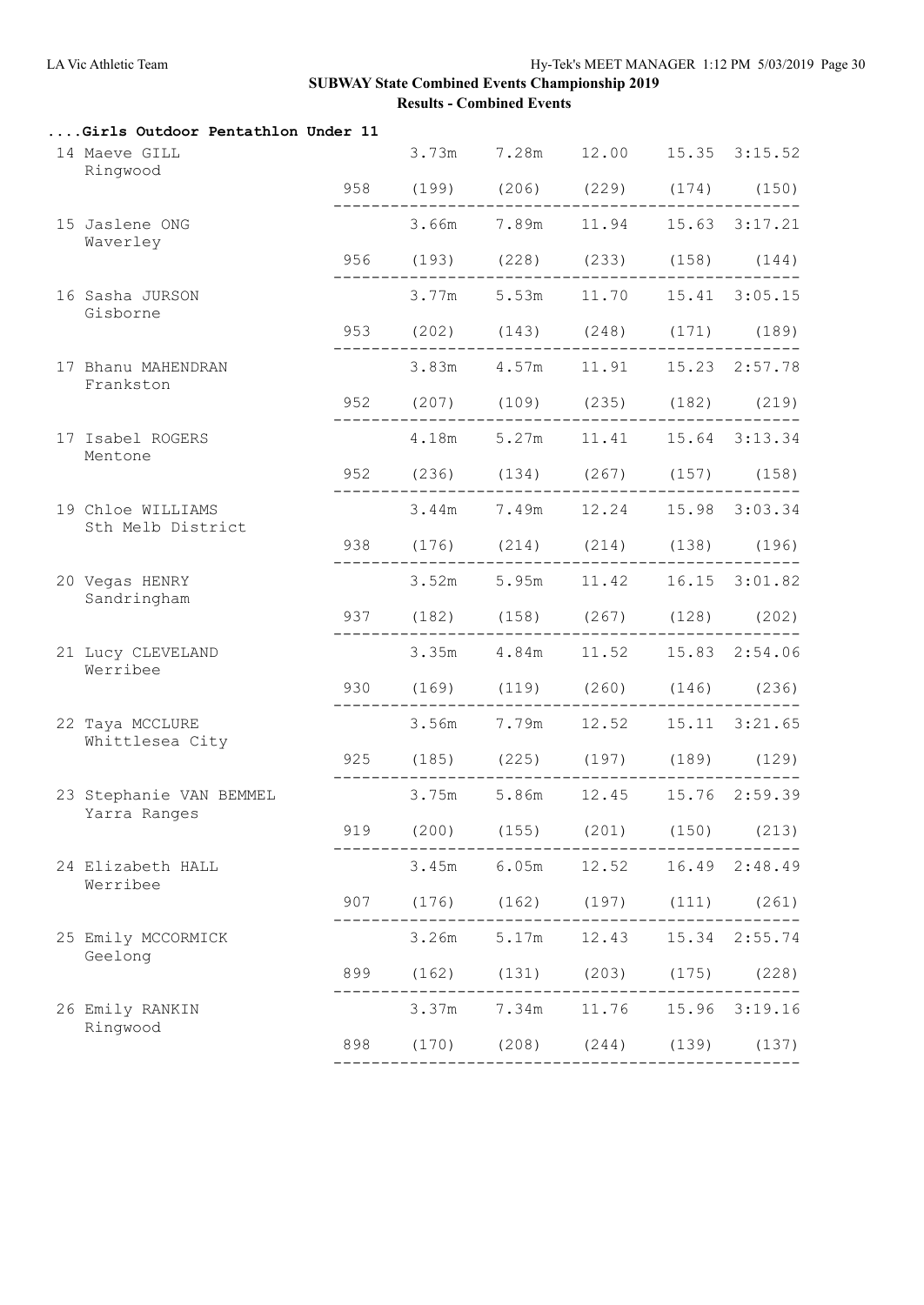**SUBWAY State Combined Events Championship 2019**

**Results - Combined Events**

### ....Girls Outdoor Pentathlon Under 11

| Place | Name / Team | Points | Event 1 | Event 2 | Event 3 | Event 4 | Event 5 |
|---|---|---|---|---|---|---|---|
| 14 | Maeve GILL<br>Ringwood | 958 | 3.73m (199) | 7.28m (206) | 12.00 (229) | 15.35 (174) | 3:15.52 (150) |
| 15 | Jaslene ONG<br>Waverley | 956 | 3.66m (193) | 7.89m (228) | 11.94 (233) | 15.63 (158) | 3:17.21 (144) |
| 16 | Sasha JURSON<br>Gisborne | 953 | 3.77m (202) | 5.53m (143) | 11.70 (248) | 15.41 (171) | 3:05.15 (189) |
| 17 | Bhanu MAHENDRAN<br>Frankston | 952 | 3.83m (207) | 4.57m (109) | 11.91 (235) | 15.23 (182) | 2:57.78 (219) |
| 17 | Isabel ROGERS<br>Mentone | 952 | 4.18m (236) | 5.27m (134) | 11.41 (267) | 15.64 (157) | 3:13.34 (158) |
| 19 | Chloe WILLIAMS<br>Sth Melb District | 938 | 3.44m (176) | 7.49m (214) | 12.24 (214) | 15.98 (138) | 3:03.34 (196) |
| 20 | Vegas HENRY<br>Sandringham | 937 | 3.52m (182) | 5.95m (158) | 11.42 (267) | 16.15 (128) | 3:01.82 (202) |
| 21 | Lucy CLEVELAND<br>Werribee | 930 | 3.35m (169) | 4.84m (119) | 11.52 (260) | 15.83 (146) | 2:54.06 (236) |
| 22 | Taya MCCLURE<br>Whittlesea City | 925 | 3.56m (185) | 7.79m (225) | 12.52 (197) | 15.11 (189) | 3:21.65 (129) |
| 23 | Stephanie VAN BEMMEL<br>Yarra Ranges | 919 | 3.75m (200) | 5.86m (155) | 12.45 (201) | 15.76 (150) | 2:59.39 (213) |
| 24 | Elizabeth HALL<br>Werribee | 907 | 3.45m (176) | 6.05m (162) | 12.52 (197) | 16.49 (111) | 2:48.49 (261) |
| 25 | Emily MCCORMICK<br>Geelong | 899 | 3.26m (162) | 5.17m (131) | 12.43 (203) | 15.34 (175) | 2:55.74 (228) |
| 26 | Emily RANKIN<br>Ringwood | 898 | 3.37m (170) | 7.34m (208) | 11.76 (244) | 15.96 (139) | 3:19.16 (137) |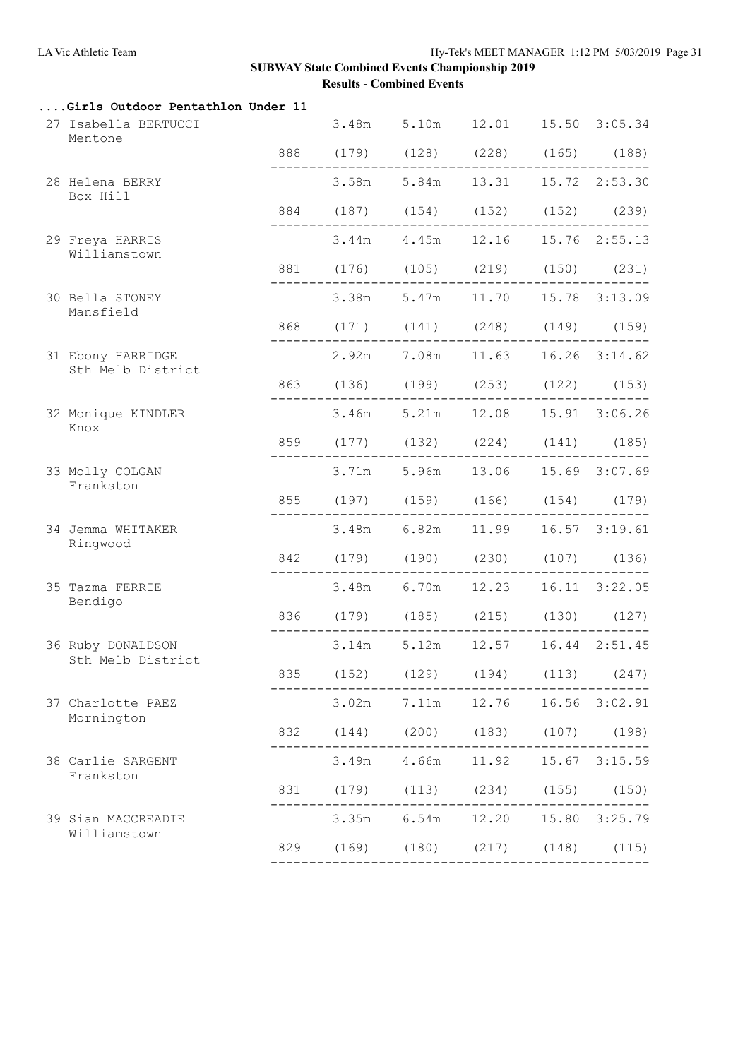## SUBWAY State Combined Events Championship 2019

### Results - Combined Events

**....Girls Outdoor Pentathlon Under 11**

| Place | Name | Club | Points | Event 1 | Event 2 | Event 3 | Event 4 | Event 5 |
|---|---|---|---|---|---|---|---|---|
| 27 | Isabella BERTUCCI | Mentone | 888 | 3.48m (179) | 5.10m (128) | 12.01 (228) | 15.50 (165) | 3:05.34 (188) |
| 28 | Helena BERRY | Box Hill | 884 | 3.58m (187) | 5.84m (154) | 13.31 (152) | 15.72 (152) | 2:53.30 (239) |
| 29 | Freya HARRIS | Williamstown | 881 | 3.44m (176) | 4.45m (105) | 12.16 (219) | 15.76 (150) | 2:55.13 (231) |
| 30 | Bella STONEY | Mansfield | 868 | 3.38m (171) | 5.47m (141) | 11.70 (248) | 15.78 (149) | 3:13.09 (159) |
| 31 | Ebony HARRIDGE | Sth Melb District | 863 | 2.92m (136) | 7.08m (199) | 11.63 (253) | 16.26 (122) | 3:14.62 (153) |
| 32 | Monique KINDLER | Knox | 859 | 3.46m (177) | 5.21m (132) | 12.08 (224) | 15.91 (141) | 3:06.26 (185) |
| 33 | Molly COLGAN | Frankston | 855 | 3.71m (197) | 5.96m (159) | 13.06 (166) | 15.69 (154) | 3:07.69 (179) |
| 34 | Jemma WHITAKER | Ringwood | 842 | 3.48m (179) | 6.82m (190) | 11.99 (230) | 16.57 (107) | 3:19.61 (136) |
| 35 | Tazma FERRIE | Bendigo | 836 | 3.48m (179) | 6.70m (185) | 12.23 (215) | 16.11 (130) | 3:22.05 (127) |
| 36 | Ruby DONALDSON | Sth Melb District | 835 | 3.14m (152) | 5.12m (129) | 12.57 (194) | 16.44 (113) | 2:51.45 (247) |
| 37 | Charlotte PAEZ | Mornington | 832 | 3.02m (144) | 7.11m (200) | 12.76 (183) | 16.56 (107) | 3:02.91 (198) |
| 38 | Carlie SARGENT | Frankston | 831 | 3.49m (179) | 4.66m (113) | 11.92 (234) | 15.67 (155) | 3:15.59 (150) |
| 39 | Sian MACCREADIE | Williamstown | 829 | 3.35m (169) | 6.54m (180) | 12.20 (217) | 15.80 (148) | 3:25.79 (115) |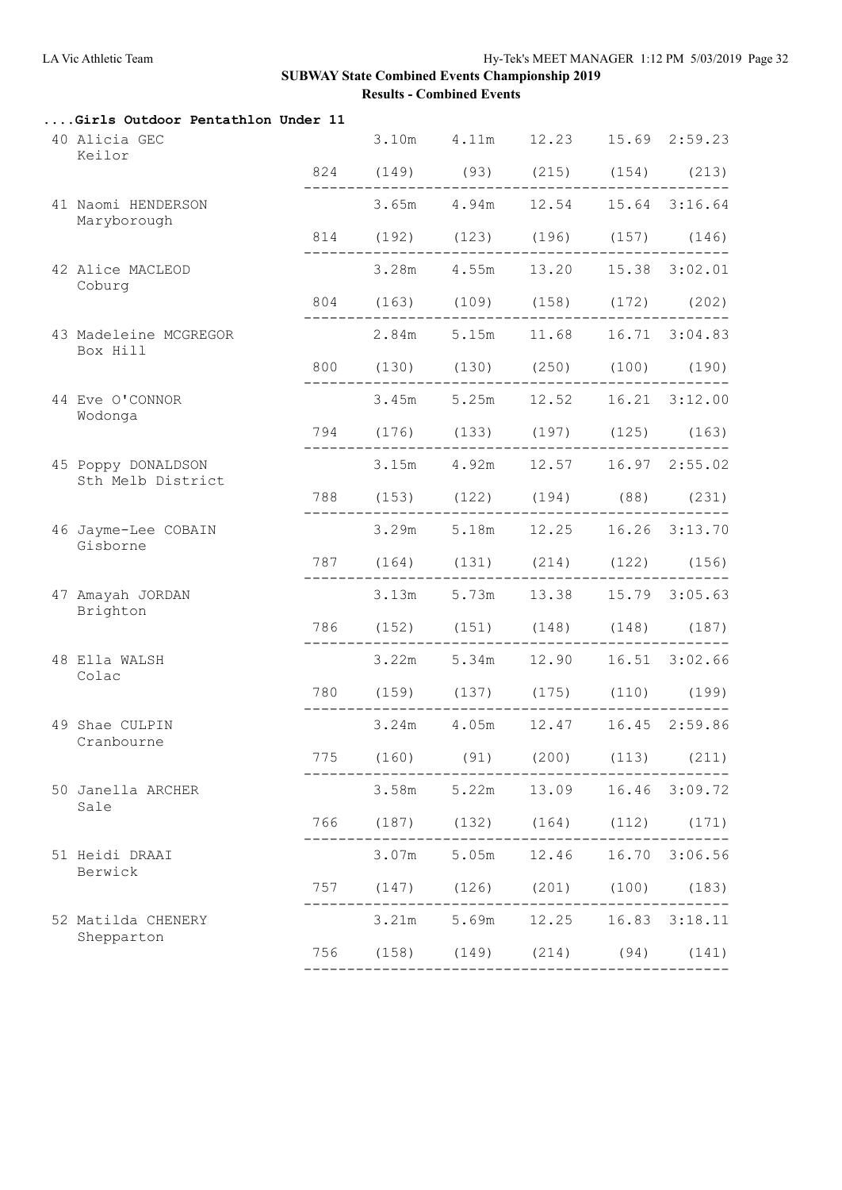## SUBWAY State Combined Events Championship 2019

### Results - Combined Events

**....Girls Outdoor Pentathlon Under 11**

| Place | Name / Club | Points | Event 1 | Event 2 | Event 3 | Event 4 | Event 5 |
|---|---|---|---|---|---|---|---|
| 40 | Alicia GEC<br>Keilor | 824 | 3.10m (149) | 4.11m (93) | 12.23 (215) | 15.69 (154) | 2:59.23 (213) |
| 41 | Naomi HENDERSON<br>Maryborough | 814 | 3.65m (192) | 4.94m (123) | 12.54 (196) | 15.64 (157) | 3:16.64 (146) |
| 42 | Alice MACLEOD<br>Coburg | 804 | 3.28m (163) | 4.55m (109) | 13.20 (158) | 15.38 (172) | 3:02.01 (202) |
| 43 | Madeleine MCGREGOR<br>Box Hill | 800 | 2.84m (130) | 5.15m (130) | 11.68 (250) | 16.71 (100) | 3:04.83 (190) |
| 44 | Eve O'CONNOR<br>Wodonga | 794 | 3.45m (176) | 5.25m (133) | 12.52 (197) | 16.21 (125) | 3:12.00 (163) |
| 45 | Poppy DONALDSON<br>Sth Melb District | 788 | 3.15m (153) | 4.92m (122) | 12.57 (194) | 16.97 (88) | 2:55.02 (231) |
| 46 | Jayme-Lee COBAIN<br>Gisborne | 787 | 3.29m (164) | 5.18m (131) | 12.25 (214) | 16.26 (122) | 3:13.70 (156) |
| 47 | Amayah JORDAN<br>Brighton | 786 | 3.13m (152) | 5.73m (151) | 13.38 (148) | 15.79 (148) | 3:05.63 (187) |
| 48 | Ella WALSH<br>Colac | 780 | 3.22m (159) | 5.34m (137) | 12.90 (175) | 16.51 (110) | 3:02.66 (199) |
| 49 | Shae CULPIN<br>Cranbourne | 775 | 3.24m (160) | 4.05m (91) | 12.47 (200) | 16.45 (113) | 2:59.86 (211) |
| 50 | Janella ARCHER<br>Sale | 766 | 3.58m (187) | 5.22m (132) | 13.09 (164) | 16.46 (112) | 3:09.72 (171) |
| 51 | Heidi DRAAI<br>Berwick | 757 | 3.07m (147) | 5.05m (126) | 12.46 (201) | 16.70 (100) | 3:06.56 (183) |
| 52 | Matilda CHENERY<br>Shepparton | 756 | 3.21m (158) | 5.69m (149) | 12.25 (214) | 16.83 (94) | 3:18.11 (141) |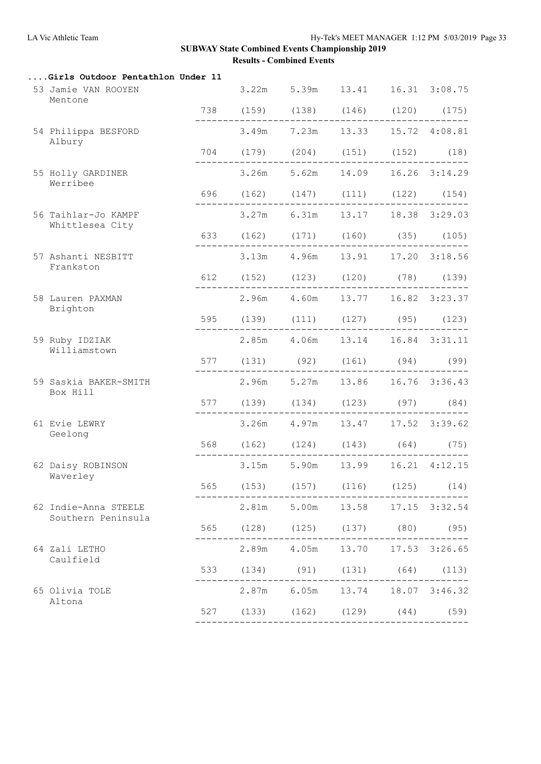# SUBWAY State Combined Events Championship 2019

## Results - Combined Events

### ....Girls Outdoor Pentathlon Under 11

| Place | Name / Team | Points | | | | | |
|---|---|---|---|---|---|---|---|
| 53 | Jamie VAN ROOYEN<br>Mentone | | 3.22m | 5.39m | 13.41 | 16.31 | 3:08.75 |
| | | 738 | (159) | (138) | (146) | (120) | (175) |
| 54 | Philippa BESFORD<br>Albury | | 3.49m | 7.23m | 13.33 | 15.72 | 4:08.81 |
| | | 704 | (179) | (204) | (151) | (152) | (18) |
| 55 | Holly GARDINER<br>Werribee | | 3.26m | 5.62m | 14.09 | 16.26 | 3:14.29 |
| | | 696 | (162) | (147) | (111) | (122) | (154) |
| 56 | Taihlar-Jo KAMPF<br>Whittlesea City | | 3.27m | 6.31m | 13.17 | 18.38 | 3:29.03 |
| | | 633 | (162) | (171) | (160) | (35) | (105) |
| 57 | Ashanti NESBITT<br>Frankston | | 3.13m | 4.96m | 13.91 | 17.20 | 3:18.56 |
| | | 612 | (152) | (123) | (120) | (78) | (139) |
| 58 | Lauren PAXMAN<br>Brighton | | 2.96m | 4.60m | 13.77 | 16.82 | 3:23.37 |
| | | 595 | (139) | (111) | (127) | (95) | (123) |
| 59 | Ruby IDZIAK<br>Williamstown | | 2.85m | 4.06m | 13.14 | 16.84 | 3:31.11 |
| | | 577 | (131) | (92) | (161) | (94) | (99) |
| 59 | Saskia BAKER-SMITH<br>Box Hill | | 2.96m | 5.27m | 13.86 | 16.76 | 3:36.43 |
| | | 577 | (139) | (134) | (123) | (97) | (84) |
| 61 | Evie LEWRY<br>Geelong | | 3.26m | 4.97m | 13.47 | 17.52 | 3:39.62 |
| | | 568 | (162) | (124) | (143) | (64) | (75) |
| 62 | Daisy ROBINSON<br>Waverley | | 3.15m | 5.90m | 13.99 | 16.21 | 4:12.15 |
| | | 565 | (153) | (157) | (116) | (125) | (14) |
| 62 | Indie-Anna STEELE<br>Southern Peninsula | | 2.81m | 5.00m | 13.58 | 17.15 | 3:32.54 |
| | | 565 | (128) | (125) | (137) | (80) | (95) |
| 64 | Zali LETHO<br>Caulfield | | 2.89m | 4.05m | 13.70 | 17.53 | 3:26.65 |
| | | 533 | (134) | (91) | (131) | (64) | (113) |
| 65 | Olivia TOLE<br>Altona | | 2.87m | 6.05m | 13.74 | 18.07 | 3:46.32 |
| | | 527 | (133) | (162) | (129) | (44) | (59) |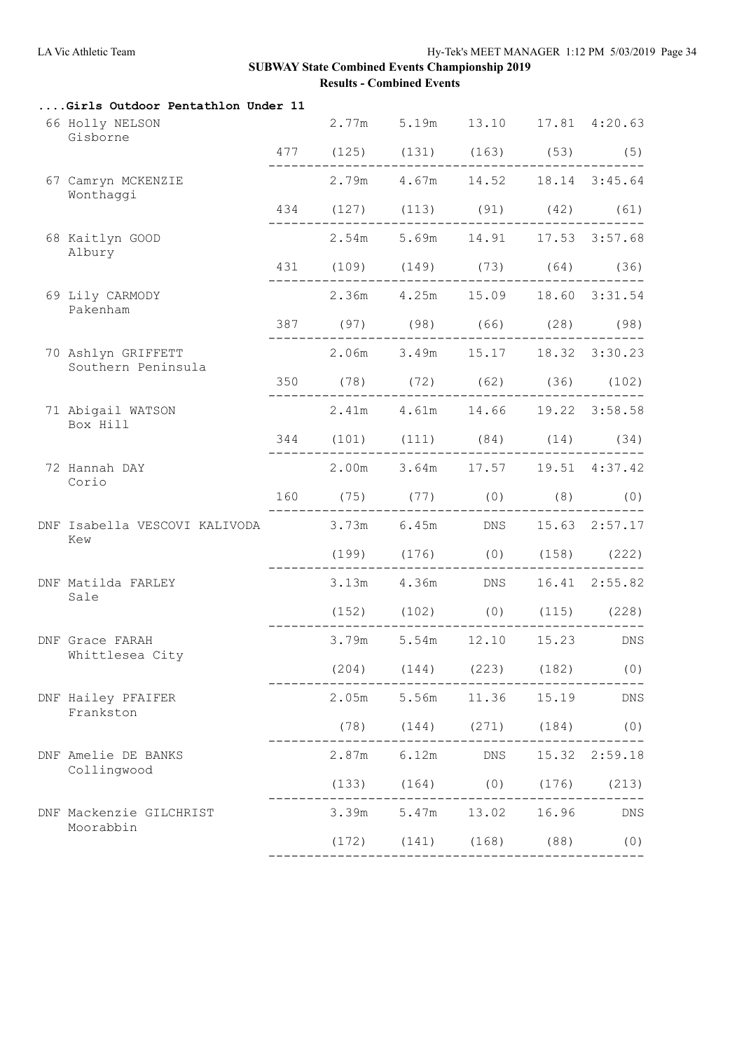## SUBWAY State Combined Events Championship 2019

### Results - Combined Events

**....Girls Outdoor Pentathlon Under 11**

| Place | Name / Club | Points | Event 1 | Event 2 | Event 3 | Event 4 | Event 5 |
|---|---|---|---|---|---|---|---|
| 66 | Holly NELSON, Gisborne | 477 | 2.77m (125) | 5.19m (131) | 13.10 (163) | 17.81 (53) | 4:20.63 (5) |
| 67 | Camryn MCKENZIE, Wonthaggi | 434 | 2.79m (127) | 4.67m (113) | 14.52 (91) | 18.14 (42) | 3:45.64 (61) |
| 68 | Kaitlyn GOOD, Albury | 431 | 2.54m (109) | 5.69m (149) | 14.91 (73) | 17.53 (64) | 3:57.68 (36) |
| 69 | Lily CARMODY, Pakenham | 387 | 2.36m (97) | 4.25m (98) | 15.09 (66) | 18.60 (28) | 3:31.54 (98) |
| 70 | Ashlyn GRIFFETT, Southern Peninsula | 350 | 2.06m (78) | 3.49m (72) | 15.17 (62) | 18.32 (36) | 3:30.23 (102) |
| 71 | Abigail WATSON, Box Hill | 344 | 2.41m (101) | 4.61m (111) | 14.66 (84) | 19.22 (14) | 3:58.58 (34) |
| 72 | Hannah DAY, Corio | 160 | 2.00m (75) | 3.64m (77) | 17.57 (0) | 19.51 (8) | 4:37.42 (0) |
| DNF | Isabella VESCOVI KALIVODA, Kew | | 3.73m (199) | 6.45m (176) | DNS (0) | 15.63 (158) | 2:57.17 (222) |
| DNF | Matilda FARLEY, Sale | | 3.13m (152) | 4.36m (102) | DNS (0) | 16.41 (115) | 2:55.82 (228) |
| DNF | Grace FARAH, Whittlesea City | | 3.79m (204) | 5.54m (144) | 12.10 (223) | 15.23 (182) | DNS (0) |
| DNF | Hailey PFAIFER, Frankston | | 2.05m (78) | 5.56m (144) | 11.36 (271) | 15.19 (184) | DNS (0) |
| DNF | Amelie DE BANKS, Collingwood | | 2.87m (133) | 6.12m (164) | DNS (0) | 15.32 (176) | 2:59.18 (213) |
| DNF | Mackenzie GILCHRIST, Moorabbin | | 3.39m (172) | 5.47m (141) | 13.02 (168) | 16.96 (88) | DNS (0) |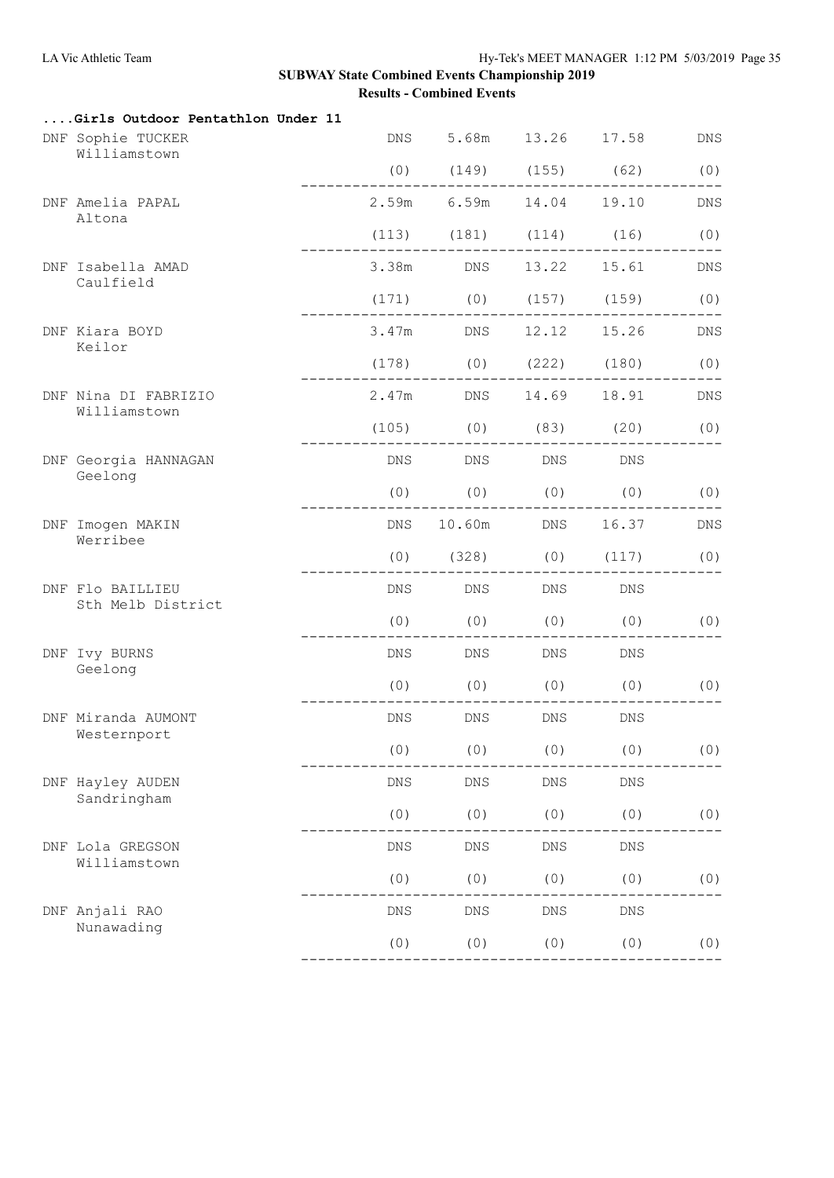## SUBWAY State Combined Events Championship 2019

### Results - Combined Events

**....Girls Outdoor Pentathlon Under 11**

| Place | Name / Team | | | | | |
|---|---|---|---|---|---|---|
| DNF | Sophie TUCKER, Williamstown | DNS | 5.68m | 13.26 | 17.58 | DNS |
| | | (0) | (149) | (155) | (62) | (0) |
| DNF | Amelia PAPAL, Altona | 2.59m | 6.59m | 14.04 | 19.10 | DNS |
| | | (113) | (181) | (114) | (16) | (0) |
| DNF | Isabella AMAD, Caulfield | 3.38m | DNS | 13.22 | 15.61 | DNS |
| | | (171) | (0) | (157) | (159) | (0) |
| DNF | Kiara BOYD, Keilor | 3.47m | DNS | 12.12 | 15.26 | DNS |
| | | (178) | (0) | (222) | (180) | (0) |
| DNF | Nina DI FABRIZIO, Williamstown | 2.47m | DNS | 14.69 | 18.91 | DNS |
| | | (105) | (0) | (83) | (20) | (0) |
| DNF | Georgia HANNAGAN, Geelong | DNS | DNS | DNS | DNS | |
| | | (0) | (0) | (0) | (0) | (0) |
| DNF | Imogen MAKIN, Werribee | DNS | 10.60m | DNS | 16.37 | DNS |
| | | (0) | (328) | (0) | (117) | (0) |
| DNF | Flo BAILLIEU, Sth Melb District | DNS | DNS | DNS | DNS | |
| | | (0) | (0) | (0) | (0) | (0) |
| DNF | Ivy BURNS, Geelong | DNS | DNS | DNS | DNS | |
| | | (0) | (0) | (0) | (0) | (0) |
| DNF | Miranda AUMONT, Westernport | DNS | DNS | DNS | DNS | |
| | | (0) | (0) | (0) | (0) | (0) |
| DNF | Hayley AUDEN, Sandringham | DNS | DNS | DNS | DNS | |
| | | (0) | (0) | (0) | (0) | (0) |
| DNF | Lola GREGSON, Williamstown | DNS | DNS | DNS | DNS | |
| | | (0) | (0) | (0) | (0) | (0) |
| DNF | Anjali RAO, Nunawading | DNS | DNS | DNS | DNS | |
| | | (0) | (0) | (0) | (0) | (0) |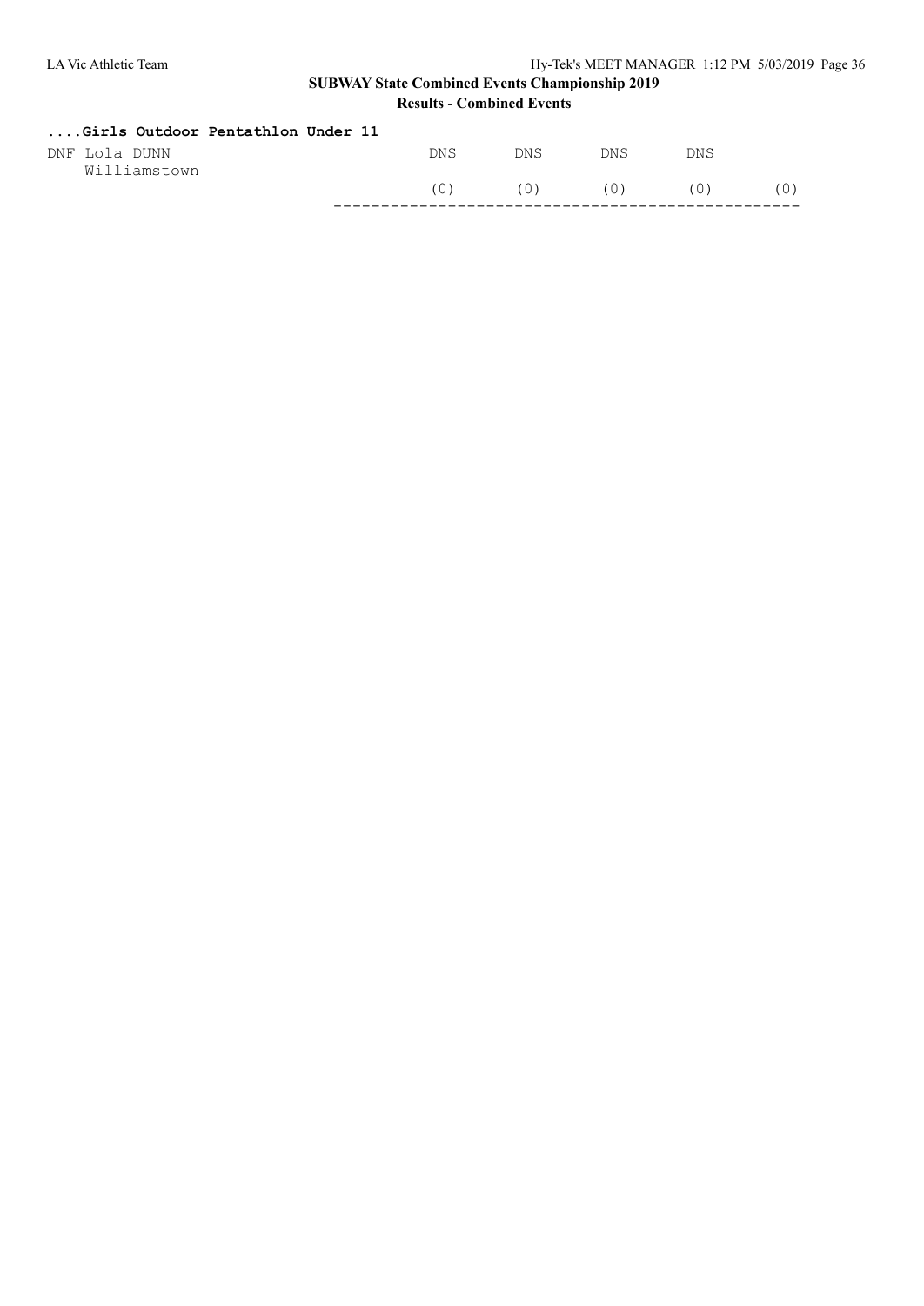## ....Girls Outdoor Pentathlon Under 11

```
DNF Lola DUNN                          DNS       DNS       DNS       DNS
    Williamstown
                                       (0)       (0)       (0)       (0)       (0)
                                 -------------------------------------------------
```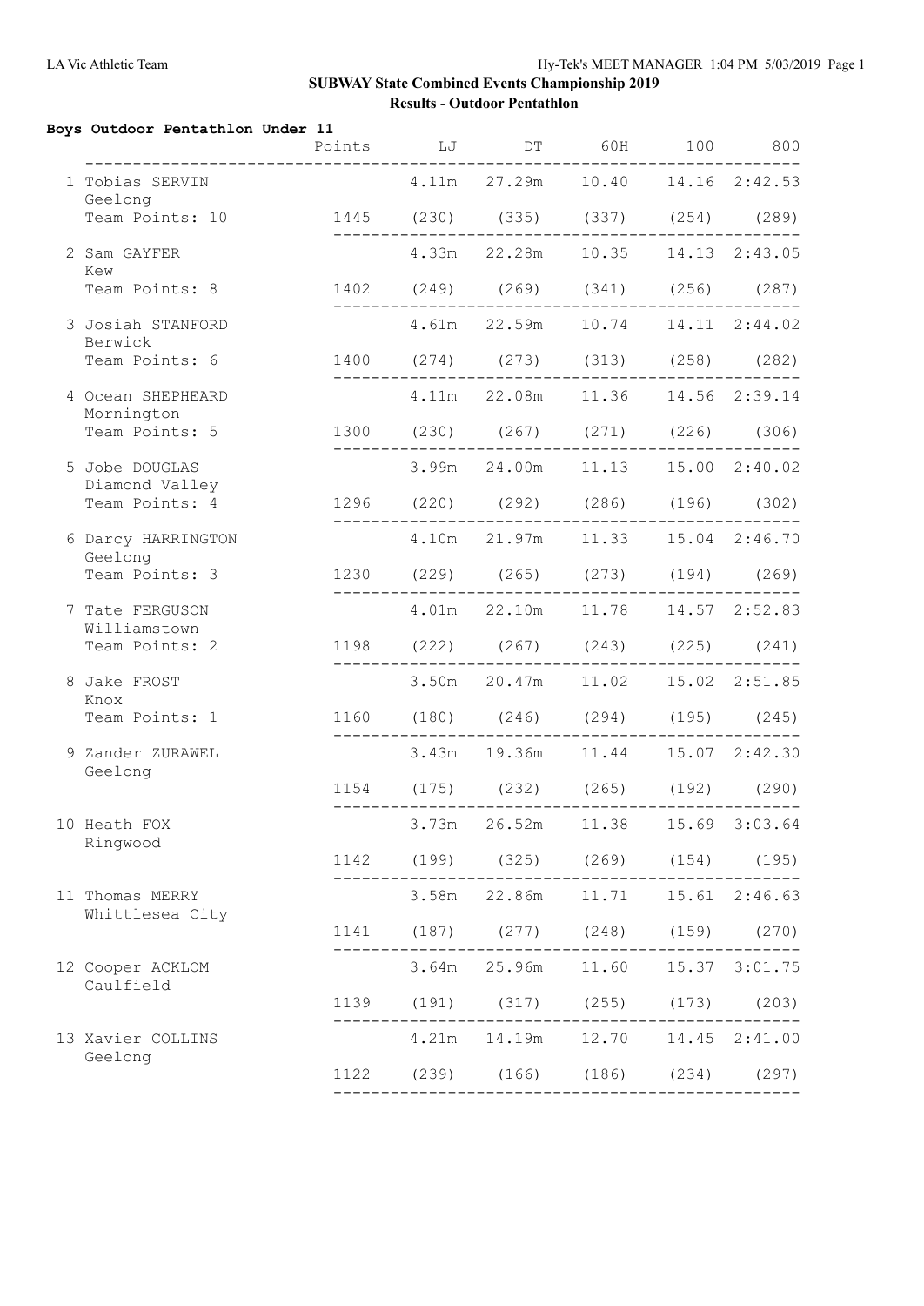**SUBWAY State Combined Events Championship 2019**

**Results - Outdoor Pentathlon**

**Boys Outdoor Pentathlon Under 11**

| Place | Name | Team | Team Points | Points | LJ | DT | 60H | 100 | 800 |
|---|---|---|---|---|---|---|---|---|---|
| 1 | Tobias SERVIN | Geelong | 10 | 1445 | 4.11m (230) | 27.29m (335) | 10.40 (337) | 14.16 (254) | 2:42.53 (289) |
| 2 | Sam GAYFER | Kew | 8 | 1402 | 4.33m (249) | 22.28m (269) | 10.35 (341) | 14.13 (256) | 2:43.05 (287) |
| 3 | Josiah STANFORD | Berwick | 6 | 1400 | 4.61m (274) | 22.59m (273) | 10.74 (313) | 14.11 (258) | 2:44.02 (282) |
| 4 | Ocean SHEPHEARD | Mornington | 5 | 1300 | 4.11m (230) | 22.08m (267) | 11.36 (271) | 14.56 (226) | 2:39.14 (306) |
| 5 | Jobe DOUGLAS | Diamond Valley | 4 | 1296 | 3.99m (220) | 24.00m (292) | 11.13 (286) | 15.00 (196) | 2:40.02 (302) |
| 6 | Darcy HARRINGTON | Geelong | 3 | 1230 | 4.10m (229) | 21.97m (265) | 11.33 (273) | 15.04 (194) | 2:46.70 (269) |
| 7 | Tate FERGUSON | Williamstown | 2 | 1198 | 4.01m (222) | 22.10m (267) | 11.78 (243) | 14.57 (225) | 2:52.83 (241) |
| 8 | Jake FROST | Knox | 1 | 1160 | 3.50m (180) | 20.47m (246) | 11.02 (294) | 15.02 (195) | 2:51.85 (245) |
| 9 | Zander ZURAWEL | Geelong | | 1154 | 3.43m (175) | 19.36m (232) | 11.44 (265) | 15.07 (192) | 2:42.30 (290) |
| 10 | Heath FOX | Ringwood | | 1142 | 3.73m (199) | 26.52m (325) | 11.38 (269) | 15.69 (154) | 3:03.64 (195) |
| 11 | Thomas MERRY | Whittlesea City | | 1141 | 3.58m (187) | 22.86m (277) | 11.71 (248) | 15.61 (159) | 2:46.63 (270) |
| 12 | Cooper ACKLOM | Caulfield | | 1139 | 3.64m (191) | 25.96m (317) | 11.60 (255) | 15.37 (173) | 3:01.75 (203) |
| 13 | Xavier COLLINS | Geelong | | 1122 | 4.21m (239) | 14.19m (166) | 12.70 (186) | 14.45 (234) | 2:41.00 (297) |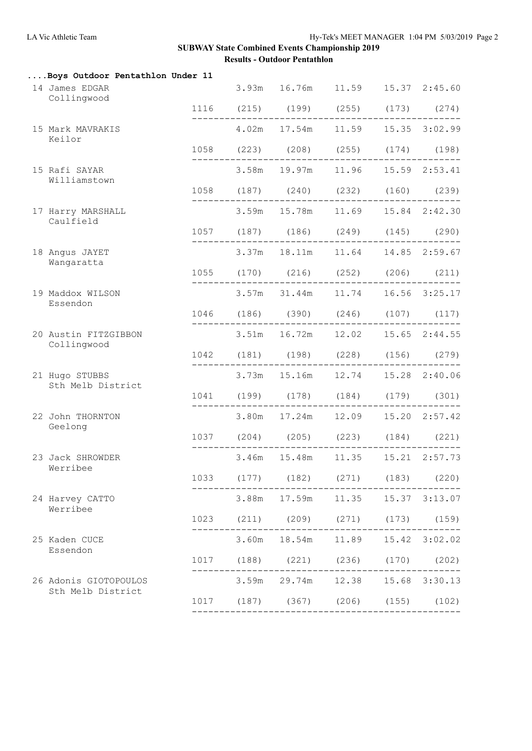## SUBWAY State Combined Events Championship 2019

### Results - Outdoor Pentathlon

**....Boys Outdoor Pentathlon Under 11**

| Place | Name / Club | Points | Event 1 | Event 2 | Event 3 | Event 4 | Event 5 |
|---|---|---|---|---|---|---|---|
| 14 | James EDGAR, Collingwood | 1116 | 3.93m (215) | 16.76m (199) | 11.59 (255) | 15.37 (173) | 2:45.60 (274) |
| 15 | Mark MAVRAKIS, Keilor | 1058 | 4.02m (223) | 17.54m (208) | 11.59 (255) | 15.35 (174) | 3:02.99 (198) |
| 15 | Rafi SAYAR, Williamstown | 1058 | 3.58m (187) | 19.97m (240) | 11.96 (232) | 15.59 (160) | 2:53.41 (239) |
| 17 | Harry MARSHALL, Caulfield | 1057 | 3.59m (187) | 15.78m (186) | 11.69 (249) | 15.84 (145) | 2:42.30 (290) |
| 18 | Angus JAYET, Wangaratta | 1055 | 3.37m (170) | 18.11m (216) | 11.64 (252) | 14.85 (206) | 2:59.67 (211) |
| 19 | Maddox WILSON, Essendon | 1046 | 3.57m (186) | 31.44m (390) | 11.74 (246) | 16.56 (107) | 3:25.17 (117) |
| 20 | Austin FITZGIBBON, Collingwood | 1042 | 3.51m (181) | 16.72m (198) | 12.02 (228) | 15.65 (156) | 2:44.55 (279) |
| 21 | Hugo STUBBS, Sth Melb District | 1041 | 3.73m (199) | 15.16m (178) | 12.74 (184) | 15.28 (179) | 2:40.06 (301) |
| 22 | John THORNTON, Geelong | 1037 | 3.80m (204) | 17.24m (205) | 12.09 (223) | 15.20 (184) | 2:57.42 (221) |
| 23 | Jack SHROWDER, Werribee | 1033 | 3.46m (177) | 15.48m (182) | 11.35 (271) | 15.21 (183) | 2:57.73 (220) |
| 24 | Harvey CATTO, Werribee | 1023 | 3.88m (211) | 17.59m (209) | 11.35 (271) | 15.37 (173) | 3:13.07 (159) |
| 25 | Kaden CUCE, Essendon | 1017 | 3.60m (188) | 18.54m (221) | 11.89 (236) | 15.42 (170) | 3:02.02 (202) |
| 26 | Adonis GIOTOPOULOS, Sth Melb District | 1017 | 3.59m (187) | 29.74m (367) | 12.38 (206) | 15.68 (155) | 3:30.13 (102) |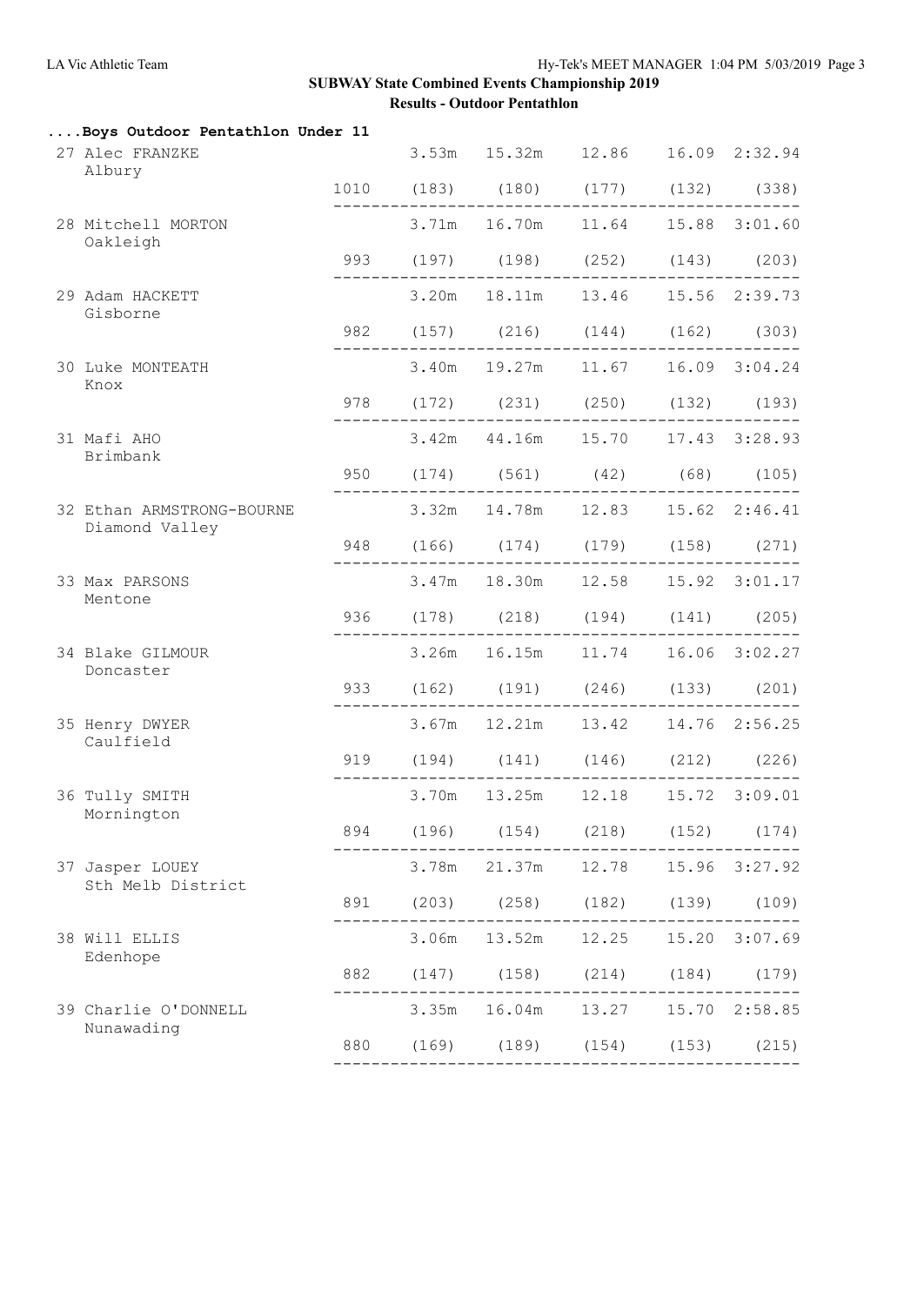# SUBWAY State Combined Events Championship 2019

## Results - Outdoor Pentathlon

### ....Boys Outdoor Pentathlon Under 11

| Place | Name / Club | Points | Event 1 | Event 2 | Event 3 | Event 4 | Event 5 |
|---|---|---|---|---|---|---|---|
| 27 | Alec FRANZKE<br>Albury | 1010 | 3.53m<br>(183) | 15.32m<br>(180) | 12.86<br>(177) | 16.09<br>(132) | 2:32.94<br>(338) |
| 28 | Mitchell MORTON<br>Oakleigh | 993 | 3.71m<br>(197) | 16.70m<br>(198) | 11.64<br>(252) | 15.88<br>(143) | 3:01.60<br>(203) |
| 29 | Adam HACKETT<br>Gisborne | 982 | 3.20m<br>(157) | 18.11m<br>(216) | 13.46<br>(144) | 15.56<br>(162) | 2:39.73<br>(303) |
| 30 | Luke MONTEATH<br>Knox | 978 | 3.40m<br>(172) | 19.27m<br>(231) | 11.67<br>(250) | 16.09<br>(132) | 3:04.24<br>(193) |
| 31 | Mafi AHO<br>Brimbank | 950 | 3.42m<br>(174) | 44.16m<br>(561) | 15.70<br>(42) | 17.43<br>(68) | 3:28.93<br>(105) |
| 32 | Ethan ARMSTRONG-BOURNE<br>Diamond Valley | 948 | 3.32m<br>(166) | 14.78m<br>(174) | 12.83<br>(179) | 15.62<br>(158) | 2:46.41<br>(271) |
| 33 | Max PARSONS<br>Mentone | 936 | 3.47m<br>(178) | 18.30m<br>(218) | 12.58<br>(194) | 15.92<br>(141) | 3:01.17<br>(205) |
| 34 | Blake GILMOUR<br>Doncaster | 933 | 3.26m<br>(162) | 16.15m<br>(191) | 11.74<br>(246) | 16.06<br>(133) | 3:02.27<br>(201) |
| 35 | Henry DWYER<br>Caulfield | 919 | 3.67m<br>(194) | 12.21m<br>(141) | 13.42<br>(146) | 14.76<br>(212) | 2:56.25<br>(226) |
| 36 | Tully SMITH<br>Mornington | 894 | 3.70m<br>(196) | 13.25m<br>(154) | 12.18<br>(218) | 15.72<br>(152) | 3:09.01<br>(174) |
| 37 | Jasper LOUEY<br>Sth Melb District | 891 | 3.78m<br>(203) | 21.37m<br>(258) | 12.78<br>(182) | 15.96<br>(139) | 3:27.92<br>(109) |
| 38 | Will ELLIS<br>Edenhope | 882 | 3.06m<br>(147) | 13.52m<br>(158) | 12.25<br>(214) | 15.20<br>(184) | 3:07.69<br>(179) |
| 39 | Charlie O'DONNELL<br>Nunawading | 880 | 3.35m<br>(169) | 16.04m<br>(189) | 13.27<br>(154) | 15.70<br>(153) | 2:58.85<br>(215) |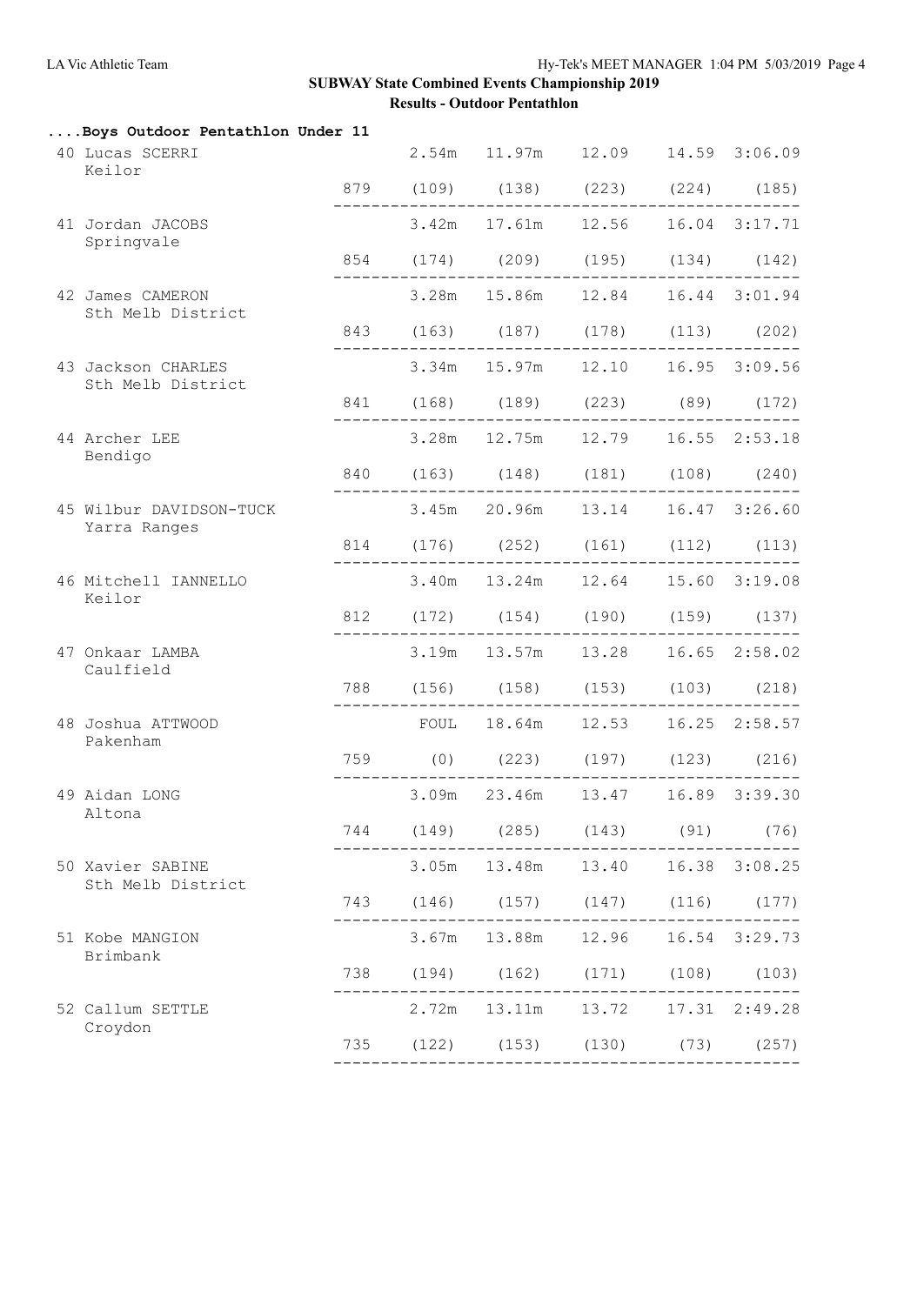## SUBWAY State Combined Events Championship 2019

### Results - Outdoor Pentathlon

#### ....Boys Outdoor Pentathlon Under 11

| Place | Name / Club | Points | | | | | |
|---|---|---|---|---|---|---|---|
| 40 | Lucas SCERRI<br>Keilor | | 2.54m | 11.97m | 12.09 | 14.59 | 3:06.09 |
| | | 879 | (109) | (138) | (223) | (224) | (185) |
| 41 | Jordan JACOBS<br>Springvale | | 3.42m | 17.61m | 12.56 | 16.04 | 3:17.71 |
| | | 854 | (174) | (209) | (195) | (134) | (142) |
| 42 | James CAMERON<br>Sth Melb District | | 3.28m | 15.86m | 12.84 | 16.44 | 3:01.94 |
| | | 843 | (163) | (187) | (178) | (113) | (202) |
| 43 | Jackson CHARLES<br>Sth Melb District | | 3.34m | 15.97m | 12.10 | 16.95 | 3:09.56 |
| | | 841 | (168) | (189) | (223) | (89) | (172) |
| 44 | Archer LEE<br>Bendigo | | 3.28m | 12.75m | 12.79 | 16.55 | 2:53.18 |
| | | 840 | (163) | (148) | (181) | (108) | (240) |
| 45 | Wilbur DAVIDSON-TUCK<br>Yarra Ranges | | 3.45m | 20.96m | 13.14 | 16.47 | 3:26.60 |
| | | 814 | (176) | (252) | (161) | (112) | (113) |
| 46 | Mitchell IANNELLO<br>Keilor | | 3.40m | 13.24m | 12.64 | 15.60 | 3:19.08 |
| | | 812 | (172) | (154) | (190) | (159) | (137) |
| 47 | Onkaar LAMBA<br>Caulfield | | 3.19m | 13.57m | 13.28 | 16.65 | 2:58.02 |
| | | 788 | (156) | (158) | (153) | (103) | (218) |
| 48 | Joshua ATTWOOD<br>Pakenham | | FOUL | 18.64m | 12.53 | 16.25 | 2:58.57 |
| | | 759 | (0) | (223) | (197) | (123) | (216) |
| 49 | Aidan LONG<br>Altona | | 3.09m | 23.46m | 13.47 | 16.89 | 3:39.30 |
| | | 744 | (149) | (285) | (143) | (91) | (76) |
| 50 | Xavier SABINE<br>Sth Melb District | | 3.05m | 13.48m | 13.40 | 16.38 | 3:08.25 |
| | | 743 | (146) | (157) | (147) | (116) | (177) |
| 51 | Kobe MANGION<br>Brimbank | | 3.67m | 13.88m | 12.96 | 16.54 | 3:29.73 |
| | | 738 | (194) | (162) | (171) | (108) | (103) |
| 52 | Callum SETTLE<br>Croydon | | 2.72m | 13.11m | 13.72 | 17.31 | 2:49.28 |
| | | 735 | (122) | (153) | (130) | (73) | (257) |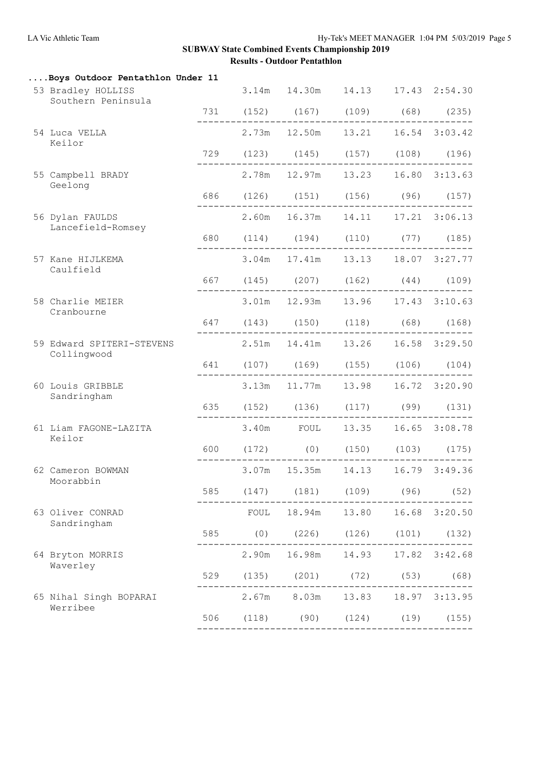# SUBWAY State Combined Events Championship 2019

## Results - Outdoor Pentathlon

### ....Boys Outdoor Pentathlon Under 11

| Place | Name / Club | Points | Event 1 | Event 2 | Event 3 | Event 4 | Event 5 |
|---|---|---|---|---|---|---|---|
| 53 | Bradley HOLLISS<br>Southern Peninsula | 731 | 3.14m (152) | 14.30m (167) | 14.13 (109) | 17.43 (68) | 2:54.30 (235) |
| 54 | Luca VELLA<br>Keilor | 729 | 2.73m (123) | 12.50m (145) | 13.21 (157) | 16.54 (108) | 3:03.42 (196) |
| 55 | Campbell BRADY<br>Geelong | 686 | 2.78m (126) | 12.97m (151) | 13.23 (156) | 16.80 (96) | 3:13.63 (157) |
| 56 | Dylan FAULDS<br>Lancefield-Romsey | 680 | 2.60m (114) | 16.37m (194) | 14.11 (110) | 17.21 (77) | 3:06.13 (185) |
| 57 | Kane HIJLKEMA<br>Caulfield | 667 | 3.04m (145) | 17.41m (207) | 13.13 (162) | 18.07 (44) | 3:27.77 (109) |
| 58 | Charlie MEIER<br>Cranbourne | 647 | 3.01m (143) | 12.93m (150) | 13.96 (118) | 17.43 (68) | 3:10.63 (168) |
| 59 | Edward SPITERI-STEVENS<br>Collingwood | 641 | 2.51m (107) | 14.41m (169) | 13.26 (155) | 16.58 (106) | 3:29.50 (104) |
| 60 | Louis GRIBBLE<br>Sandringham | 635 | 3.13m (152) | 11.77m (136) | 13.98 (117) | 16.72 (99) | 3:20.90 (131) |
| 61 | Liam FAGONE-LAZITA<br>Keilor | 600 | 3.40m (172) | FOUL (0) | 13.35 (150) | 16.65 (103) | 3:08.78 (175) |
| 62 | Cameron BOWMAN<br>Moorabbin | 585 | 3.07m (147) | 15.35m (181) | 14.13 (109) | 16.79 (96) | 3:49.36 (52) |
| 63 | Oliver CONRAD<br>Sandringham | 585 | FOUL (0) | 18.94m (226) | 13.80 (126) | 16.68 (101) | 3:20.50 (132) |
| 64 | Bryton MORRIS<br>Waverley | 529 | 2.90m (135) | 16.98m (201) | 14.93 (72) | 17.82 (53) | 3:42.68 (68) |
| 65 | Nihal Singh BOPARAI<br>Werribee | 506 | 2.67m (118) | 8.03m (90) | 13.83 (124) | 18.97 (19) | 3:13.95 (155) |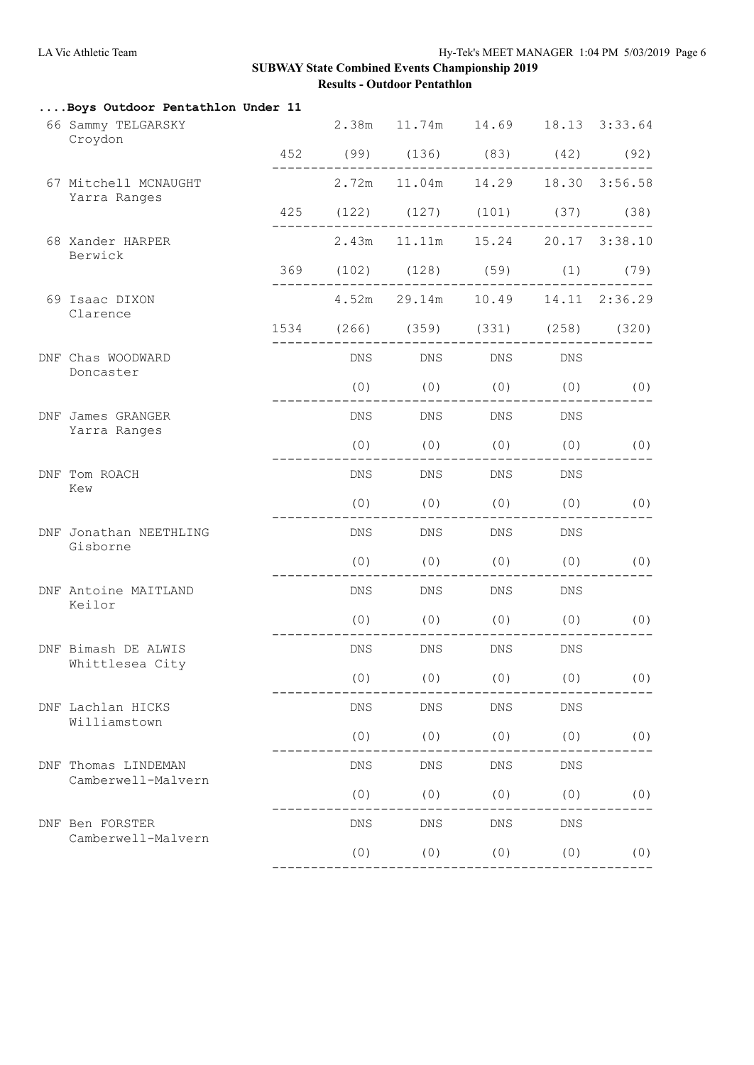# SUBWAY State Combined Events Championship 2019

## Results - Outdoor Pentathlon

### ....Boys Outdoor Pentathlon Under 11

| Place | Name / Club | Points | Event 1 | Event 2 | Event 3 | Event 4 | Event 5 |
|---|---|---|---|---|---|---|---|
| 66 | Sammy TELGARSKY<br>Croydon | | 2.38m | 11.74m | 14.69 | 18.13 | 3:33.64 |
| | | 452 | (99) | (136) | (83) | (42) | (92) |
| 67 | Mitchell MCNAUGHT<br>Yarra Ranges | | 2.72m | 11.04m | 14.29 | 18.30 | 3:56.58 |
| | | 425 | (122) | (127) | (101) | (37) | (38) |
| 68 | Xander HARPER<br>Berwick | | 2.43m | 11.11m | 15.24 | 20.17 | 3:38.10 |
| | | 369 | (102) | (128) | (59) | (1) | (79) |
| 69 | Isaac DIXON<br>Clarence | | 4.52m | 29.14m | 10.49 | 14.11 | 2:36.29 |
| | | 1534 | (266) | (359) | (331) | (258) | (320) |
| DNF | Chas WOODWARD<br>Doncaster | | DNS | DNS | DNS | DNS | |
| | | | (0) | (0) | (0) | (0) | (0) |
| DNF | James GRANGER<br>Yarra Ranges | | DNS | DNS | DNS | DNS | |
| | | | (0) | (0) | (0) | (0) | (0) |
| DNF | Tom ROACH<br>Kew | | DNS | DNS | DNS | DNS | |
| | | | (0) | (0) | (0) | (0) | (0) |
| DNF | Jonathan NEETHLING<br>Gisborne | | DNS | DNS | DNS | DNS | |
| | | | (0) | (0) | (0) | (0) | (0) |
| DNF | Antoine MAITLAND<br>Keilor | | DNS | DNS | DNS | DNS | |
| | | | (0) | (0) | (0) | (0) | (0) |
| DNF | Bimash DE ALWIS<br>Whittlesea City | | DNS | DNS | DNS | DNS | |
| | | | (0) | (0) | (0) | (0) | (0) |
| DNF | Lachlan HICKS<br>Williamstown | | DNS | DNS | DNS | DNS | |
| | | | (0) | (0) | (0) | (0) | (0) |
| DNF | Thomas LINDEMAN<br>Camberwell-Malvern | | DNS | DNS | DNS | DNS | |
| | | | (0) | (0) | (0) | (0) | (0) |
| DNF | Ben FORSTER<br>Camberwell-Malvern | | DNS | DNS | DNS | DNS | |
| | | | (0) | (0) | (0) | (0) | (0) |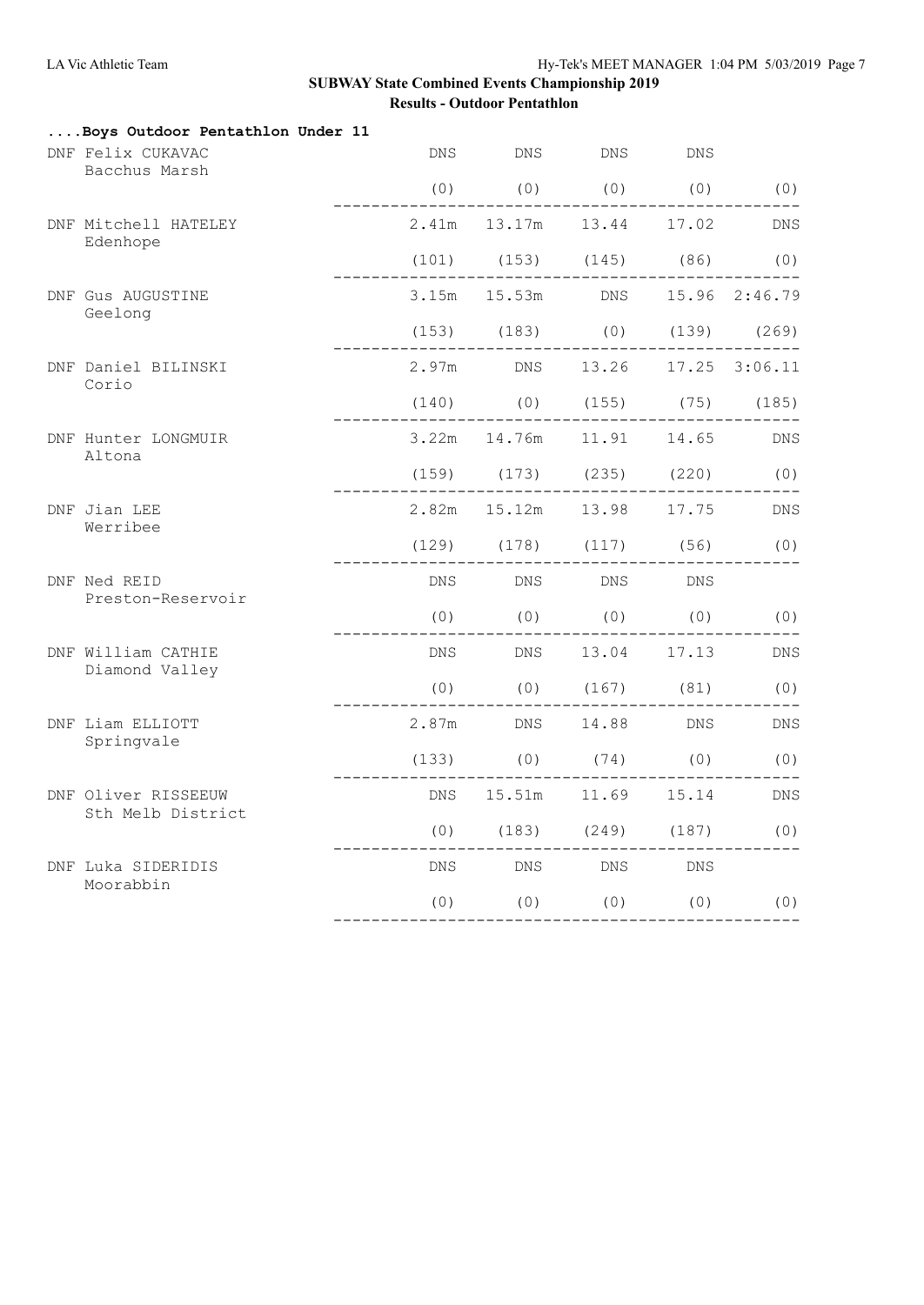## SUBWAY State Combined Events Championship 2019

### Results - Outdoor Pentathlon

**....Boys Outdoor Pentathlon Under 11**

| Place | Name / Team | | | | | |
|---|---|---|---|---|---|---|
| DNF | Felix CUKAVAC, Bacchus Marsh | DNS | DNS | DNS | DNS | |
| | | (0) | (0) | (0) | (0) | (0) |
| DNF | Mitchell HATELEY, Edenhope | 2.41m | 13.17m | 13.44 | 17.02 | DNS |
| | | (101) | (153) | (145) | (86) | (0) |
| DNF | Gus AUGUSTINE, Geelong | 3.15m | 15.53m | DNS | 15.96 | 2:46.79 |
| | | (153) | (183) | (0) | (139) | (269) |
| DNF | Daniel BILINSKI, Corio | 2.97m | DNS | 13.26 | 17.25 | 3:06.11 |
| | | (140) | (0) | (155) | (75) | (185) |
| DNF | Hunter LONGMUIR, Altona | 3.22m | 14.76m | 11.91 | 14.65 | DNS |
| | | (159) | (173) | (235) | (220) | (0) |
| DNF | Jian LEE, Werribee | 2.82m | 15.12m | 13.98 | 17.75 | DNS |
| | | (129) | (178) | (117) | (56) | (0) |
| DNF | Ned REID, Preston-Reservoir | DNS | DNS | DNS | DNS | |
| | | (0) | (0) | (0) | (0) | (0) |
| DNF | William CATHIE, Diamond Valley | DNS | DNS | 13.04 | 17.13 | DNS |
| | | (0) | (0) | (167) | (81) | (0) |
| DNF | Liam ELLIOTT, Springvale | 2.87m | DNS | 14.88 | DNS | DNS |
| | | (133) | (0) | (74) | (0) | (0) |
| DNF | Oliver RISSEEUW, Sth Melb District | DNS | 15.51m | 11.69 | 15.14 | DNS |
| | | (0) | (183) | (249) | (187) | (0) |
| DNF | Luka SIDERIDIS, Moorabbin | DNS | DNS | DNS | DNS | |
| | | (0) | (0) | (0) | (0) | (0) |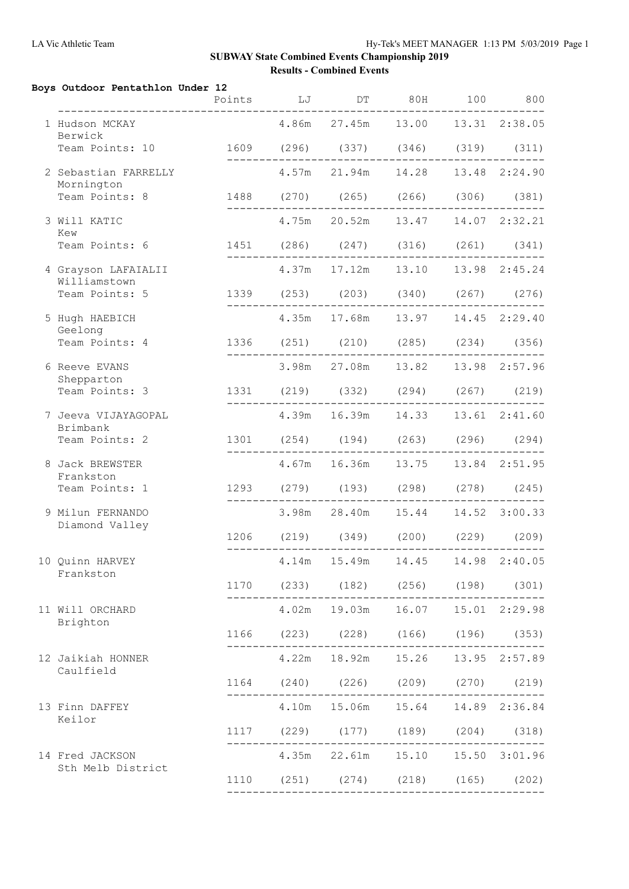## SUBWAY State Combined Events Championship 2019

### Results - Combined Events

**Boys Outdoor Pentathlon Under 12**

| Place | Name / Team | Points | LJ | DT | 80H | 100 | 800 |
|---|---|---|---|---|---|---|---|
| 1 | Hudson MCKAY, Berwick, Team Points: 10 | 1609 | 4.86m (296) | 27.45m (337) | 13.00 (346) | 13.31 (319) | 2:38.05 (311) |
| 2 | Sebastian FARRELLY, Mornington, Team Points: 8 | 1488 | 4.57m (270) | 21.94m (265) | 14.28 (266) | 13.48 (306) | 2:24.90 (381) |
| 3 | Will KATIC, Kew, Team Points: 6 | 1451 | 4.75m (286) | 20.52m (247) | 13.47 (316) | 14.07 (261) | 2:32.21 (341) |
| 4 | Grayson LAFAIALII, Williamstown, Team Points: 5 | 1339 | 4.37m (253) | 17.12m (203) | 13.10 (340) | 13.98 (267) | 2:45.24 (276) |
| 5 | Hugh HAEBICH, Geelong, Team Points: 4 | 1336 | 4.35m (251) | 17.68m (210) | 13.97 (285) | 14.45 (234) | 2:29.40 (356) |
| 6 | Reeve EVANS, Shepparton, Team Points: 3 | 1331 | 3.98m (219) | 27.08m (332) | 13.82 (294) | 13.98 (267) | 2:57.96 (219) |
| 7 | Jeeva VIJAYAGOPAL, Brimbank, Team Points: 2 | 1301 | 4.39m (254) | 16.39m (194) | 14.33 (263) | 13.61 (296) | 2:41.60 (294) |
| 8 | Jack BREWSTER, Frankston, Team Points: 1 | 1293 | 4.67m (279) | 16.36m (193) | 13.75 (298) | 13.84 (278) | 2:51.95 (245) |
| 9 | Milun FERNANDO, Diamond Valley | 1206 | 3.98m (219) | 28.40m (349) | 15.44 (200) | 14.52 (229) | 3:00.33 (209) |
| 10 | Quinn HARVEY, Frankston | 1170 | 4.14m (233) | 15.49m (182) | 14.45 (256) | 14.98 (198) | 2:40.05 (301) |
| 11 | Will ORCHARD, Brighton | 1166 | 4.02m (223) | 19.03m (228) | 16.07 (166) | 15.01 (196) | 2:29.98 (353) |
| 12 | Jaikiah HONNER, Caulfield | 1164 | 4.22m (240) | 18.92m (226) | 15.26 (209) | 13.95 (270) | 2:57.89 (219) |
| 13 | Finn DAFFEY, Keilor | 1117 | 4.10m (229) | 15.06m (177) | 15.64 (189) | 14.89 (204) | 2:36.84 (318) |
| 14 | Fred JACKSON, Sth Melb District | 1110 | 4.35m (251) | 22.61m (274) | 15.10 (218) | 15.50 (165) | 3:01.96 (202) |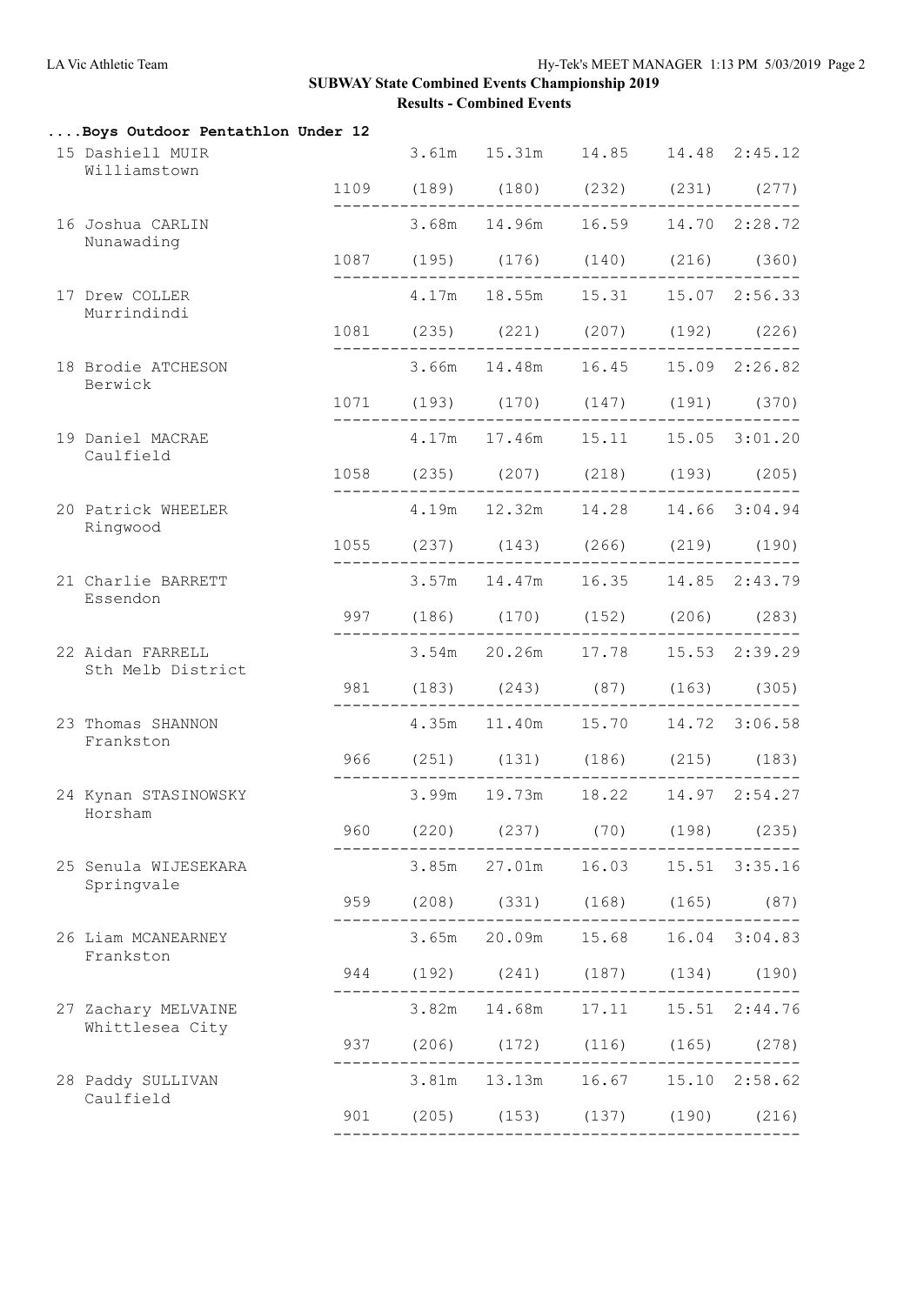## SUBWAY State Combined Events Championship 2019

### Results - Combined Events

**....Boys Outdoor Pentathlon Under 12**

| Place | Name / Club | Points | Event 1 | Event 2 | Event 3 | Event 4 | Event 5 |
|---|---|---|---|---|---|---|---|
| 15 | Dashiell MUIR, Williamstown | 1109 | 3.61m (189) | 15.31m (180) | 14.85 (232) | 14.48 (231) | 2:45.12 (277) |
| 16 | Joshua CARLIN, Nunawading | 1087 | 3.68m (195) | 14.96m (176) | 16.59 (140) | 14.70 (216) | 2:28.72 (360) |
| 17 | Drew COLLER, Murrindindi | 1081 | 4.17m (235) | 18.55m (221) | 15.31 (207) | 15.07 (192) | 2:56.33 (226) |
| 18 | Brodie ATCHESON, Berwick | 1071 | 3.66m (193) | 14.48m (170) | 16.45 (147) | 15.09 (191) | 2:26.82 (370) |
| 19 | Daniel MACRAE, Caulfield | 1058 | 4.17m (235) | 17.46m (207) | 15.11 (218) | 15.05 (193) | 3:01.20 (205) |
| 20 | Patrick WHEELER, Ringwood | 1055 | 4.19m (237) | 12.32m (143) | 14.28 (266) | 14.66 (219) | 3:04.94 (190) |
| 21 | Charlie BARRETT, Essendon | 997 | 3.57m (186) | 14.47m (170) | 16.35 (152) | 14.85 (206) | 2:43.79 (283) |
| 22 | Aidan FARRELL, Sth Melb District | 981 | 3.54m (183) | 20.26m (243) | 17.78 (87) | 15.53 (163) | 2:39.29 (305) |
| 23 | Thomas SHANNON, Frankston | 966 | 4.35m (251) | 11.40m (131) | 15.70 (186) | 14.72 (215) | 3:06.58 (183) |
| 24 | Kynan STASINOWSKY, Horsham | 960 | 3.99m (220) | 19.73m (237) | 18.22 (70) | 14.97 (198) | 2:54.27 (235) |
| 25 | Senula WIJESEKARA, Springvale | 959 | 3.85m (208) | 27.01m (331) | 16.03 (168) | 15.51 (165) | 3:35.16 (87) |
| 26 | Liam MCANEARNEY, Frankston | 944 | 3.65m (192) | 20.09m (241) | 15.68 (187) | 16.04 (134) | 3:04.83 (190) |
| 27 | Zachary MELVAINE, Whittlesea City | 937 | 3.82m (206) | 14.68m (172) | 17.11 (116) | 15.51 (165) | 2:44.76 (278) |
| 28 | Paddy SULLIVAN, Caulfield | 901 | 3.81m (205) | 13.13m (153) | 16.67 (137) | 15.10 (190) | 2:58.62 (216) |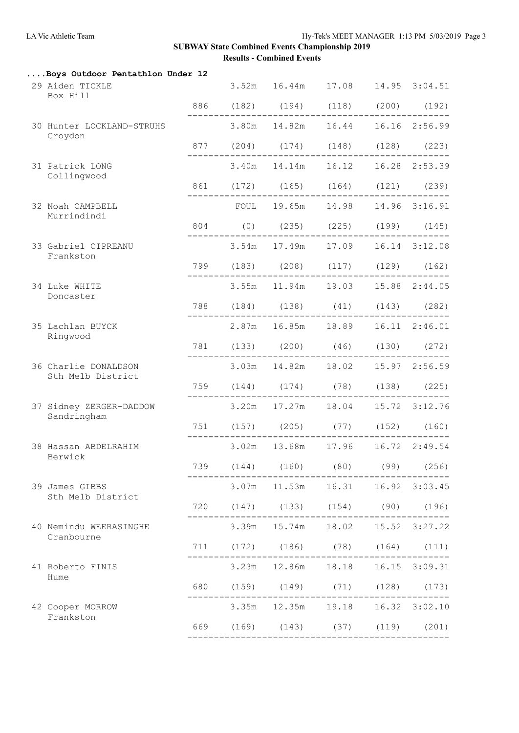## SUBWAY State Combined Events Championship 2019

### Results - Combined Events

#### ....Boys Outdoor Pentathlon Under 12

| Place | Name / Club | Points | Event 1 | Event 2 | Event 3 | Event 4 | Event 5 |
|---|---|---|---|---|---|---|---|
| 29 | Aiden TICKLE, Box Hill | 886 | 3.52m (182) | 16.44m (194) | 17.08 (118) | 14.95 (200) | 3:04.51 (192) |
| 30 | Hunter LOCKLAND-STRUHS, Croydon | 877 | 3.80m (204) | 14.82m (174) | 16.44 (148) | 16.16 (128) | 2:56.99 (223) |
| 31 | Patrick LONG, Collingwood | 861 | 3.40m (172) | 14.14m (165) | 16.12 (164) | 16.28 (121) | 2:53.39 (239) |
| 32 | Noah CAMPBELL, Murrindindi | 804 | FOUL (0) | 19.65m (235) | 14.98 (225) | 14.96 (199) | 3:16.91 (145) |
| 33 | Gabriel CIPREANU, Frankston | 799 | 3.54m (183) | 17.49m (208) | 17.09 (117) | 16.14 (129) | 3:12.08 (162) |
| 34 | Luke WHITE, Doncaster | 788 | 3.55m (184) | 11.94m (138) | 19.03 (41) | 15.88 (143) | 2:44.05 (282) |
| 35 | Lachlan BUYCK, Ringwood | 781 | 2.87m (133) | 16.85m (200) | 18.89 (46) | 16.11 (130) | 2:46.01 (272) |
| 36 | Charlie DONALDSON, Sth Melb District | 759 | 3.03m (144) | 14.82m (174) | 18.02 (78) | 15.97 (138) | 2:56.59 (225) |
| 37 | Sidney ZERGER-DADDOW, Sandringham | 751 | 3.20m (157) | 17.27m (205) | 18.04 (77) | 15.72 (152) | 3:12.76 (160) |
| 38 | Hassan ABDELRAHIM, Berwick | 739 | 3.02m (144) | 13.68m (160) | 17.96 (80) | 16.72 (99) | 2:49.54 (256) |
| 39 | James GIBBS, Sth Melb District | 720 | 3.07m (147) | 11.53m (133) | 16.31 (154) | 16.92 (90) | 3:03.45 (196) |
| 40 | Nemindu WEERASINGHE, Cranbourne | 711 | 3.39m (172) | 15.74m (186) | 18.02 (78) | 15.52 (164) | 3:27.22 (111) |
| 41 | Roberto FINIS, Hume | 680 | 3.23m (159) | 12.86m (149) | 18.18 (71) | 16.15 (128) | 3:09.31 (173) |
| 42 | Cooper MORROW, Frankston | 669 | 3.35m (169) | 12.35m (143) | 19.18 (37) | 16.32 (119) | 3:02.10 (201) |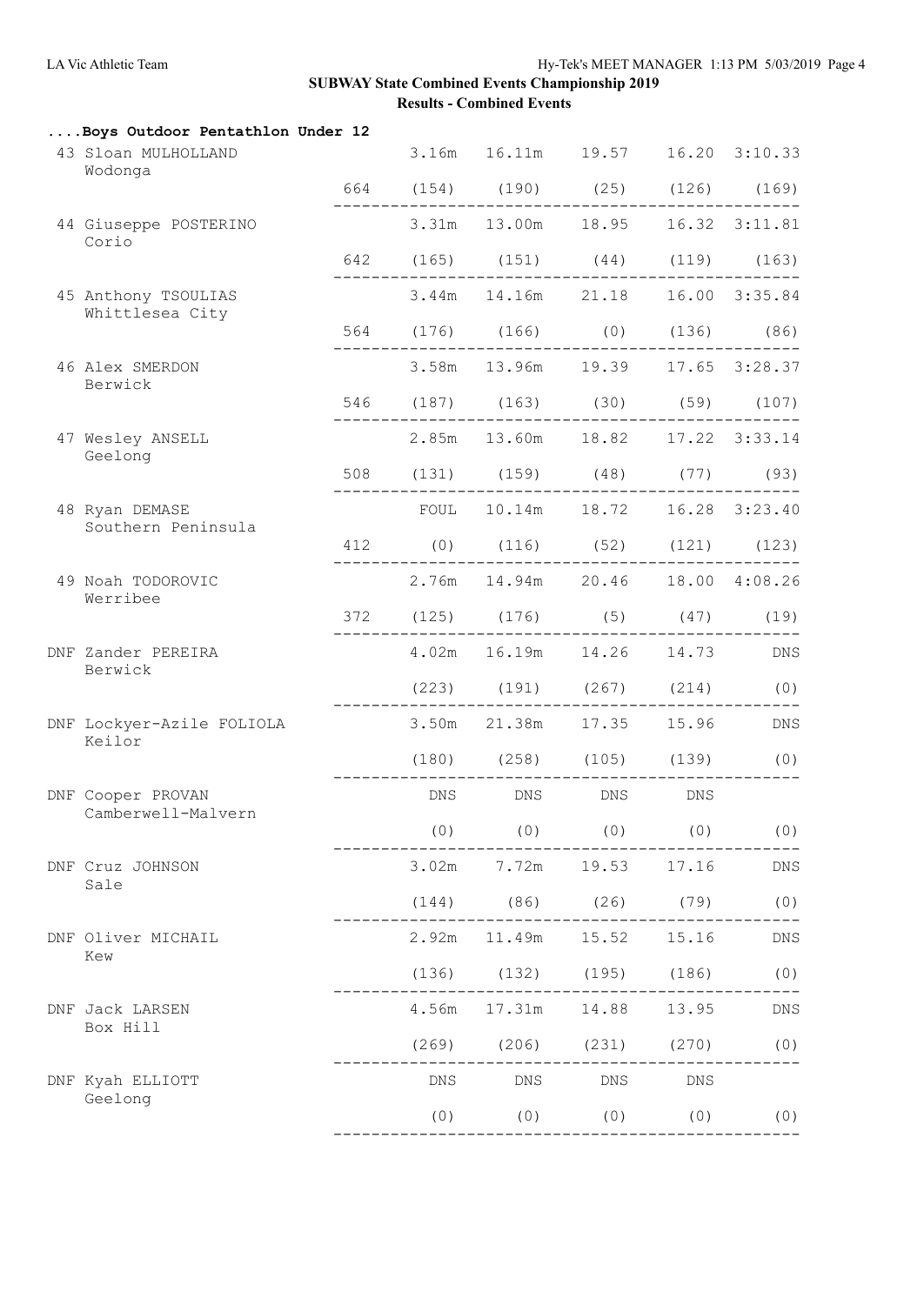**SUBWAY State Combined Events Championship 2019**

**Results - Combined Events**

**....Boys Outdoor Pentathlon Under 12**

| Place | Name / Club | Points | Event 1 | Event 2 | Event 3 | Event 4 | Event 5 |
|---|---|---|---|---|---|---|---|
| 43 | Sloan MULHOLLAND, Wodonga | | 3.16m | 16.11m | 19.57 | 16.20 | 3:10.33 |
| | | 664 | (154) | (190) | (25) | (126) | (169) |
| 44 | Giuseppe POSTERINO, Corio | | 3.31m | 13.00m | 18.95 | 16.32 | 3:11.81 |
| | | 642 | (165) | (151) | (44) | (119) | (163) |
| 45 | Anthony TSOULIAS, Whittlesea City | | 3.44m | 14.16m | 21.18 | 16.00 | 3:35.84 |
| | | 564 | (176) | (166) | (0) | (136) | (86) |
| 46 | Alex SMERDON, Berwick | | 3.58m | 13.96m | 19.39 | 17.65 | 3:28.37 |
| | | 546 | (187) | (163) | (30) | (59) | (107) |
| 47 | Wesley ANSELL, Geelong | | 2.85m | 13.60m | 18.82 | 17.22 | 3:33.14 |
| | | 508 | (131) | (159) | (48) | (77) | (93) |
| 48 | Ryan DEMASE, Southern Peninsula | | FOUL | 10.14m | 18.72 | 16.28 | 3:23.40 |
| | | 412 | (0) | (116) | (52) | (121) | (123) |
| 49 | Noah TODOROVIC, Werribee | | 2.76m | 14.94m | 20.46 | 18.00 | 4:08.26 |
| | | 372 | (125) | (176) | (5) | (47) | (19) |
| DNF | Zander PEREIRA, Berwick | | 4.02m | 16.19m | 14.26 | 14.73 | DNS |
| | | | (223) | (191) | (267) | (214) | (0) |
| DNF | Lockyer-Azile FOLIOLA, Keilor | | 3.50m | 21.38m | 17.35 | 15.96 | DNS |
| | | | (180) | (258) | (105) | (139) | (0) |
| DNF | Cooper PROVAN, Camberwell-Malvern | | DNS | DNS | DNS | DNS | |
| | | | (0) | (0) | (0) | (0) | (0) |
| DNF | Cruz JOHNSON, Sale | | 3.02m | 7.72m | 19.53 | 17.16 | DNS |
| | | | (144) | (86) | (26) | (79) | (0) |
| DNF | Oliver MICHAIL, Kew | | 2.92m | 11.49m | 15.52 | 15.16 | DNS |
| | | | (136) | (132) | (195) | (186) | (0) |
| DNF | Jack LARSEN, Box Hill | | 4.56m | 17.31m | 14.88 | 13.95 | DNS |
| | | | (269) | (206) | (231) | (270) | (0) |
| DNF | Kyah ELLIOTT, Geelong | | DNS | DNS | DNS | DNS | |
| | | | (0) | (0) | (0) | (0) | (0) |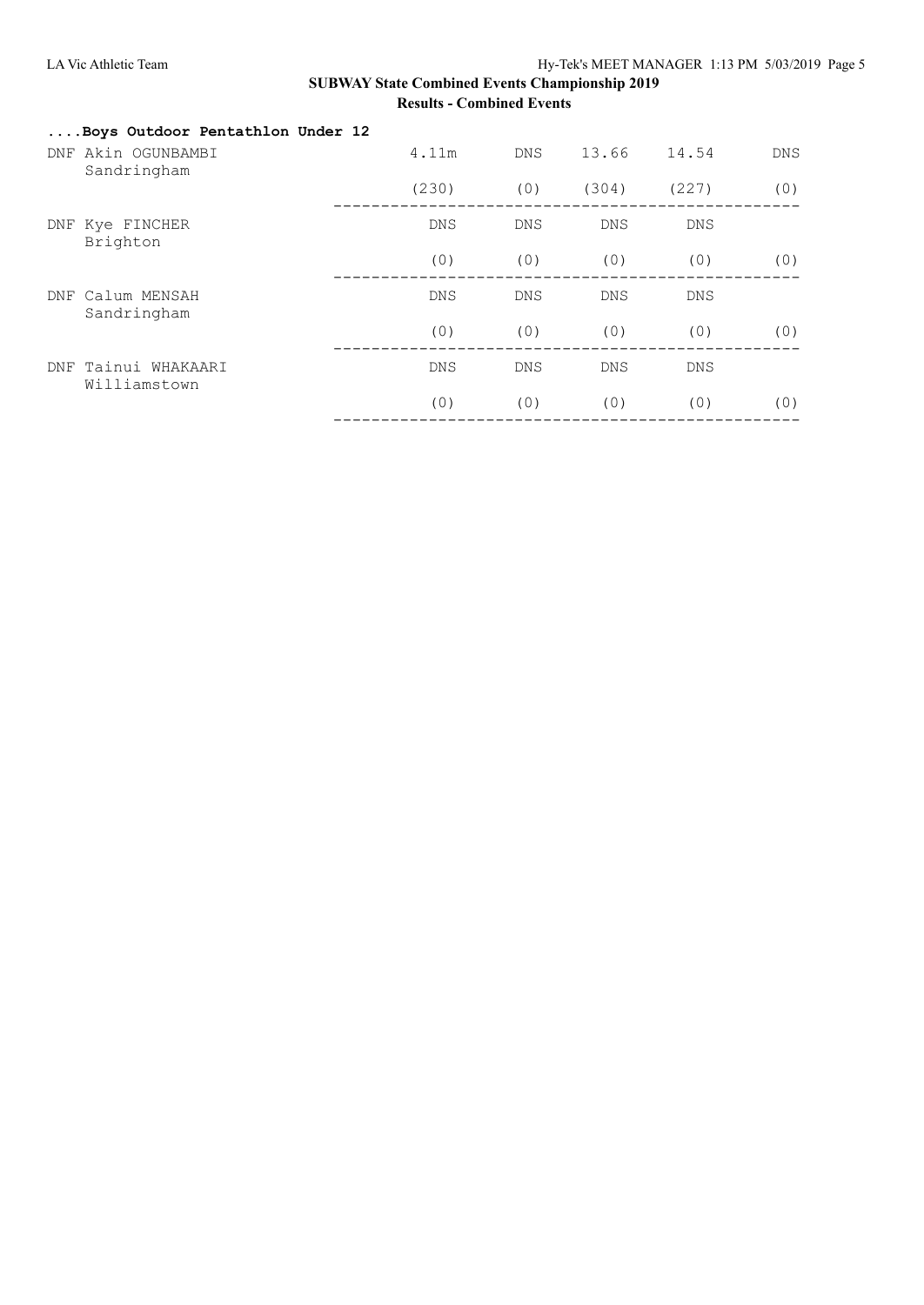**SUBWAY State Combined Events Championship 2019**

**Results - Combined Events**

### ....Boys Outdoor Pentathlon Under 12

| Place | Name / Club | | | | | |
|---|---|---|---|---|---|---|
| DNF | Akin OGUNBAMBI<br>Sandringham | 4.11m | DNS | 13.66 | 14.54 | DNS |
| | | (230) | (0) | (304) | (227) | (0) |
| DNF | Kye FINCHER<br>Brighton | DNS | DNS | DNS | DNS | |
| | | (0) | (0) | (0) | (0) | (0) |
| DNF | Calum MENSAH<br>Sandringham | DNS | DNS | DNS | DNS | |
| | | (0) | (0) | (0) | (0) | (0) |
| DNF | Tainui WHAKAARI<br>Williamstown | DNS | DNS | DNS | DNS | |
| | | (0) | (0) | (0) | (0) | (0) |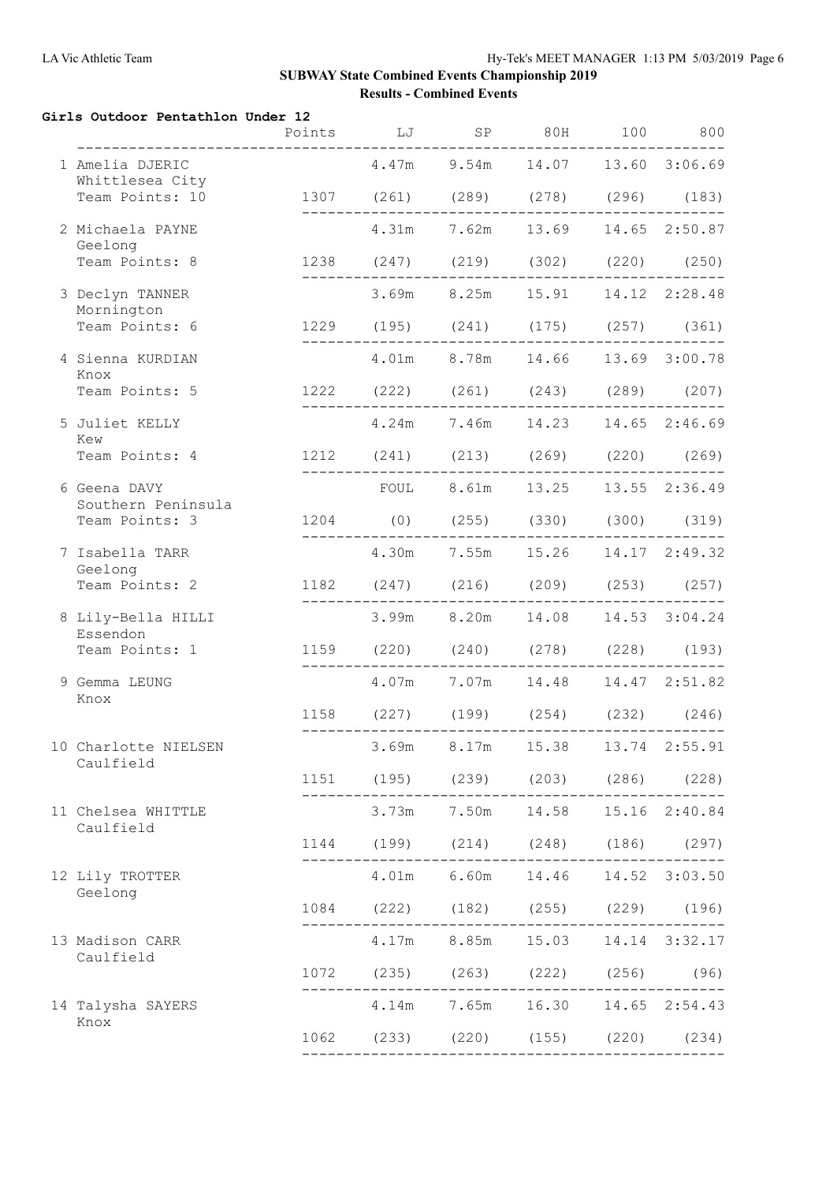## SUBWAY State Combined Events Championship 2019

### Results - Combined Events

**Girls Outdoor Pentathlon Under 12**

| | Points | LJ | SP | 80H | 100 | 800 |
|---|---|---|---|---|---|---|
| 1 Amelia DJERIC<br>Whittlesea City<br>Team Points: 10 | 1307 | 4.47m (261) | 9.54m (289) | 14.07 (278) | 13.60 (296) | 3:06.69 (183) |
| 2 Michaela PAYNE<br>Geelong<br>Team Points: 8 | 1238 | 4.31m (247) | 7.62m (219) | 13.69 (302) | 14.65 (220) | 2:50.87 (250) |
| 3 Declyn TANNER<br>Mornington<br>Team Points: 6 | 1229 | 3.69m (195) | 8.25m (241) | 15.91 (175) | 14.12 (257) | 2:28.48 (361) |
| 4 Sienna KURDIAN<br>Knox<br>Team Points: 5 | 1222 | 4.01m (222) | 8.78m (261) | 14.66 (243) | 13.69 (289) | 3:00.78 (207) |
| 5 Juliet KELLY<br>Kew<br>Team Points: 4 | 1212 | 4.24m (241) | 7.46m (213) | 14.23 (269) | 14.65 (220) | 2:46.69 (269) |
| 6 Geena DAVY<br>Southern Peninsula<br>Team Points: 3 | 1204 | FOUL (0) | 8.61m (255) | 13.25 (330) | 13.55 (300) | 2:36.49 (319) |
| 7 Isabella TARR<br>Geelong<br>Team Points: 2 | 1182 | 4.30m (247) | 7.55m (216) | 15.26 (209) | 14.17 (253) | 2:49.32 (257) |
| 8 Lily-Bella HILLI<br>Essendon<br>Team Points: 1 | 1159 | 3.99m (220) | 8.20m (240) | 14.08 (278) | 14.53 (228) | 3:04.24 (193) |
| 9 Gemma LEUNG<br>Knox | 1158 | 4.07m (227) | 7.07m (199) | 14.48 (254) | 14.47 (232) | 2:51.82 (246) |
| 10 Charlotte NIELSEN<br>Caulfield | 1151 | 3.69m (195) | 8.17m (239) | 15.38 (203) | 13.74 (286) | 2:55.91 (228) |
| 11 Chelsea WHITTLE<br>Caulfield | 1144 | 3.73m (199) | 7.50m (214) | 14.58 (248) | 15.16 (186) | 2:40.84 (297) |
| 12 Lily TROTTER<br>Geelong | 1084 | 4.01m (222) | 6.60m (182) | 14.46 (255) | 14.52 (229) | 3:03.50 (196) |
| 13 Madison CARR<br>Caulfield | 1072 | 4.17m (235) | 8.85m (263) | 15.03 (222) | 14.14 (256) | 3:32.17 (96) |
| 14 Talysha SAYERS<br>Knox | 1062 | 4.14m (233) | 7.65m (220) | 16.30 (155) | 14.65 (220) | 2:54.43 (234) |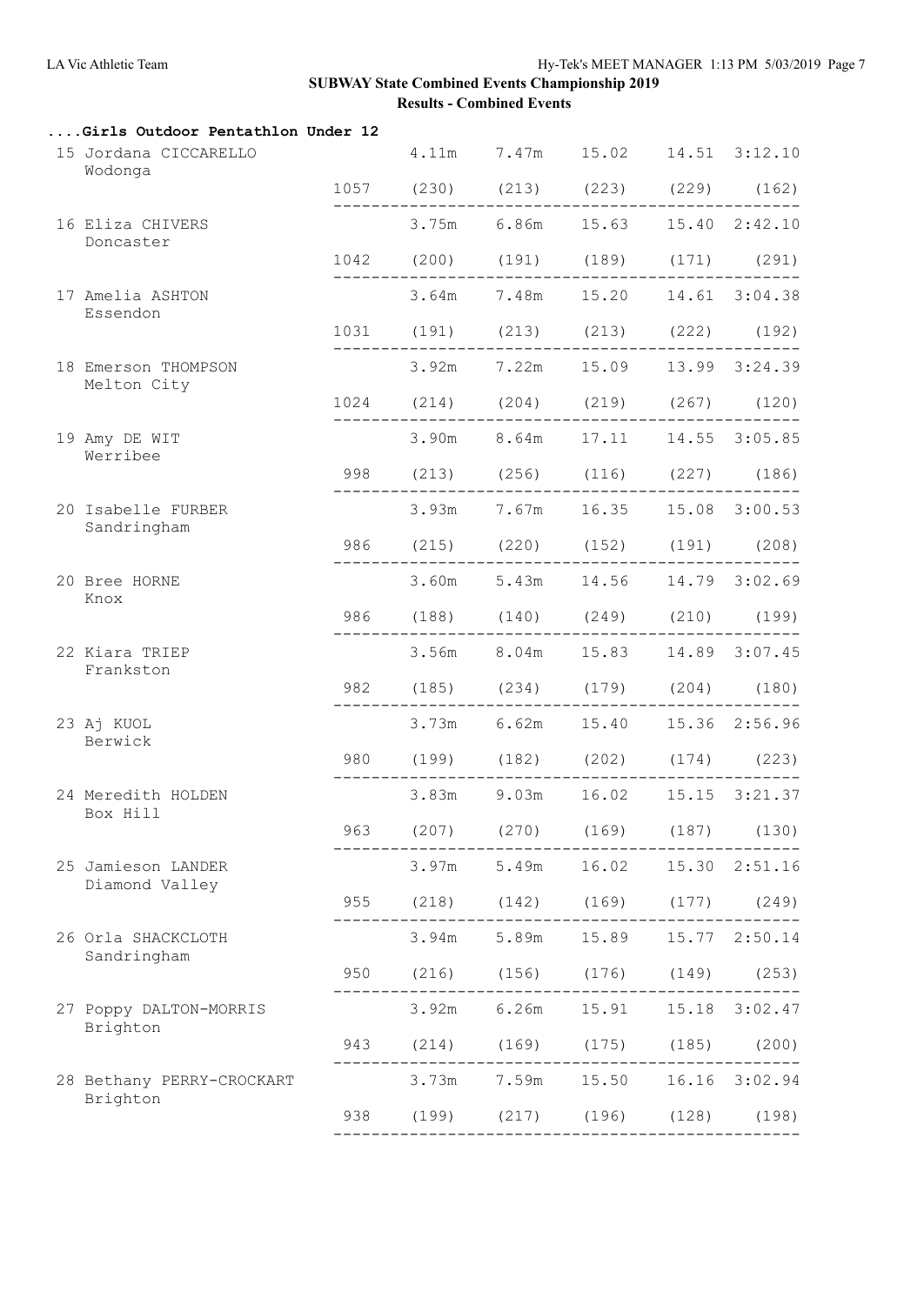## SUBWAY State Combined Events Championship 2019

### Results - Combined Events

**....Girls Outdoor Pentathlon Under 12**

| Place | Name / Club | Points | | | | | |
|---|---|---|---|---|---|---|---|
| 15 | Jordana CICCARELLO, Wodonga | | 4.11m | 7.47m | 15.02 | 14.51 | 3:12.10 |
| | | 1057 | (230) | (213) | (223) | (229) | (162) |
| 16 | Eliza CHIVERS, Doncaster | | 3.75m | 6.86m | 15.63 | 15.40 | 2:42.10 |
| | | 1042 | (200) | (191) | (189) | (171) | (291) |
| 17 | Amelia ASHTON, Essendon | | 3.64m | 7.48m | 15.20 | 14.61 | 3:04.38 |
| | | 1031 | (191) | (213) | (213) | (222) | (192) |
| 18 | Emerson THOMPSON, Melton City | | 3.92m | 7.22m | 15.09 | 13.99 | 3:24.39 |
| | | 1024 | (214) | (204) | (219) | (267) | (120) |
| 19 | Amy DE WIT, Werribee | | 3.90m | 8.64m | 17.11 | 14.55 | 3:05.85 |
| | | 998 | (213) | (256) | (116) | (227) | (186) |
| 20 | Isabelle FURBER, Sandringham | | 3.93m | 7.67m | 16.35 | 15.08 | 3:00.53 |
| | | 986 | (215) | (220) | (152) | (191) | (208) |
| 20 | Bree HORNE, Knox | | 3.60m | 5.43m | 14.56 | 14.79 | 3:02.69 |
| | | 986 | (188) | (140) | (249) | (210) | (199) |
| 22 | Kiara TRIEP, Frankston | | 3.56m | 8.04m | 15.83 | 14.89 | 3:07.45 |
| | | 982 | (185) | (234) | (179) | (204) | (180) |
| 23 | Aj KUOL, Berwick | | 3.73m | 6.62m | 15.40 | 15.36 | 2:56.96 |
| | | 980 | (199) | (182) | (202) | (174) | (223) |
| 24 | Meredith HOLDEN, Box Hill | | 3.83m | 9.03m | 16.02 | 15.15 | 3:21.37 |
| | | 963 | (207) | (270) | (169) | (187) | (130) |
| 25 | Jamieson LANDER, Diamond Valley | | 3.97m | 5.49m | 16.02 | 15.30 | 2:51.16 |
| | | 955 | (218) | (142) | (169) | (177) | (249) |
| 26 | Orla SHACKCLOTH, Sandringham | | 3.94m | 5.89m | 15.89 | 15.77 | 2:50.14 |
| | | 950 | (216) | (156) | (176) | (149) | (253) |
| 27 | Poppy DALTON-MORRIS, Brighton | | 3.92m | 6.26m | 15.91 | 15.18 | 3:02.47 |
| | | 943 | (214) | (169) | (175) | (185) | (200) |
| 28 | Bethany PERRY-CROCKART, Brighton | | 3.73m | 7.59m | 15.50 | 16.16 | 3:02.94 |
| | | 938 | (199) | (217) | (196) | (128) | (198) |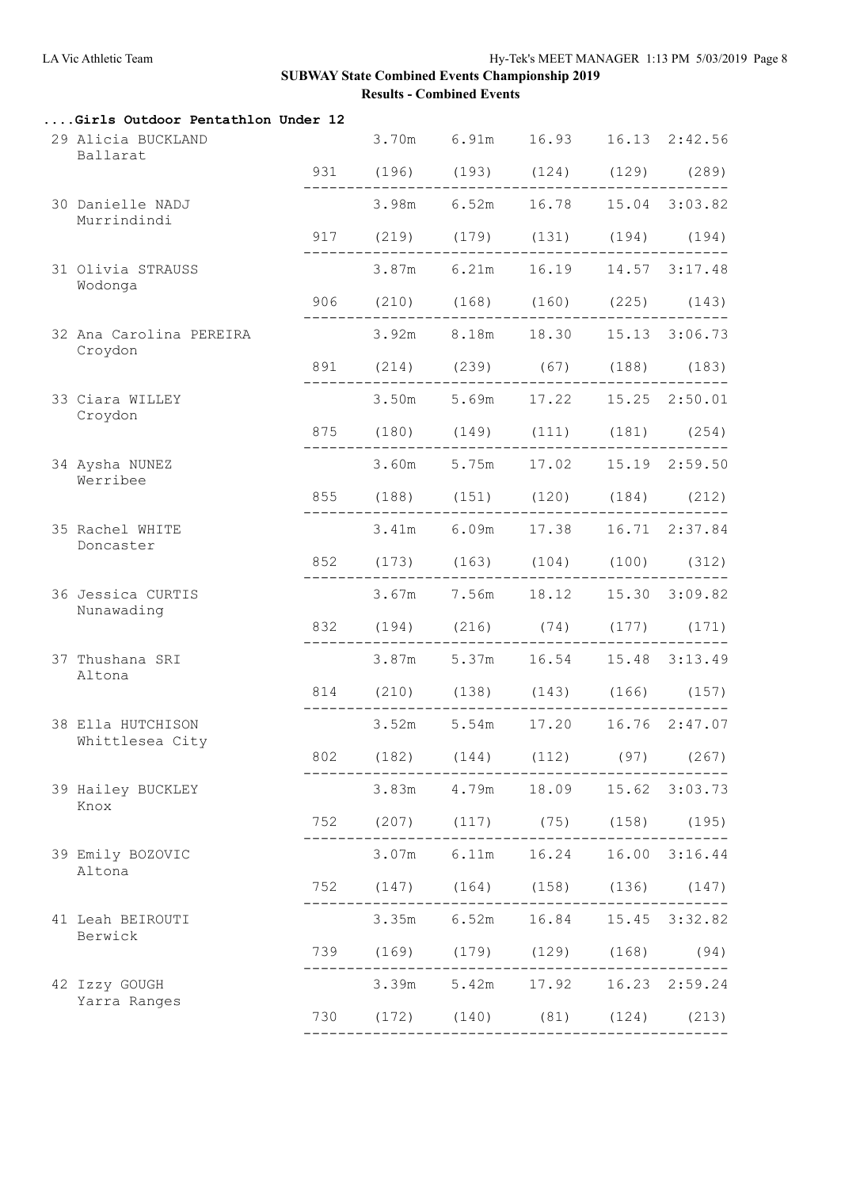## SUBWAY State Combined Events Championship 2019

### Results - Combined Events

**....Girls Outdoor Pentathlon Under 12**

| Place | Name / Club | Points | Event 1 | Event 2 | Event 3 | Event 4 | Event 5 |
|---|---|---|---|---|---|---|---|
| 29 | Alicia BUCKLAND<br>Ballarat | 931 | 3.70m (196) | 6.91m (193) | 16.93 (124) | 16.13 (129) | 2:42.56 (289) |
| 30 | Danielle NADJ<br>Murrindindi | 917 | 3.98m (219) | 6.52m (179) | 16.78 (131) | 15.04 (194) | 3:03.82 (194) |
| 31 | Olivia STRAUSS<br>Wodonga | 906 | 3.87m (210) | 6.21m (168) | 16.19 (160) | 14.57 (225) | 3:17.48 (143) |
| 32 | Ana Carolina PEREIRA<br>Croydon | 891 | 3.92m (214) | 8.18m (239) | 18.30 (67) | 15.13 (188) | 3:06.73 (183) |
| 33 | Ciara WILLEY<br>Croydon | 875 | 3.50m (180) | 5.69m (149) | 17.22 (111) | 15.25 (181) | 2:50.01 (254) |
| 34 | Aysha NUNEZ<br>Werribee | 855 | 3.60m (188) | 5.75m (151) | 17.02 (120) | 15.19 (184) | 2:59.50 (212) |
| 35 | Rachel WHITE<br>Doncaster | 852 | 3.41m (173) | 6.09m (163) | 17.38 (104) | 16.71 (100) | 2:37.84 (312) |
| 36 | Jessica CURTIS<br>Nunawading | 832 | 3.67m (194) | 7.56m (216) | 18.12 (74) | 15.30 (177) | 3:09.82 (171) |
| 37 | Thushana SRI<br>Altona | 814 | 3.87m (210) | 5.37m (138) | 16.54 (143) | 15.48 (166) | 3:13.49 (157) |
| 38 | Ella HUTCHISON<br>Whittlesea City | 802 | 3.52m (182) | 5.54m (144) | 17.20 (112) | 16.76 (97) | 2:47.07 (267) |
| 39 | Hailey BUCKLEY<br>Knox | 752 | 3.83m (207) | 4.79m (117) | 18.09 (75) | 15.62 (158) | 3:03.73 (195) |
| 39 | Emily BOZOVIC<br>Altona | 752 | 3.07m (147) | 6.11m (164) | 16.24 (158) | 16.00 (136) | 3:16.44 (147) |
| 41 | Leah BEIROUTI<br>Berwick | 739 | 3.35m (169) | 6.52m (179) | 16.84 (129) | 15.45 (168) | 3:32.82 (94) |
| 42 | Izzy GOUGH<br>Yarra Ranges | 730 | 3.39m (172) | 5.42m (140) | 17.92 (81) | 16.23 (124) | 2:59.24 (213) |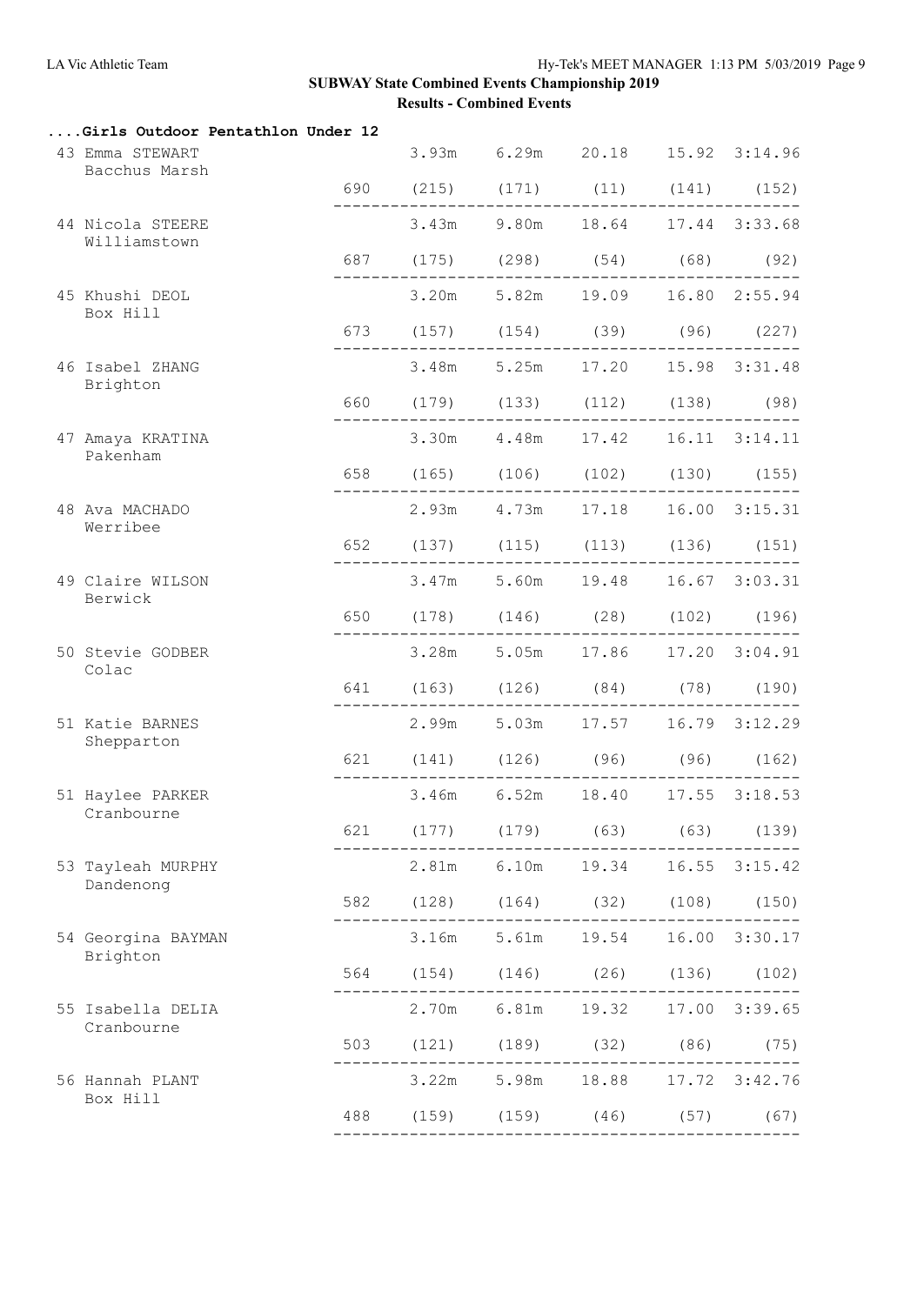# SUBWAY State Combined Events Championship 2019

## Results - Combined Events

### ....Girls Outdoor Pentathlon Under 12

| Place | Name / Club | Points | | | | | |
|---|---|---|---|---|---|---|---|
| 43 | Emma STEWART<br>Bacchus Marsh | | 3.93m | 6.29m | 20.18 | 15.92 | 3:14.96 |
| | | 690 | (215) | (171) | (11) | (141) | (152) |
| 44 | Nicola STEERE<br>Williamstown | | 3.43m | 9.80m | 18.64 | 17.44 | 3:33.68 |
| | | 687 | (175) | (298) | (54) | (68) | (92) |
| 45 | Khushi DEOL<br>Box Hill | | 3.20m | 5.82m | 19.09 | 16.80 | 2:55.94 |
| | | 673 | (157) | (154) | (39) | (96) | (227) |
| 46 | Isabel ZHANG<br>Brighton | | 3.48m | 5.25m | 17.20 | 15.98 | 3:31.48 |
| | | 660 | (179) | (133) | (112) | (138) | (98) |
| 47 | Amaya KRATINA<br>Pakenham | | 3.30m | 4.48m | 17.42 | 16.11 | 3:14.11 |
| | | 658 | (165) | (106) | (102) | (130) | (155) |
| 48 | Ava MACHADO<br>Werribee | | 2.93m | 4.73m | 17.18 | 16.00 | 3:15.31 |
| | | 652 | (137) | (115) | (113) | (136) | (151) |
| 49 | Claire WILSON<br>Berwick | | 3.47m | 5.60m | 19.48 | 16.67 | 3:03.31 |
| | | 650 | (178) | (146) | (28) | (102) | (196) |
| 50 | Stevie GODBER<br>Colac | | 3.28m | 5.05m | 17.86 | 17.20 | 3:04.91 |
| | | 641 | (163) | (126) | (84) | (78) | (190) |
| 51 | Katie BARNES<br>Shepparton | | 2.99m | 5.03m | 17.57 | 16.79 | 3:12.29 |
| | | 621 | (141) | (126) | (96) | (96) | (162) |
| 51 | Haylee PARKER<br>Cranbourne | | 3.46m | 6.52m | 18.40 | 17.55 | 3:18.53 |
| | | 621 | (177) | (179) | (63) | (63) | (139) |
| 53 | Tayleah MURPHY<br>Dandenong | | 2.81m | 6.10m | 19.34 | 16.55 | 3:15.42 |
| | | 582 | (128) | (164) | (32) | (108) | (150) |
| 54 | Georgina BAYMAN<br>Brighton | | 3.16m | 5.61m | 19.54 | 16.00 | 3:30.17 |
| | | 564 | (154) | (146) | (26) | (136) | (102) |
| 55 | Isabella DELIA<br>Cranbourne | | 2.70m | 6.81m | 19.32 | 17.00 | 3:39.65 |
| | | 503 | (121) | (189) | (32) | (86) | (75) |
| 56 | Hannah PLANT<br>Box Hill | | 3.22m | 5.98m | 18.88 | 17.72 | 3:42.76 |
| | | 488 | (159) | (159) | (46) | (57) | (67) |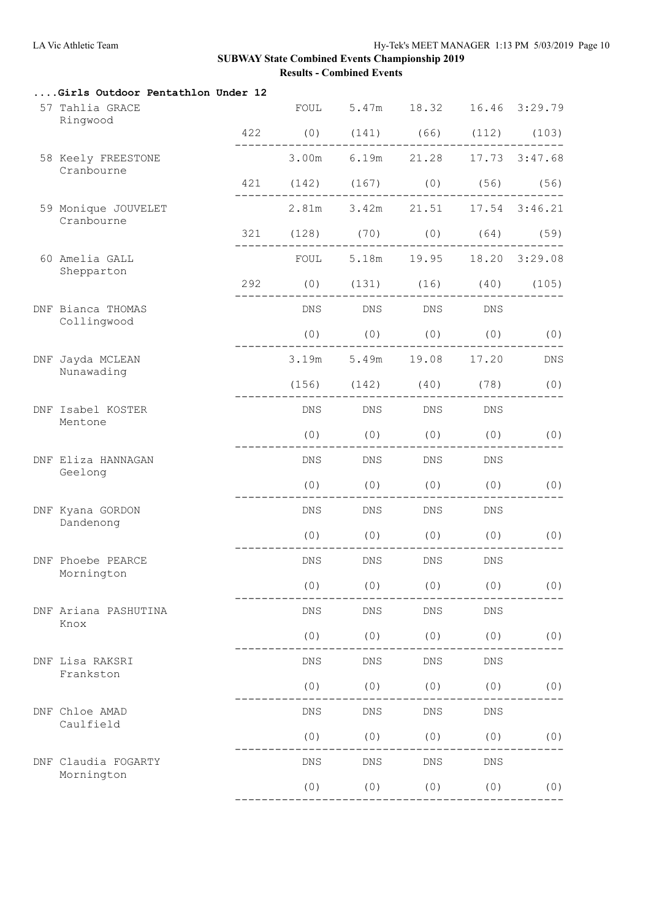## SUBWAY State Combined Events Championship 2019

### Results - Combined Events

#### ....Girls Outdoor Pentathlon Under 12

| Place | Name / Club | Points | Event 1 | Event 2 | Event 3 | Event 4 | Event 5 |
|---|---|---|---|---|---|---|---|
| 57 | Tahlia GRACE, Ringwood | 422 | FOUL (0) | 5.47m (141) | 18.32 (66) | 16.46 (112) | 3:29.79 (103) |
| 58 | Keely FREESTONE, Cranbourne | 421 | 3.00m (142) | 6.19m (167) | 21.28 (0) | 17.73 (56) | 3:47.68 (56) |
| 59 | Monique JOUVELET, Cranbourne | 321 | 2.81m (128) | 3.42m (70) | 21.51 (0) | 17.54 (64) | 3:46.21 (59) |
| 60 | Amelia GALL, Shepparton | 292 | FOUL (0) | 5.18m (131) | 19.95 (16) | 18.20 (40) | 3:29.08 (105) |
| DNF | Bianca THOMAS, Collingwood | | DNS (0) | DNS (0) | DNS (0) | DNS (0) | (0) |
| DNF | Jayda MCLEAN, Nunawading | | 3.19m (156) | 5.49m (142) | 19.08 (40) | 17.20 (78) | DNS (0) |
| DNF | Isabel KOSTER, Mentone | | DNS (0) | DNS (0) | DNS (0) | DNS (0) | (0) |
| DNF | Eliza HANNAGAN, Geelong | | DNS (0) | DNS (0) | DNS (0) | DNS (0) | (0) |
| DNF | Kyana GORDON, Dandenong | | DNS (0) | DNS (0) | DNS (0) | DNS (0) | (0) |
| DNF | Phoebe PEARCE, Mornington | | DNS (0) | DNS (0) | DNS (0) | DNS (0) | (0) |
| DNF | Ariana PASHUTINA, Knox | | DNS (0) | DNS (0) | DNS (0) | DNS (0) | (0) |
| DNF | Lisa RAKSRI, Frankston | | DNS (0) | DNS (0) | DNS (0) | DNS (0) | (0) |
| DNF | Chloe AMAD, Caulfield | | DNS (0) | DNS (0) | DNS (0) | DNS (0) | (0) |
| DNF | Claudia FOGARTY, Mornington | | DNS (0) | DNS (0) | DNS (0) | DNS (0) | (0) |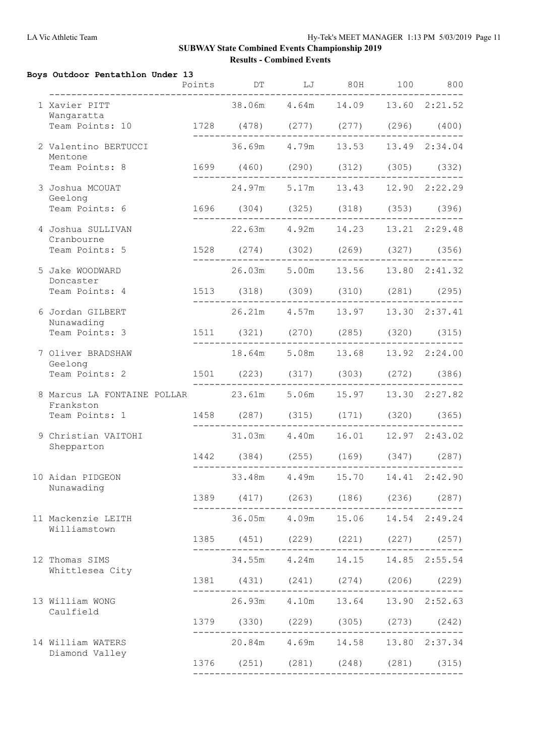# SUBWAY State Combined Events Championship 2019

## Results - Combined Events

### Boys Outdoor Pentathlon Under 13

| Place | Name / Club | Points | DT | LJ | 80H | 100 | 800 |
|---|---|---|---|---|---|---|---|
| 1 | Xavier PITT, Wangaratta, Team Points: 10 | 1728 | 38.06m (478) | 4.64m (277) | 14.09 (277) | 13.60 (296) | 2:21.52 (400) |
| 2 | Valentino BERTUCCI, Mentone, Team Points: 8 | 1699 | 36.69m (460) | 4.79m (290) | 13.53 (312) | 13.49 (305) | 2:34.04 (332) |
| 3 | Joshua MCOUAT, Geelong, Team Points: 6 | 1696 | 24.97m (304) | 5.17m (325) | 13.43 (318) | 12.90 (353) | 2:22.29 (396) |
| 4 | Joshua SULLIVAN, Cranbourne, Team Points: 5 | 1528 | 22.63m (274) | 4.92m (302) | 14.23 (269) | 13.21 (327) | 2:29.48 (356) |
| 5 | Jake WOODWARD, Doncaster, Team Points: 4 | 1513 | 26.03m (318) | 5.00m (309) | 13.56 (310) | 13.80 (281) | 2:41.32 (295) |
| 6 | Jordan GILBERT, Nunawading, Team Points: 3 | 1511 | 26.21m (321) | 4.57m (270) | 13.97 (285) | 13.30 (320) | 2:37.41 (315) |
| 7 | Oliver BRADSHAW, Geelong, Team Points: 2 | 1501 | 18.64m (223) | 5.08m (317) | 13.68 (303) | 13.92 (272) | 2:24.00 (386) |
| 8 | Marcus LA FONTAINE POLLAR, Frankston, Team Points: 1 | 1458 | 23.61m (287) | 5.06m (315) | 15.97 (171) | 13.30 (320) | 2:27.82 (365) |
| 9 | Christian VAITOHI, Shepparton | 1442 | 31.03m (384) | 4.40m (255) | 16.01 (169) | 12.97 (347) | 2:43.02 (287) |
| 10 | Aidan PIDGEON, Nunawading | 1389 | 33.48m (417) | 4.49m (263) | 15.70 (186) | 14.41 (236) | 2:42.90 (287) |
| 11 | Mackenzie LEITH, Williamstown | 1385 | 36.05m (451) | 4.09m (229) | 15.06 (221) | 14.54 (227) | 2:49.24 (257) |
| 12 | Thomas SIMS, Whittlesea City | 1381 | 34.55m (431) | 4.24m (241) | 14.15 (274) | 14.85 (206) | 2:55.54 (229) |
| 13 | William WONG, Caulfield | 1379 | 26.93m (330) | 4.10m (229) | 13.64 (305) | 13.90 (273) | 2:52.63 (242) |
| 14 | William WATERS, Diamond Valley | 1376 | 20.84m (251) | 4.69m (281) | 14.58 (248) | 13.80 (281) | 2:37.34 (315) |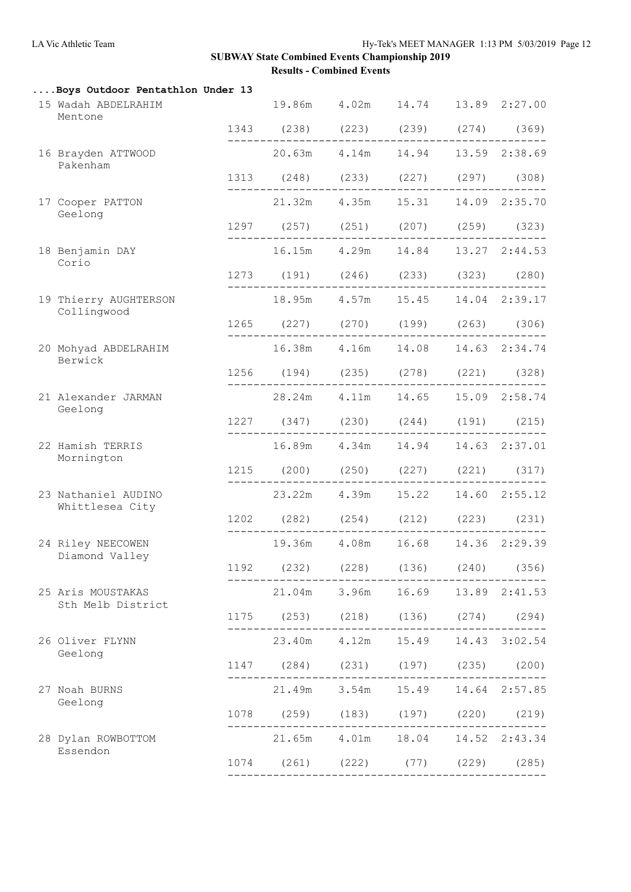## SUBWAY State Combined Events Championship 2019

### Results - Combined Events

#### ....Boys Outdoor Pentathlon Under 13

| Place | Name / Club | Points | Shot Put | Long Jump | Hurdles | 100m | 800m |
|---|---|---|---|---|---|---|---|
| 15 | Wadah ABDELRAHIM, Mentone | 1343 | 19.86m (238) | 4.02m (223) | 14.74 (239) | 13.89 (274) | 2:27.00 (369) |
| 16 | Brayden ATTWOOD, Pakenham | 1313 | 20.63m (248) | 4.14m (233) | 14.94 (227) | 13.59 (297) | 2:38.69 (308) |
| 17 | Cooper PATTON, Geelong | 1297 | 21.32m (257) | 4.35m (251) | 15.31 (207) | 14.09 (259) | 2:35.70 (323) |
| 18 | Benjamin DAY, Corio | 1273 | 16.15m (191) | 4.29m (246) | 14.84 (233) | 13.27 (323) | 2:44.53 (280) |
| 19 | Thierry AUGHTERSON, Collingwood | 1265 | 18.95m (227) | 4.57m (270) | 15.45 (199) | 14.04 (263) | 2:39.17 (306) |
| 20 | Mohyad ABDELRAHIM, Berwick | 1256 | 16.38m (194) | 4.16m (235) | 14.08 (278) | 14.63 (221) | 2:34.74 (328) |
| 21 | Alexander JARMAN, Geelong | 1227 | 28.24m (347) | 4.11m (230) | 14.65 (244) | 15.09 (191) | 2:58.74 (215) |
| 22 | Hamish TERRIS, Mornington | 1215 | 16.89m (200) | 4.34m (250) | 14.94 (227) | 14.63 (221) | 2:37.01 (317) |
| 23 | Nathaniel AUDINO, Whittlesea City | 1202 | 23.22m (282) | 4.39m (254) | 15.22 (212) | 14.60 (223) | 2:55.12 (231) |
| 24 | Riley NEECOWEN, Diamond Valley | 1192 | 19.36m (232) | 4.08m (228) | 16.68 (136) | 14.36 (240) | 2:29.39 (356) |
| 25 | Aris MOUSTAKAS, Sth Melb District | 1175 | 21.04m (253) | 3.96m (218) | 16.69 (136) | 13.89 (274) | 2:41.53 (294) |
| 26 | Oliver FLYNN, Geelong | 1147 | 23.40m (284) | 4.12m (231) | 15.49 (197) | 14.43 (235) | 3:02.54 (200) |
| 27 | Noah BURNS, Geelong | 1078 | 21.49m (259) | 3.54m (183) | 15.49 (197) | 14.64 (220) | 2:57.85 (219) |
| 28 | Dylan ROWBOTTOM, Essendon | 1074 | 21.65m (261) | 4.01m (222) | 18.04 (77) | 14.52 (229) | 2:43.34 (285) |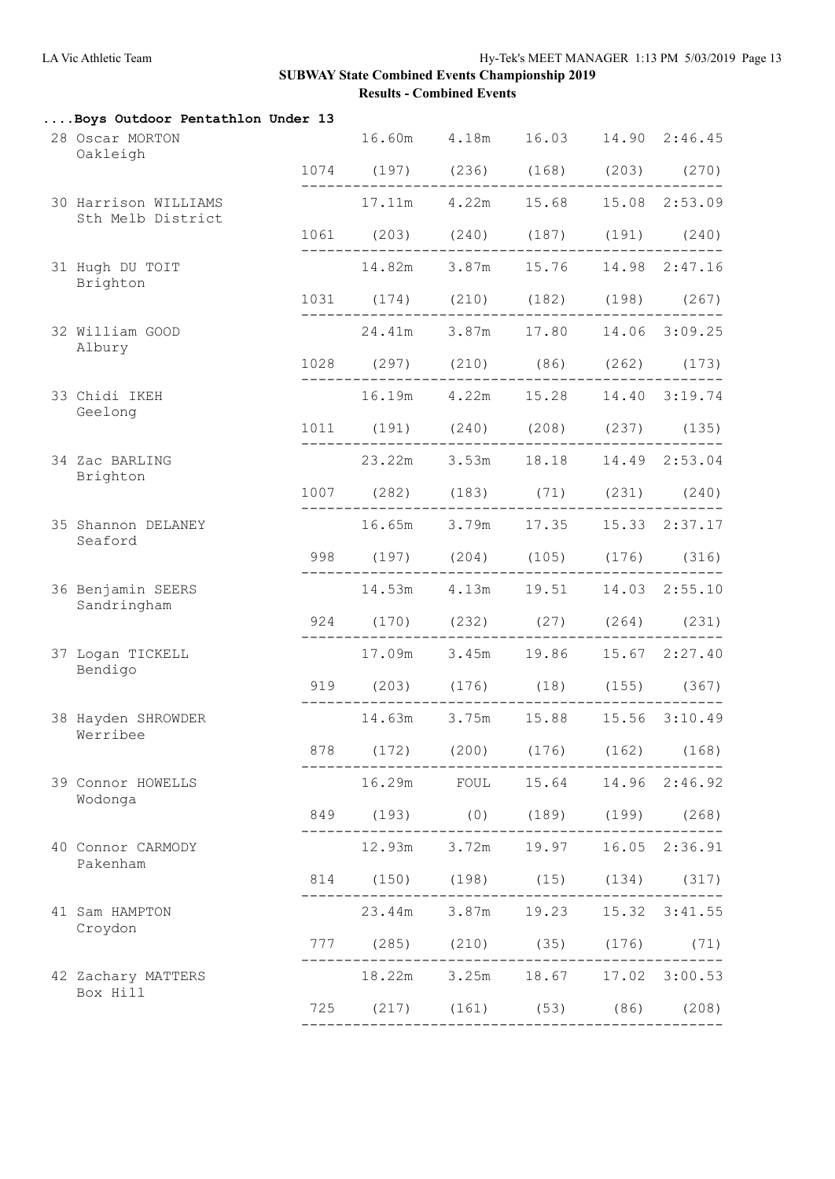## SUBWAY State Combined Events Championship 2019

### Results - Combined Events

#### ....Boys Outdoor Pentathlon Under 13

| Place | Name | Team | Points | Event 1 | Event 2 | Event 3 | Event 4 | Event 5 |
|---|---|---|---|---|---|---|---|---|
| 28 | Oscar MORTON | Oakleigh | 1074 | 16.60m (197) | 4.18m (236) | 16.03 (168) | 14.90 (203) | 2:46.45 (270) |
| 30 | Harrison WILLIAMS | Sth Melb District | 1061 | 17.11m (203) | 4.22m (240) | 15.68 (187) | 15.08 (191) | 2:53.09 (240) |
| 31 | Hugh DU TOIT | Brighton | 1031 | 14.82m (174) | 3.87m (210) | 15.76 (182) | 14.98 (198) | 2:47.16 (267) |
| 32 | William GOOD | Albury | 1028 | 24.41m (297) | 3.87m (210) | 17.80 (86) | 14.06 (262) | 3:09.25 (173) |
| 33 | Chidi IKEH | Geelong | 1011 | 16.19m (191) | 4.22m (240) | 15.28 (208) | 14.40 (237) | 3:19.74 (135) |
| 34 | Zac BARLING | Brighton | 1007 | 23.22m (282) | 3.53m (183) | 18.18 (71) | 14.49 (231) | 2:53.04 (240) |
| 35 | Shannon DELANEY | Seaford | 998 | 16.65m (197) | 3.79m (204) | 17.35 (105) | 15.33 (176) | 2:37.17 (316) |
| 36 | Benjamin SEERS | Sandringham | 924 | 14.53m (170) | 4.13m (232) | 19.51 (27) | 14.03 (264) | 2:55.10 (231) |
| 37 | Logan TICKELL | Bendigo | 919 | 17.09m (203) | 3.45m (176) | 19.86 (18) | 15.67 (155) | 2:27.40 (367) |
| 38 | Hayden SHROWDER | Werribee | 878 | 14.63m (172) | 3.75m (200) | 15.88 (176) | 15.56 (162) | 3:10.49 (168) |
| 39 | Connor HOWELLS | Wodonga | 849 | 16.29m (193) | FOUL (0) | 15.64 (189) | 14.96 (199) | 2:46.92 (268) |
| 40 | Connor CARMODY | Pakenham | 814 | 12.93m (150) | 3.72m (198) | 19.97 (15) | 16.05 (134) | 2:36.91 (317) |
| 41 | Sam HAMPTON | Croydon | 777 | 23.44m (285) | 3.87m (210) | 19.23 (35) | 15.32 (176) | 3:41.55 (71) |
| 42 | Zachary MATTERS | Box Hill | 725 | 18.22m (217) | 3.25m (161) | 18.67 (53) | 17.02 (86) | 3:00.53 (208) |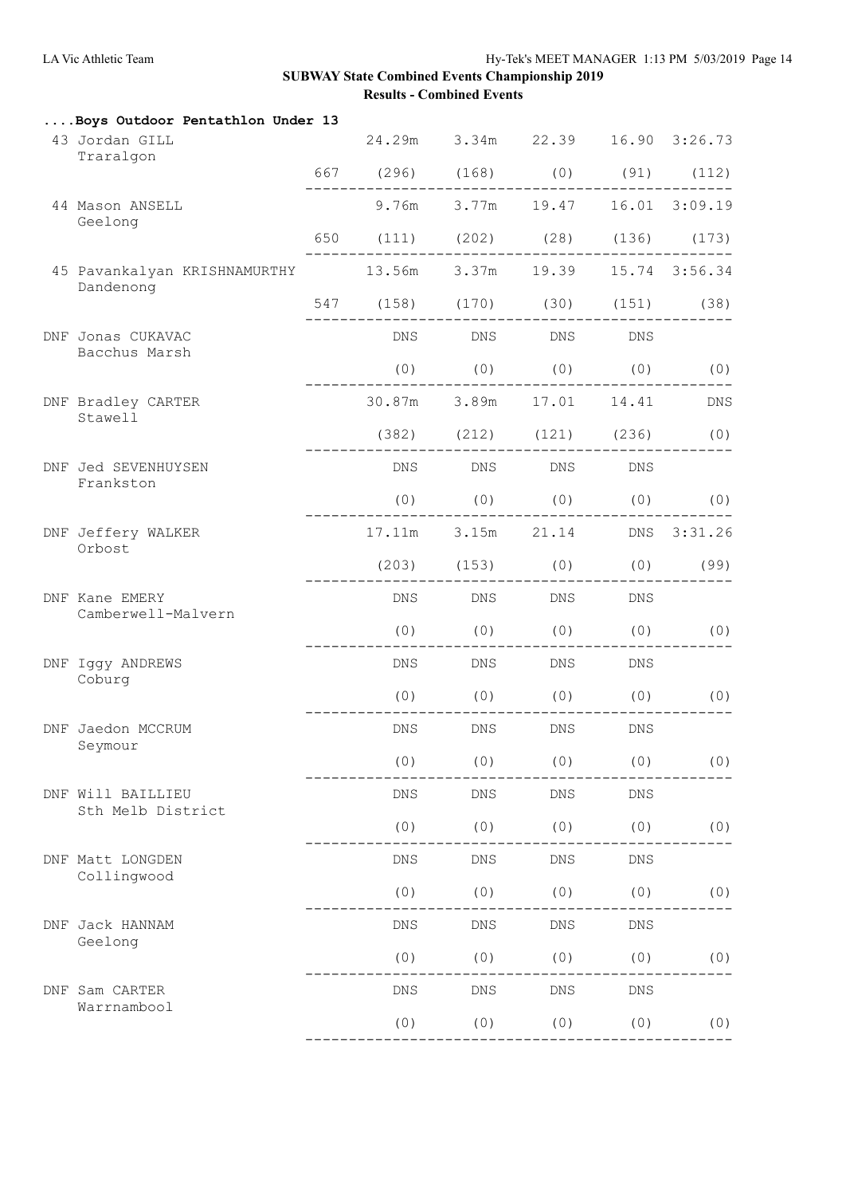## SUBWAY State Combined Events Championship 2019

### Results - Combined Events

**....Boys Outdoor Pentathlon Under 13**

| Place | Name / Club | Points | Event 1 | Event 2 | Event 3 | Event 4 | Event 5 |
|---|---|---|---|---|---|---|---|
| 43 | Jordan GILL, Traralgon | 667 | 24.29m (296) | 3.34m (168) | 22.39 (0) | 16.90 (91) | 3:26.73 (112) |
| 44 | Mason ANSELL, Geelong | 650 | 9.76m (111) | 3.77m (202) | 19.47 (28) | 16.01 (136) | 3:09.19 (173) |
| 45 | Pavankalyan KRISHNAMURTHY, Dandenong | 547 | 13.56m (158) | 3.37m (170) | 19.39 (30) | 15.74 (151) | 3:56.34 (38) |
| DNF | Jonas CUKAVAC, Bacchus Marsh | | DNS (0) | DNS (0) | DNS (0) | DNS (0) | (0) |
| DNF | Bradley CARTER, Stawell | | 30.87m (382) | 3.89m (212) | 17.01 (121) | 14.41 (236) | DNS (0) |
| DNF | Jed SEVENHUYSEN, Frankston | | DNS (0) | DNS (0) | DNS (0) | DNS (0) | (0) |
| DNF | Jeffery WALKER, Orbost | | 17.11m (203) | 3.15m (153) | 21.14 (0) | DNS (0) | 3:31.26 (99) |
| DNF | Kane EMERY, Camberwell-Malvern | | DNS (0) | DNS (0) | DNS (0) | DNS (0) | (0) |
| DNF | Iggy ANDREWS, Coburg | | DNS (0) | DNS (0) | DNS (0) | DNS (0) | (0) |
| DNF | Jaedon MCCRUM, Seymour | | DNS (0) | DNS (0) | DNS (0) | DNS (0) | (0) |
| DNF | Will BAILLIEU, Sth Melb District | | DNS (0) | DNS (0) | DNS (0) | DNS (0) | (0) |
| DNF | Matt LONGDEN, Collingwood | | DNS (0) | DNS (0) | DNS (0) | DNS (0) | (0) |
| DNF | Jack HANNAM, Geelong | | DNS (0) | DNS (0) | DNS (0) | DNS (0) | (0) |
| DNF | Sam CARTER, Warrnambool | | DNS (0) | DNS (0) | DNS (0) | DNS (0) | (0) |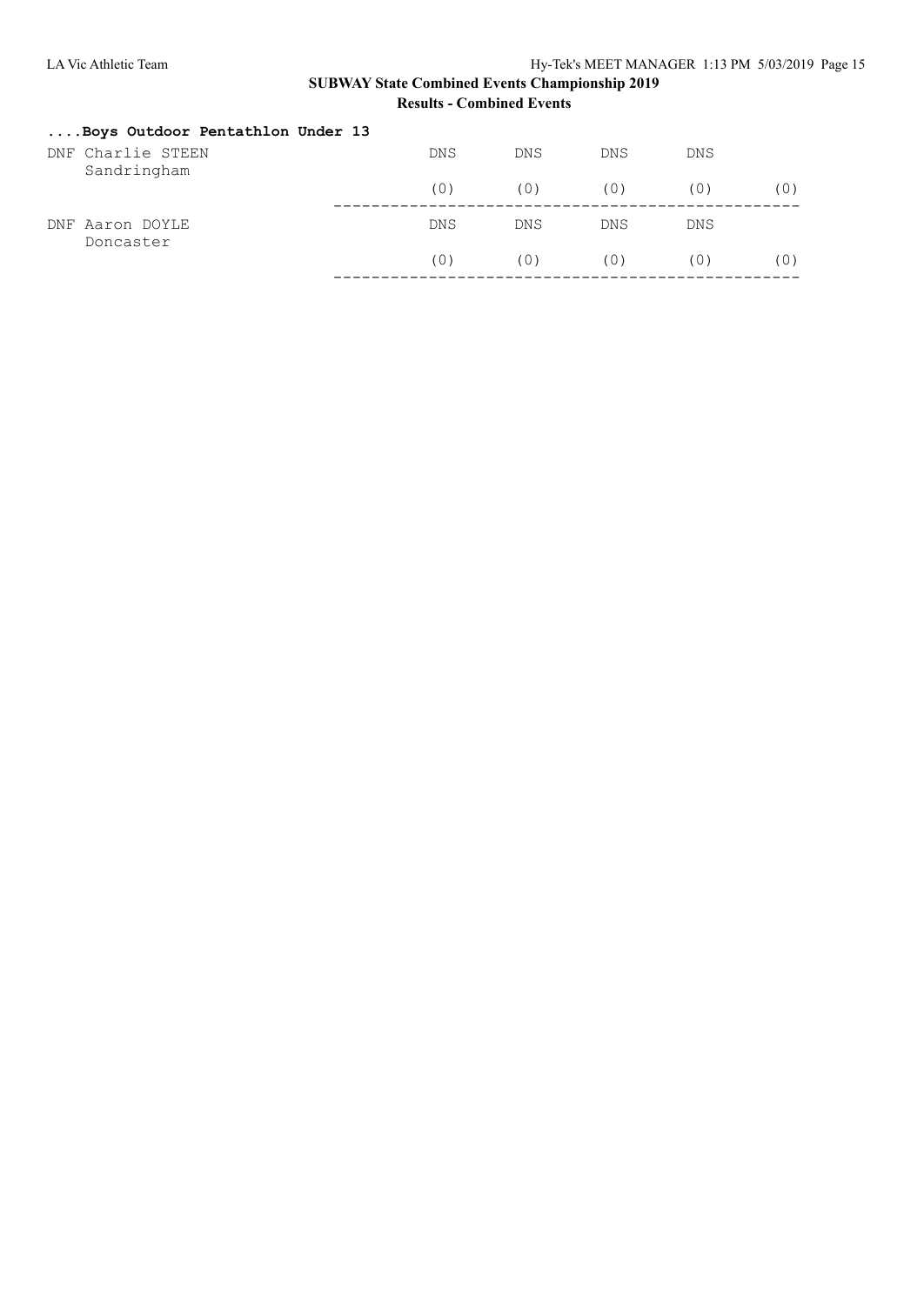## SUBWAY State Combined Events Championship 2019

### Results - Combined Events

**....Boys Outdoor Pentathlon Under 13**

```
DNF Charlie STEEN                     DNS      DNS      DNS      DNS
    Sandringham
                                      (0)      (0)      (0)      (0)      (0)
                                  -------------------------------------------------
DNF Aaron DOYLE                       DNS      DNS      DNS      DNS
    Doncaster
                                      (0)      (0)      (0)      (0)      (0)
                                  -------------------------------------------------
```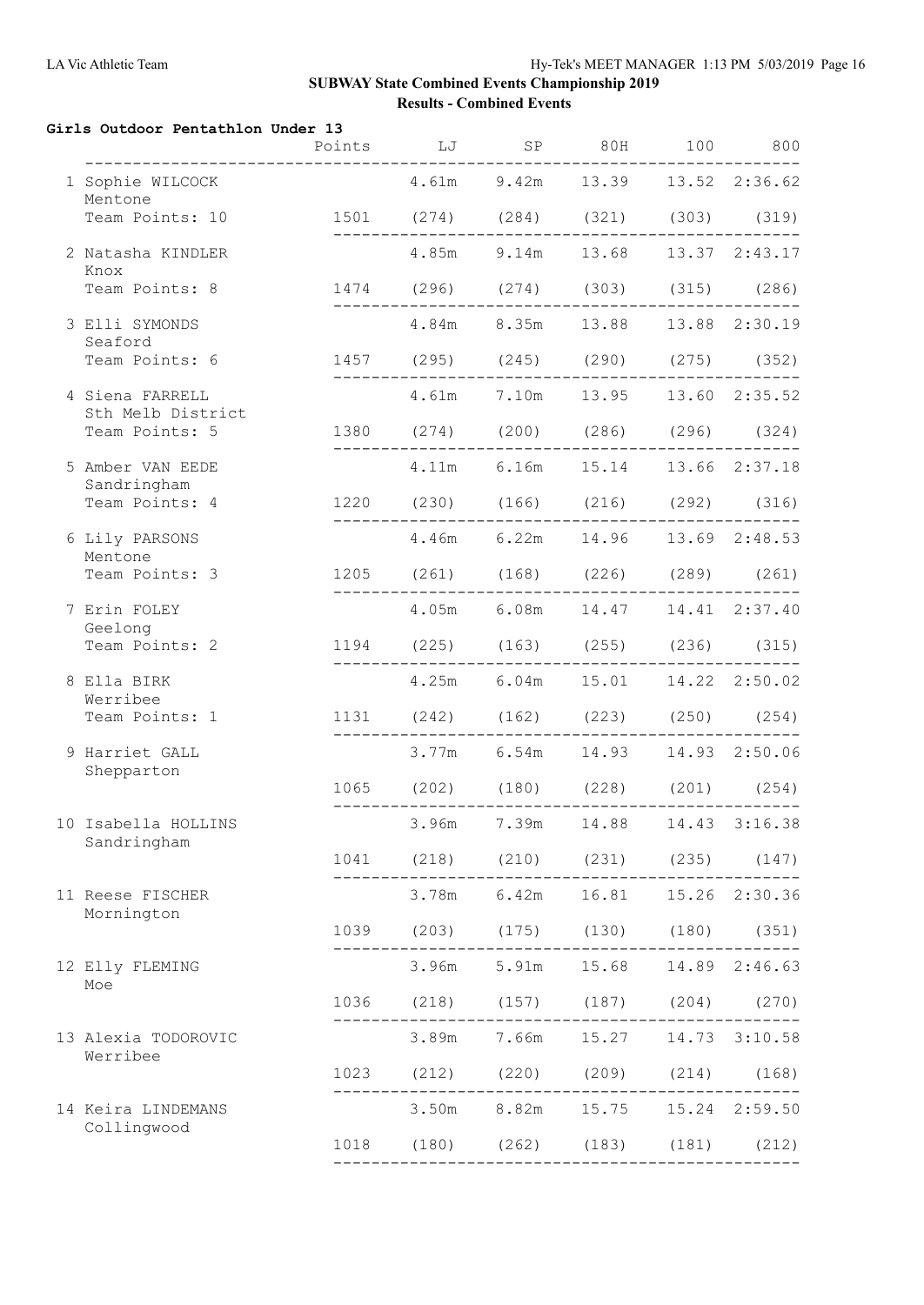**SUBWAY State Combined Events Championship 2019**

**Results - Combined Events**

### Girls Outdoor Pentathlon Under 13

| Place | Name | Team | Team Points | Points | LJ | SP | 80H | 100 | 800 |
|---|---|---|---|---|---|---|---|---|---|
| 1 | Sophie WILCOCK | Mentone | 10 | 1501 | 4.61m (274) | 9.42m (284) | 13.39 (321) | 13.52 (303) | 2:36.62 (319) |
| 2 | Natasha KINDLER | Knox | 8 | 1474 | 4.85m (296) | 9.14m (274) | 13.68 (303) | 13.37 (315) | 2:43.17 (286) |
| 3 | Elli SYMONDS | Seaford | 6 | 1457 | 4.84m (295) | 8.35m (245) | 13.88 (290) | 13.88 (275) | 2:30.19 (352) |
| 4 | Siena FARRELL | Sth Melb District | 5 | 1380 | 4.61m (274) | 7.10m (200) | 13.95 (286) | 13.60 (296) | 2:35.52 (324) |
| 5 | Amber VAN EEDE | Sandringham | 4 | 1220 | 4.11m (230) | 6.16m (166) | 15.14 (216) | 13.66 (292) | 2:37.18 (316) |
| 6 | Lily PARSONS | Mentone | 3 | 1205 | 4.46m (261) | 6.22m (168) | 14.96 (226) | 13.69 (289) | 2:48.53 (261) |
| 7 | Erin FOLEY | Geelong | 2 | 1194 | 4.05m (225) | 6.08m (163) | 14.47 (255) | 14.41 (236) | 2:37.40 (315) |
| 8 | Ella BIRK | Werribee | 1 | 1131 | 4.25m (242) | 6.04m (162) | 15.01 (223) | 14.22 (250) | 2:50.02 (254) |
| 9 | Harriet GALL | Shepparton | | 1065 | 3.77m (202) | 6.54m (180) | 14.93 (228) | 14.93 (201) | 2:50.06 (254) |
| 10 | Isabella HOLLINS | Sandringham | | 1041 | 3.96m (218) | 7.39m (210) | 14.88 (231) | 14.43 (235) | 3:16.38 (147) |
| 11 | Reese FISCHER | Mornington | | 1039 | 3.78m (203) | 6.42m (175) | 16.81 (130) | 15.26 (180) | 2:30.36 (351) |
| 12 | Elly FLEMING | Moe | | 1036 | 3.96m (218) | 5.91m (157) | 15.68 (187) | 14.89 (204) | 2:46.63 (270) |
| 13 | Alexia TODOROVIC | Werribee | | 1023 | 3.89m (212) | 7.66m (220) | 15.27 (209) | 14.73 (214) | 3:10.58 (168) |
| 14 | Keira LINDEMANS | Collingwood | | 1018 | 3.50m (180) | 8.82m (262) | 15.75 (183) | 15.24 (181) | 2:59.50 (212) |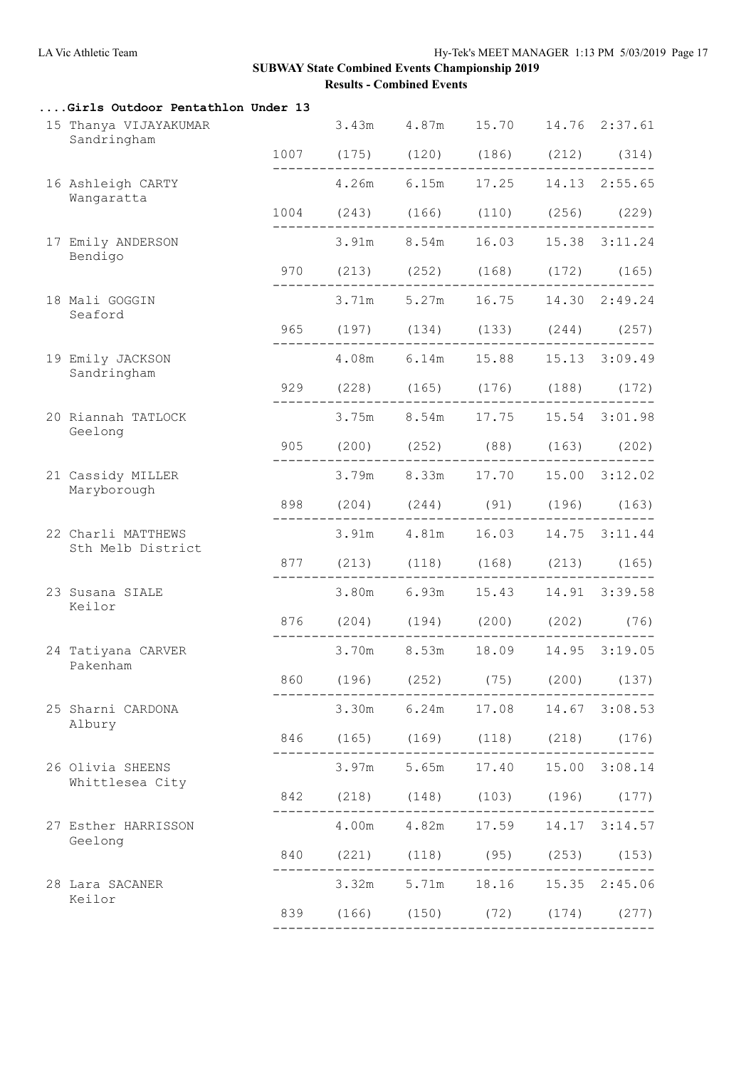**SUBWAY State Combined Events Championship 2019**

**Results - Combined Events**

### ....Girls Outdoor Pentathlon Under 13

| Place | Name / Club | Points | Event 1 | Event 2 | Event 3 | Event 4 | Event 5 |
|---|---|---|---|---|---|---|---|
| 15 | Thanya VIJAYAKUMAR, Sandringham | 1007 | 3.43m (175) | 4.87m (120) | 15.70 (186) | 14.76 (212) | 2:37.61 (314) |
| 16 | Ashleigh CARTY, Wangaratta | 1004 | 4.26m (243) | 6.15m (166) | 17.25 (110) | 14.13 (256) | 2:55.65 (229) |
| 17 | Emily ANDERSON, Bendigo | 970 | 3.91m (213) | 8.54m (252) | 16.03 (168) | 15.38 (172) | 3:11.24 (165) |
| 18 | Mali GOGGIN, Seaford | 965 | 3.71m (197) | 5.27m (134) | 16.75 (133) | 14.30 (244) | 2:49.24 (257) |
| 19 | Emily JACKSON, Sandringham | 929 | 4.08m (228) | 6.14m (165) | 15.88 (176) | 15.13 (188) | 3:09.49 (172) |
| 20 | Riannah TATLOCK, Geelong | 905 | 3.75m (200) | 8.54m (252) | 17.75 (88) | 15.54 (163) | 3:01.98 (202) |
| 21 | Cassidy MILLER, Maryborough | 898 | 3.79m (204) | 8.33m (244) | 17.70 (91) | 15.00 (196) | 3:12.02 (163) |
| 22 | Charli MATTHEWS, Sth Melb District | 877 | 3.91m (213) | 4.81m (118) | 16.03 (168) | 14.75 (213) | 3:11.44 (165) |
| 23 | Susana SIALE, Keilor | 876 | 3.80m (204) | 6.93m (194) | 15.43 (200) | 14.91 (202) | 3:39.58 (76) |
| 24 | Tatiyana CARVER, Pakenham | 860 | 3.70m (196) | 8.53m (252) | 18.09 (75) | 14.95 (200) | 3:19.05 (137) |
| 25 | Sharni CARDONA, Albury | 846 | 3.30m (165) | 6.24m (169) | 17.08 (118) | 14.67 (218) | 3:08.53 (176) |
| 26 | Olivia SHEENS, Whittlesea City | 842 | 3.97m (218) | 5.65m (148) | 17.40 (103) | 15.00 (196) | 3:08.14 (177) |
| 27 | Esther HARRISSON, Geelong | 840 | 4.00m (221) | 4.82m (118) | 17.59 (95) | 14.17 (253) | 3:14.57 (153) |
| 28 | Lara SACANER, Keilor | 839 | 3.32m (166) | 5.71m (150) | 18.16 (72) | 15.35 (174) | 2:45.06 (277) |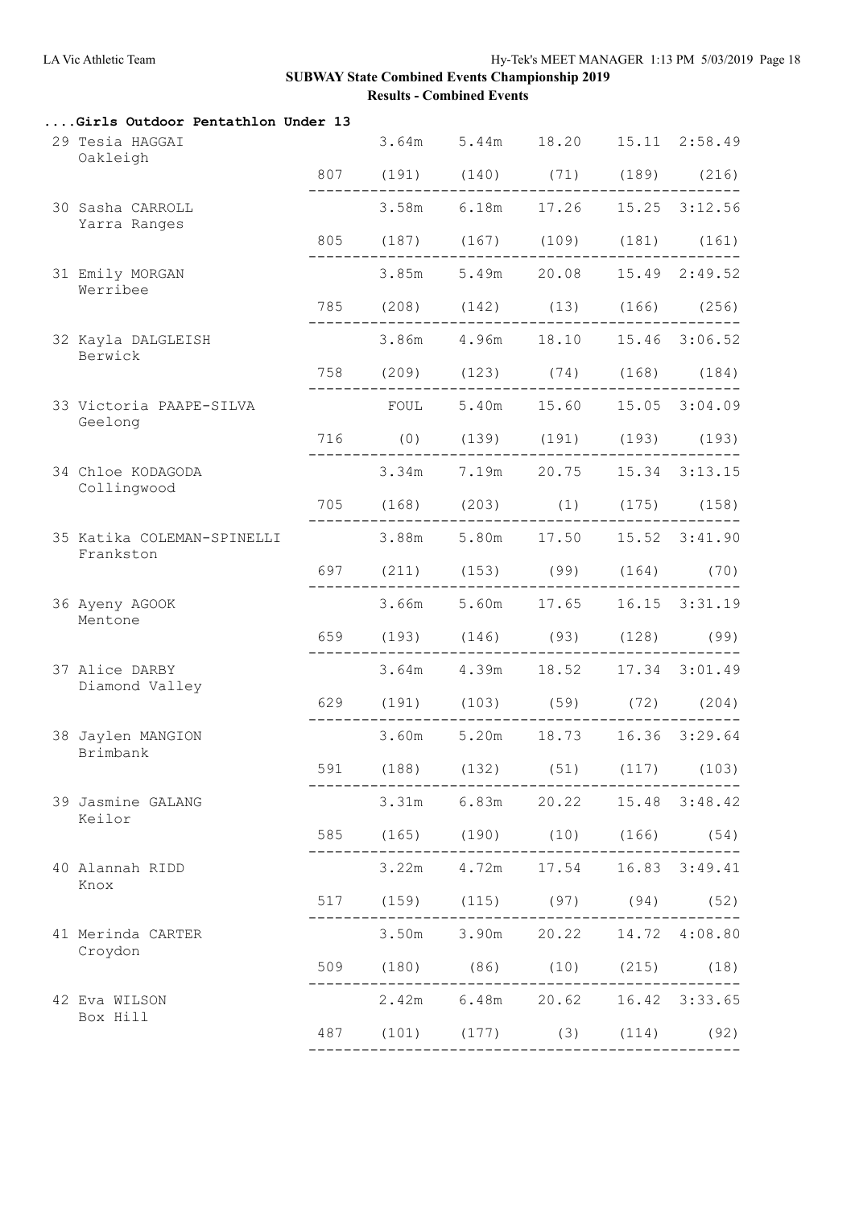## SUBWAY State Combined Events Championship 2019

### Results - Combined Events

#### ....Girls Outdoor Pentathlon Under 13

| Place | Name / Club | Points | Event 1 | Event 2 | Event 3 | Event 4 | Event 5 |
|---|---|---|---|---|---|---|---|
| 29 | Tesia HAGGAI, Oakleigh | 807 | 3.64m (191) | 5.44m (140) | 18.20 (71) | 15.11 (189) | 2:58.49 (216) |
| 30 | Sasha CARROLL, Yarra Ranges | 805 | 3.58m (187) | 6.18m (167) | 17.26 (109) | 15.25 (181) | 3:12.56 (161) |
| 31 | Emily MORGAN, Werribee | 785 | 3.85m (208) | 5.49m (142) | 20.08 (13) | 15.49 (166) | 2:49.52 (256) |
| 32 | Kayla DALGLEISH, Berwick | 758 | 3.86m (209) | 4.96m (123) | 18.10 (74) | 15.46 (168) | 3:06.52 (184) |
| 33 | Victoria PAAPE-SILVA, Geelong | 716 | FOUL (0) | 5.40m (139) | 15.60 (191) | 15.05 (193) | 3:04.09 (193) |
| 34 | Chloe KODAGODA, Collingwood | 705 | 3.34m (168) | 7.19m (203) | 20.75 (1) | 15.34 (175) | 3:13.15 (158) |
| 35 | Katika COLEMAN-SPINELLI, Frankston | 697 | 3.88m (211) | 5.80m (153) | 17.50 (99) | 15.52 (164) | 3:41.90 (70) |
| 36 | Ayeny AGOOK, Mentone | 659 | 3.66m (193) | 5.60m (146) | 17.65 (93) | 16.15 (128) | 3:31.19 (99) |
| 37 | Alice DARBY, Diamond Valley | 629 | 3.64m (191) | 4.39m (103) | 18.52 (59) | 17.34 (72) | 3:01.49 (204) |
| 38 | Jaylen MANGION, Brimbank | 591 | 3.60m (188) | 5.20m (132) | 18.73 (51) | 16.36 (117) | 3:29.64 (103) |
| 39 | Jasmine GALANG, Keilor | 585 | 3.31m (165) | 6.83m (190) | 20.22 (10) | 15.48 (166) | 3:48.42 (54) |
| 40 | Alannah RIDD, Knox | 517 | 3.22m (159) | 4.72m (115) | 17.54 (97) | 16.83 (94) | 3:49.41 (52) |
| 41 | Merinda CARTER, Croydon | 509 | 3.50m (180) | 3.90m (86) | 20.22 (10) | 14.72 (215) | 4:08.80 (18) |
| 42 | Eva WILSON, Box Hill | 487 | 2.42m (101) | 6.48m (177) | 20.62 (3) | 16.42 (114) | 3:33.65 (92) |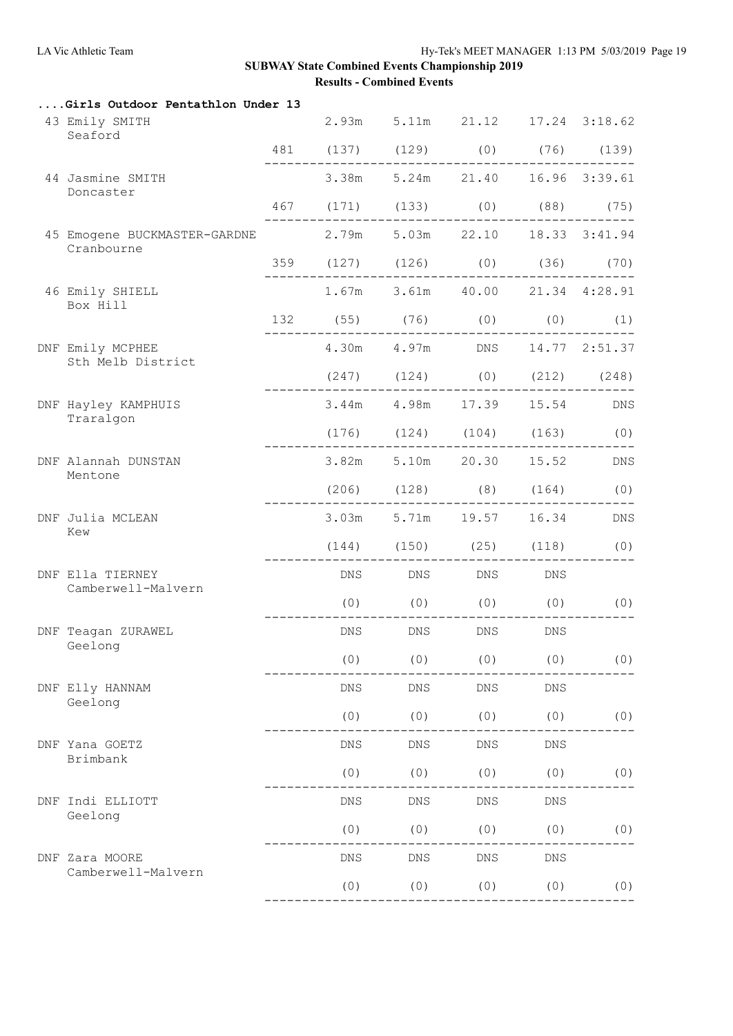## SUBWAY State Combined Events Championship 2019

### Results - Combined Events

**....Girls Outdoor Pentathlon Under 13**

| Place | Name / Club | Points | Event 1 | Event 2 | Event 3 | Event 4 | Event 5 |
|---|---|---|---|---|---|---|---|
| 43 | Emily SMITH<br>Seaford | 481 | 2.93m<br>(137) | 5.11m<br>(129) | 21.12<br>(0) | 17.24<br>(76) | 3:18.62<br>(139) |
| 44 | Jasmine SMITH<br>Doncaster | 467 | 3.38m<br>(171) | 5.24m<br>(133) | 21.40<br>(0) | 16.96<br>(88) | 3:39.61<br>(75) |
| 45 | Emogene BUCKMASTER-GARDNE<br>Cranbourne | 359 | 2.79m<br>(127) | 5.03m<br>(126) | 22.10<br>(0) | 18.33<br>(36) | 3:41.94<br>(70) |
| 46 | Emily SHIELL<br>Box Hill | 132 | 1.67m<br>(55) | 3.61m<br>(76) | 40.00<br>(0) | 21.34<br>(0) | 4:28.91<br>(1) |
| DNF | Emily MCPHEE<br>Sth Melb District | | 4.30m<br>(247) | 4.97m<br>(124) | DNS<br>(0) | 14.77<br>(212) | 2:51.37<br>(248) |
| DNF | Hayley KAMPHUIS<br>Traralgon | | 3.44m<br>(176) | 4.98m<br>(124) | 17.39<br>(104) | 15.54<br>(163) | DNS<br>(0) |
| DNF | Alannah DUNSTAN<br>Mentone | | 3.82m<br>(206) | 5.10m<br>(128) | 20.30<br>(8) | 15.52<br>(164) | DNS<br>(0) |
| DNF | Julia MCLEAN<br>Kew | | 3.03m<br>(144) | 5.71m<br>(150) | 19.57<br>(25) | 16.34<br>(118) | DNS<br>(0) |
| DNF | Ella TIERNEY<br>Camberwell-Malvern | | DNS<br>(0) | DNS<br>(0) | DNS<br>(0) | DNS<br>(0) | (0) |
| DNF | Teagan ZURAWEL<br>Geelong | | DNS<br>(0) | DNS<br>(0) | DNS<br>(0) | DNS<br>(0) | (0) |
| DNF | Elly HANNAM<br>Geelong | | DNS<br>(0) | DNS<br>(0) | DNS<br>(0) | DNS<br>(0) | (0) |
| DNF | Yana GOETZ<br>Brimbank | | DNS<br>(0) | DNS<br>(0) | DNS<br>(0) | DNS<br>(0) | (0) |
| DNF | Indi ELLIOTT<br>Geelong | | DNS<br>(0) | DNS<br>(0) | DNS<br>(0) | DNS<br>(0) | (0) |
| DNF | Zara MOORE<br>Camberwell-Malvern | | DNS<br>(0) | DNS<br>(0) | DNS<br>(0) | DNS<br>(0) | (0) |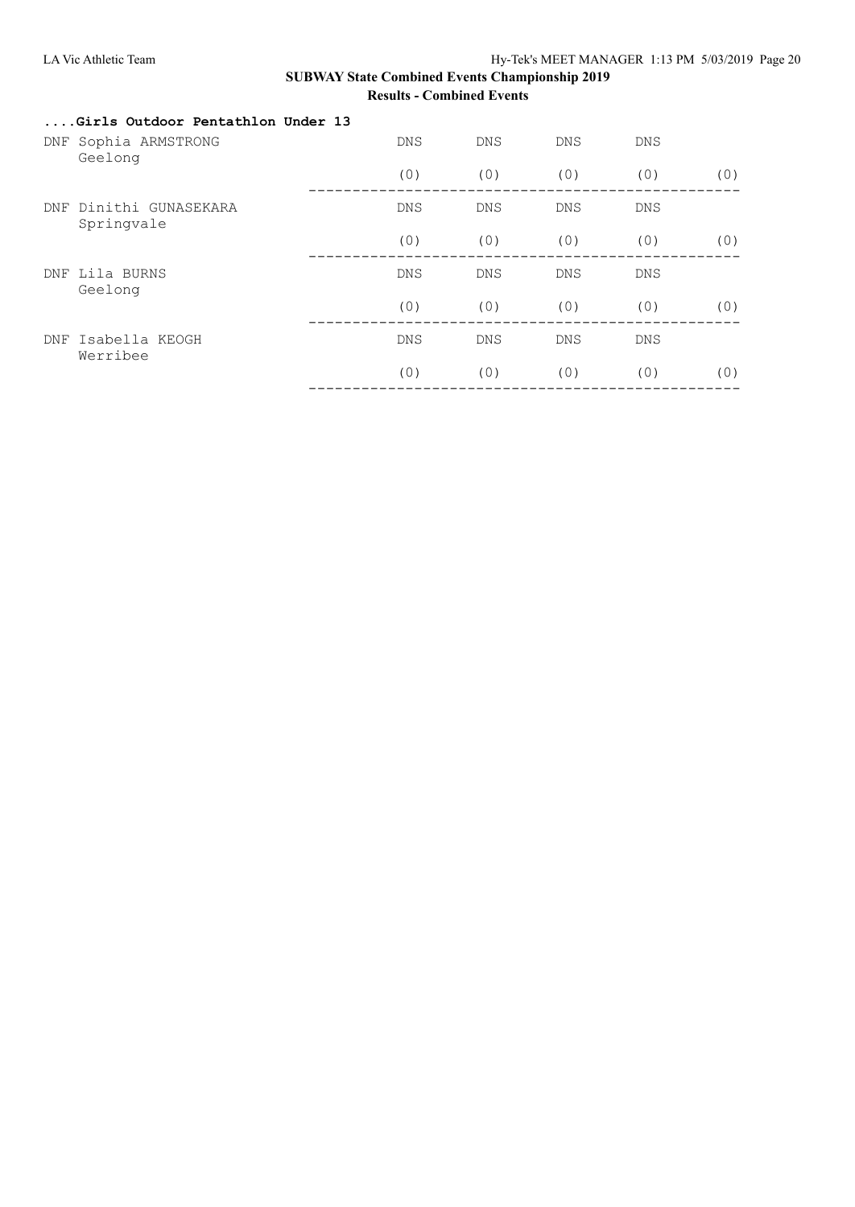## SUBWAY State Combined Events Championship 2019

### Results - Combined Events

#### ....Girls Outdoor Pentathlon Under 13

| | Name / Club | | | | | |
|---|---|---|---|---|---|---|
| DNF | Sophia ARMSTRONG<br>Geelong | DNS | DNS | DNS | DNS | |
| | | (0) | (0) | (0) | (0) | (0) |
| DNF | Dinithi GUNASEKARA<br>Springvale | DNS | DNS | DNS | DNS | |
| | | (0) | (0) | (0) | (0) | (0) |
| DNF | Lila BURNS<br>Geelong | DNS | DNS | DNS | DNS | |
| | | (0) | (0) | (0) | (0) | (0) |
| DNF | Isabella KEOGH<br>Werribee | DNS | DNS | DNS | DNS | |
| | | (0) | (0) | (0) | (0) | (0) |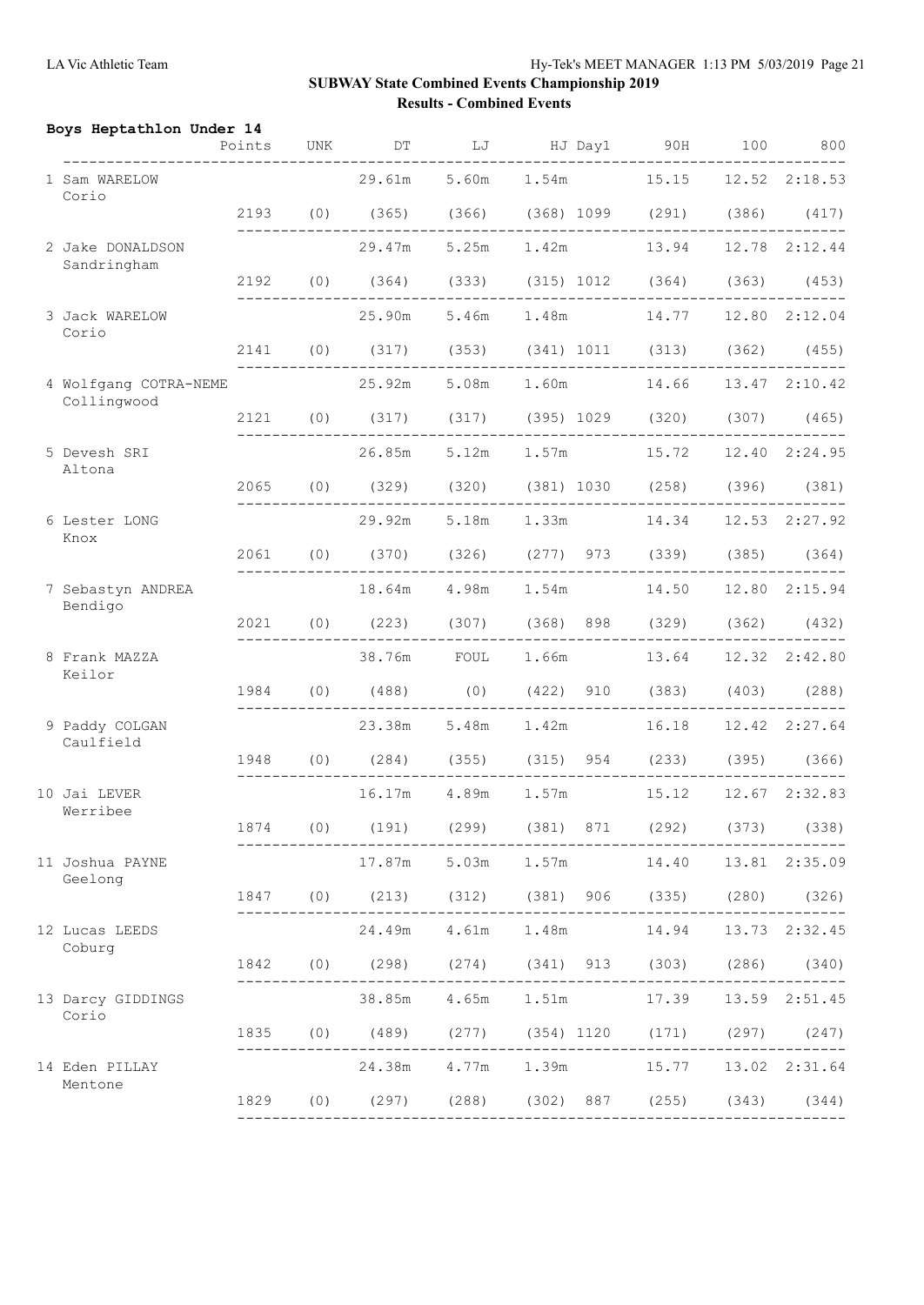## SUBWAY State Combined Events Championship 2019

### Results - Combined Events

**Boys Heptathlon Under 14**

| Place | Name / Club | Points | UNK | DT | LJ | HJ | Day1 | 90H | 100 | 800 |
|---|---|---|---|---|---|---|---|---|---|---|
| 1 | Sam WARELOW<br>Corio | | | 29.61m | 5.60m | 1.54m | | 15.15 | 12.52 | 2:18.53 |
| | | 2193 | (0) | (365) | (366) | (368) | 1099 | (291) | (386) | (417) |
| 2 | Jake DONALDSON<br>Sandringham | | | 29.47m | 5.25m | 1.42m | | 13.94 | 12.78 | 2:12.44 |
| | | 2192 | (0) | (364) | (333) | (315) | 1012 | (364) | (363) | (453) |
| 3 | Jack WARELOW<br>Corio | | | 25.90m | 5.46m | 1.48m | | 14.77 | 12.80 | 2:12.04 |
| | | 2141 | (0) | (317) | (353) | (341) | 1011 | (313) | (362) | (455) |
| 4 | Wolfgang COTRA-NEME<br>Collingwood | | | 25.92m | 5.08m | 1.60m | | 14.66 | 13.47 | 2:10.42 |
| | | 2121 | (0) | (317) | (317) | (395) | 1029 | (320) | (307) | (465) |
| 5 | Devesh SRI<br>Altona | | | 26.85m | 5.12m | 1.57m | | 15.72 | 12.40 | 2:24.95 |
| | | 2065 | (0) | (329) | (320) | (381) | 1030 | (258) | (396) | (381) |
| 6 | Lester LONG<br>Knox | | | 29.92m | 5.18m | 1.33m | | 14.34 | 12.53 | 2:27.92 |
| | | 2061 | (0) | (370) | (326) | (277) | 973 | (339) | (385) | (364) |
| 7 | Sebastyn ANDREA<br>Bendigo | | | 18.64m | 4.98m | 1.54m | | 14.50 | 12.80 | 2:15.94 |
| | | 2021 | (0) | (223) | (307) | (368) | 898 | (329) | (362) | (432) |
| 8 | Frank MAZZA<br>Keilor | | | 38.76m | FOUL | 1.66m | | 13.64 | 12.32 | 2:42.80 |
| | | 1984 | (0) | (488) | (0) | (422) | 910 | (383) | (403) | (288) |
| 9 | Paddy COLGAN<br>Caulfield | | | 23.38m | 5.48m | 1.42m | | 16.18 | 12.42 | 2:27.64 |
| | | 1948 | (0) | (284) | (355) | (315) | 954 | (233) | (395) | (366) |
| 10 | Jai LEVER<br>Werribee | | | 16.17m | 4.89m | 1.57m | | 15.12 | 12.67 | 2:32.83 |
| | | 1874 | (0) | (191) | (299) | (381) | 871 | (292) | (373) | (338) |
| 11 | Joshua PAYNE<br>Geelong | | | 17.87m | 5.03m | 1.57m | | 14.40 | 13.81 | 2:35.09 |
| | | 1847 | (0) | (213) | (312) | (381) | 906 | (335) | (280) | (326) |
| 12 | Lucas LEEDS<br>Coburg | | | 24.49m | 4.61m | 1.48m | | 14.94 | 13.73 | 2:32.45 |
| | | 1842 | (0) | (298) | (274) | (341) | 913 | (303) | (286) | (340) |
| 13 | Darcy GIDDINGS<br>Corio | | | 38.85m | 4.65m | 1.51m | | 17.39 | 13.59 | 2:51.45 |
| | | 1835 | (0) | (489) | (277) | (354) | 1120 | (171) | (297) | (247) |
| 14 | Eden PILLAY<br>Mentone | | | 24.38m | 4.77m | 1.39m | | 15.77 | 13.02 | 2:31.64 |
| | | 1829 | (0) | (297) | (288) | (302) | 887 | (255) | (343) | (344) |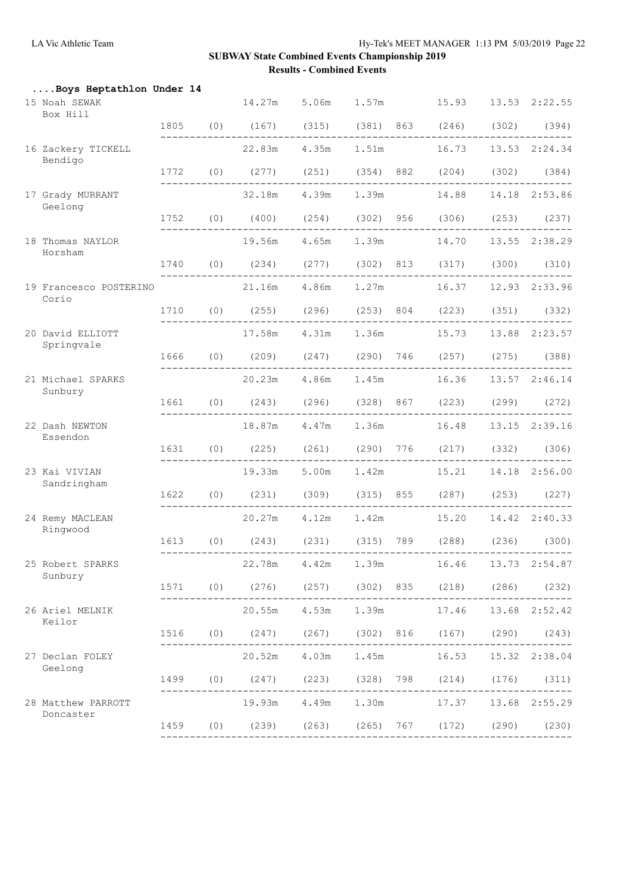# SUBWAY State Combined Events Championship 2019

## Results - Combined Events

### ....Boys Heptathlon Under 14

| Place | Name / Club | Total | | Shot Put | Long Jump | High Jump | | 100m Hurdles | 100m | 800m |
|---|---|---|---|---|---|---|---|---|---|---|
| 15 | Noah SEWAK, Box Hill | | | 14.27m | 5.06m | 1.57m | | 15.93 | 13.53 | 2:22.55 |
| | | 1805 | (0) | (167) | (315) | (381) | 863 | (246) | (302) | (394) |
| 16 | Zackery TICKELL, Bendigo | | | 22.83m | 4.35m | 1.51m | | 16.73 | 13.53 | 2:24.34 |
| | | 1772 | (0) | (277) | (251) | (354) | 882 | (204) | (302) | (384) |
| 17 | Grady MURRANT, Geelong | | | 32.18m | 4.39m | 1.39m | | 14.88 | 14.18 | 2:53.86 |
| | | 1752 | (0) | (400) | (254) | (302) | 956 | (306) | (253) | (237) |
| 18 | Thomas NAYLOR, Horsham | | | 19.56m | 4.65m | 1.39m | | 14.70 | 13.55 | 2:38.29 |
| | | 1740 | (0) | (234) | (277) | (302) | 813 | (317) | (300) | (310) |
| 19 | Francesco POSTERINO, Corio | | | 21.16m | 4.86m | 1.27m | | 16.37 | 12.93 | 2:33.96 |
| | | 1710 | (0) | (255) | (296) | (253) | 804 | (223) | (351) | (332) |
| 20 | David ELLIOTT, Springvale | | | 17.58m | 4.31m | 1.36m | | 15.73 | 13.88 | 2:23.57 |
| | | 1666 | (0) | (209) | (247) | (290) | 746 | (257) | (275) | (388) |
| 21 | Michael SPARKS, Sunbury | | | 20.23m | 4.86m | 1.45m | | 16.36 | 13.57 | 2:46.14 |
| | | 1661 | (0) | (243) | (296) | (328) | 867 | (223) | (299) | (272) |
| 22 | Dash NEWTON, Essendon | | | 18.87m | 4.47m | 1.36m | | 16.48 | 13.15 | 2:39.16 |
| | | 1631 | (0) | (225) | (261) | (290) | 776 | (217) | (332) | (306) |
| 23 | Kai VIVIAN, Sandringham | | | 19.33m | 5.00m | 1.42m | | 15.21 | 14.18 | 2:56.00 |
| | | 1622 | (0) | (231) | (309) | (315) | 855 | (287) | (253) | (227) |
| 24 | Remy MACLEAN, Ringwood | | | 20.27m | 4.12m | 1.42m | | 15.20 | 14.42 | 2:40.33 |
| | | 1613 | (0) | (243) | (231) | (315) | 789 | (288) | (236) | (300) |
| 25 | Robert SPARKS, Sunbury | | | 22.78m | 4.42m | 1.39m | | 16.46 | 13.73 | 2:54.87 |
| | | 1571 | (0) | (276) | (257) | (302) | 835 | (218) | (286) | (232) |
| 26 | Ariel MELNIK, Keilor | | | 20.55m | 4.53m | 1.39m | | 17.46 | 13.68 | 2:52.42 |
| | | 1516 | (0) | (247) | (267) | (302) | 816 | (167) | (290) | (243) |
| 27 | Declan FOLEY, Geelong | | | 20.52m | 4.03m | 1.45m | | 16.53 | 15.32 | 2:38.04 |
| | | 1499 | (0) | (247) | (223) | (328) | 798 | (214) | (176) | (311) |
| 28 | Matthew PARROTT, Doncaster | | | 19.93m | 4.49m | 1.30m | | 17.37 | 13.68 | 2:55.29 |
| | | 1459 | (0) | (239) | (263) | (265) | 767 | (172) | (290) | (230) |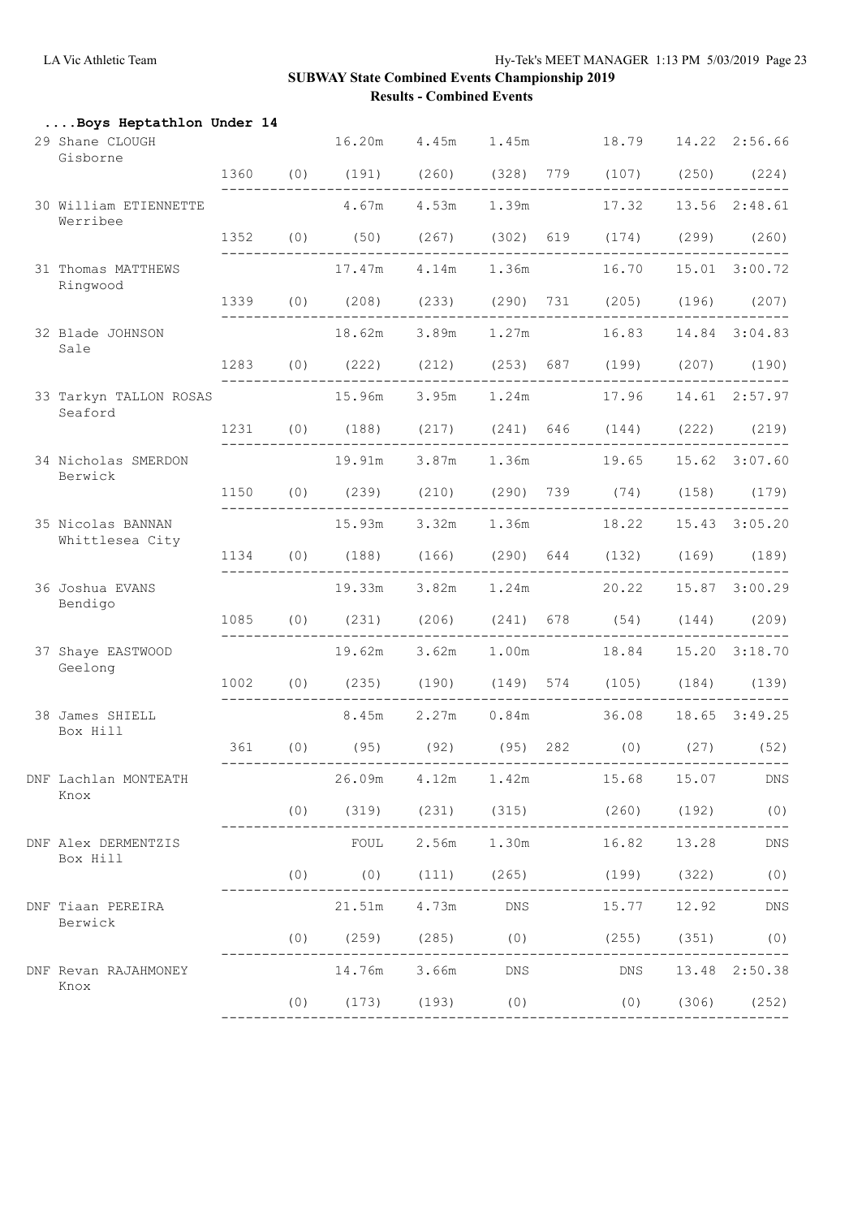## SUBWAY State Combined Events Championship 2019

### Results - Combined Events

**....Boys Heptathlon Under 14**

| Place | Name / Club | Points | | | | | | | | |
|---|---|---|---|---|---|---|---|---|---|---|
| 29 | Shane CLOUGH, Gisborne | | | 16.20m | 4.45m | 1.45m | | 18.79 | 14.22 | 2:56.66 |
| | | 1360 | (0) | (191) | (260) | (328) | 779 | (107) | (250) | (224) |
| 30 | William ETIENNETTE, Werribee | | | 4.67m | 4.53m | 1.39m | | 17.32 | 13.56 | 2:48.61 |
| | | 1352 | (0) | (50) | (267) | (302) | 619 | (174) | (299) | (260) |
| 31 | Thomas MATTHEWS, Ringwood | | | 17.47m | 4.14m | 1.36m | | 16.70 | 15.01 | 3:00.72 |
| | | 1339 | (0) | (208) | (233) | (290) | 731 | (205) | (196) | (207) |
| 32 | Blade JOHNSON, Sale | | | 18.62m | 3.89m | 1.27m | | 16.83 | 14.84 | 3:04.83 |
| | | 1283 | (0) | (222) | (212) | (253) | 687 | (199) | (207) | (190) |
| 33 | Tarkyn TALLON ROSAS, Seaford | | | 15.96m | 3.95m | 1.24m | | 17.96 | 14.61 | 2:57.97 |
| | | 1231 | (0) | (188) | (217) | (241) | 646 | (144) | (222) | (219) |
| 34 | Nicholas SMERDON, Berwick | | | 19.91m | 3.87m | 1.36m | | 19.65 | 15.62 | 3:07.60 |
| | | 1150 | (0) | (239) | (210) | (290) | 739 | (74) | (158) | (179) |
| 35 | Nicolas BANNAN, Whittlesea City | | | 15.93m | 3.32m | 1.36m | | 18.22 | 15.43 | 3:05.20 |
| | | 1134 | (0) | (188) | (166) | (290) | 644 | (132) | (169) | (189) |
| 36 | Joshua EVANS, Bendigo | | | 19.33m | 3.82m | 1.24m | | 20.22 | 15.87 | 3:00.29 |
| | | 1085 | (0) | (231) | (206) | (241) | 678 | (54) | (144) | (209) |
| 37 | Shaye EASTWOOD, Geelong | | | 19.62m | 3.62m | 1.00m | | 18.84 | 15.20 | 3:18.70 |
| | | 1002 | (0) | (235) | (190) | (149) | 574 | (105) | (184) | (139) |
| 38 | James SHIELL, Box Hill | | | 8.45m | 2.27m | 0.84m | | 36.08 | 18.65 | 3:49.25 |
| | | 361 | (0) | (95) | (92) | (95) | 282 | (0) | (27) | (52) |
| DNF | Lachlan MONTEATH, Knox | | | 26.09m | 4.12m | 1.42m | | 15.68 | 15.07 | DNS |
| | | | (0) | (319) | (231) | (315) | | (260) | (192) | (0) |
| DNF | Alex DERMENTZIS, Box Hill | | | FOUL | 2.56m | 1.30m | | 16.82 | 13.28 | DNS |
| | | | (0) | (0) | (111) | (265) | | (199) | (322) | (0) |
| DNF | Tiaan PEREIRA, Berwick | | | 21.51m | 4.73m | DNS | | 15.77 | 12.92 | DNS |
| | | | (0) | (259) | (285) | (0) | | (255) | (351) | (0) |
| DNF | Revan RAJAHMONEY, Knox | | | 14.76m | 3.66m | DNS | | DNS | 13.48 | 2:50.38 |
| | | | (0) | (173) | (193) | (0) | | (0) | (306) | (252) |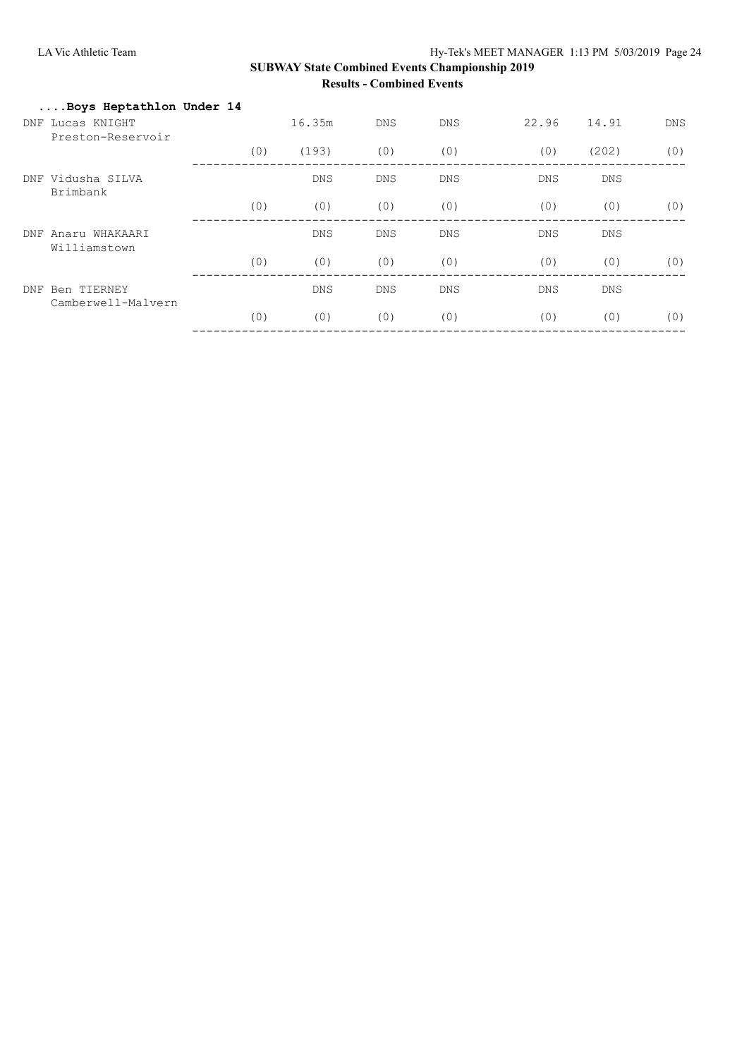## SUBWAY State Combined Events Championship 2019

### Results - Combined Events

**....Boys Heptathlon Under 14**

| Place | Name / Club | | | | | | | |
|---|---|---|---|---|---|---|---|---|
| DNF | Lucas KNIGHT<br>Preston-Reservoir | | 16.35m | DNS | DNS | 22.96 | 14.91 | DNS |
| | | (0) | (193) | (0) | (0) | (0) | (202) | (0) |
| DNF | Vidusha SILVA<br>Brimbank | | DNS | DNS | DNS | DNS | DNS | |
| | | (0) | (0) | (0) | (0) | (0) | (0) | (0) |
| DNF | Anaru WHAKAARI<br>Williamstown | | DNS | DNS | DNS | DNS | DNS | |
| | | (0) | (0) | (0) | (0) | (0) | (0) | (0) |
| DNF | Ben TIERNEY<br>Camberwell-Malvern | | DNS | DNS | DNS | DNS | DNS | |
| | | (0) | (0) | (0) | (0) | (0) | (0) | (0) |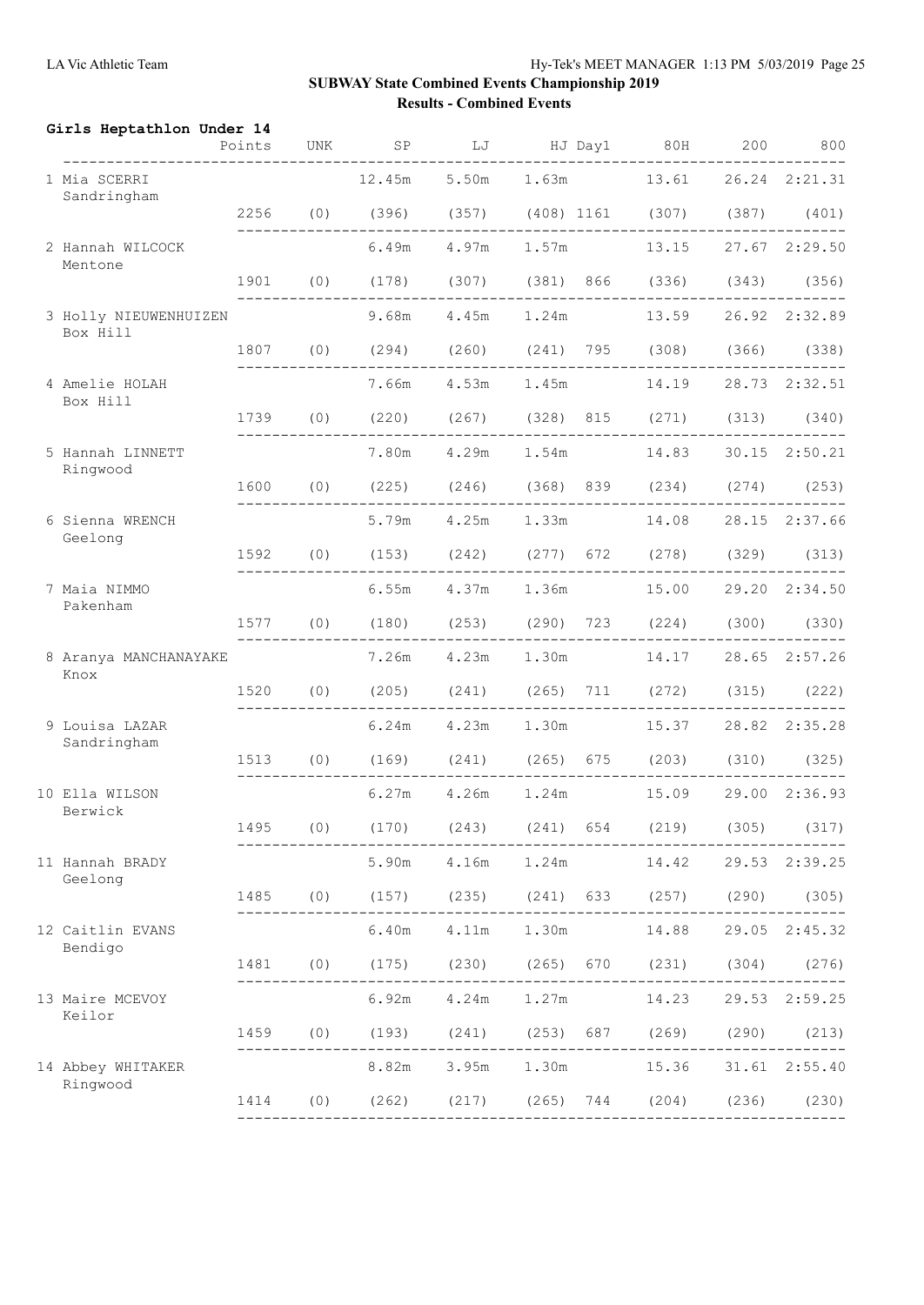## SUBWAY State Combined Events Championship 2019

### Results - Combined Events

**Girls Heptathlon Under 14**

| | Points | UNK | SP | LJ | HJ | Day1 | 80H | 200 | 800 |
|---|---|---|---|---|---|---|---|---|---|
| 1 Mia SCERRI<br>Sandringham | | | 12.45m | 5.50m | 1.63m | | 13.61 | 26.24 | 2:21.31 |
| | 2256 | (0) | (396) | (357) | (408) | 1161 | (307) | (387) | (401) |
| 2 Hannah WILCOCK<br>Mentone | | | 6.49m | 4.97m | 1.57m | | 13.15 | 27.67 | 2:29.50 |
| | 1901 | (0) | (178) | (307) | (381) | 866 | (336) | (343) | (356) |
| 3 Holly NIEUWENHUIZEN<br>Box Hill | | | 9.68m | 4.45m | 1.24m | | 13.59 | 26.92 | 2:32.89 |
| | 1807 | (0) | (294) | (260) | (241) | 795 | (308) | (366) | (338) |
| 4 Amelie HOLAH<br>Box Hill | | | 7.66m | 4.53m | 1.45m | | 14.19 | 28.73 | 2:32.51 |
| | 1739 | (0) | (220) | (267) | (328) | 815 | (271) | (313) | (340) |
| 5 Hannah LINNETT<br>Ringwood | | | 7.80m | 4.29m | 1.54m | | 14.83 | 30.15 | 2:50.21 |
| | 1600 | (0) | (225) | (246) | (368) | 839 | (234) | (274) | (253) |
| 6 Sienna WRENCH<br>Geelong | | | 5.79m | 4.25m | 1.33m | | 14.08 | 28.15 | 2:37.66 |
| | 1592 | (0) | (153) | (242) | (277) | 672 | (278) | (329) | (313) |
| 7 Maia NIMMO<br>Pakenham | | | 6.55m | 4.37m | 1.36m | | 15.00 | 29.20 | 2:34.50 |
| | 1577 | (0) | (180) | (253) | (290) | 723 | (224) | (300) | (330) |
| 8 Aranya MANCHANAYAKE<br>Knox | | | 7.26m | 4.23m | 1.30m | | 14.17 | 28.65 | 2:57.26 |
| | 1520 | (0) | (205) | (241) | (265) | 711 | (272) | (315) | (222) |
| 9 Louisa LAZAR<br>Sandringham | | | 6.24m | 4.23m | 1.30m | | 15.37 | 28.82 | 2:35.28 |
| | 1513 | (0) | (169) | (241) | (265) | 675 | (203) | (310) | (325) |
| 10 Ella WILSON<br>Berwick | | | 6.27m | 4.26m | 1.24m | | 15.09 | 29.00 | 2:36.93 |
| | 1495 | (0) | (170) | (243) | (241) | 654 | (219) | (305) | (317) |
| 11 Hannah BRADY<br>Geelong | | | 5.90m | 4.16m | 1.24m | | 14.42 | 29.53 | 2:39.25 |
| | 1485 | (0) | (157) | (235) | (241) | 633 | (257) | (290) | (305) |
| 12 Caitlin EVANS<br>Bendigo | | | 6.40m | 4.11m | 1.30m | | 14.88 | 29.05 | 2:45.32 |
| | 1481 | (0) | (175) | (230) | (265) | 670 | (231) | (304) | (276) |
| 13 Maire MCEVOY<br>Keilor | | | 6.92m | 4.24m | 1.27m | | 14.23 | 29.53 | 2:59.25 |
| | 1459 | (0) | (193) | (241) | (253) | 687 | (269) | (290) | (213) |
| 14 Abbey WHITAKER<br>Ringwood | | | 8.82m | 3.95m | 1.30m | | 15.36 | 31.61 | 2:55.40 |
| | 1414 | (0) | (262) | (217) | (265) | 744 | (204) | (236) | (230) |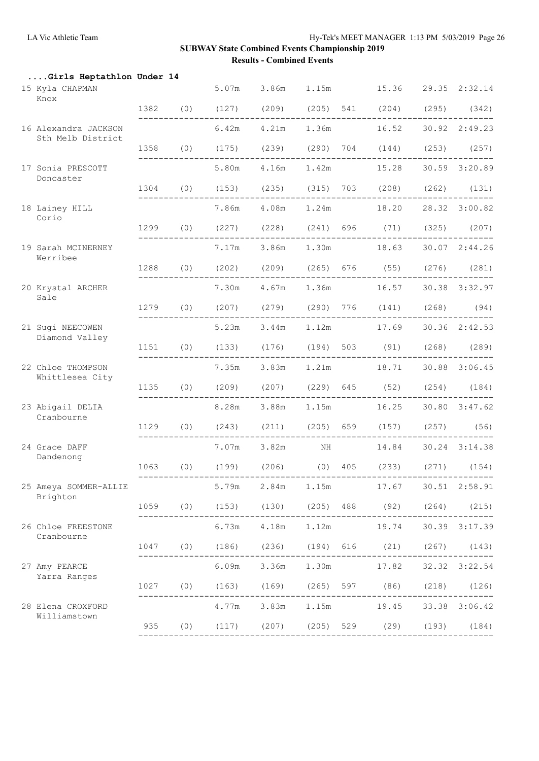## SUBWAY State Combined Events Championship 2019

### Results - Combined Events

**....Girls Heptathlon Under 14**

| Place | Name / Club | Total | | Event 1 | Event 2 | Event 3 | Day 1 | Event 4 | Event 5 | Event 6 |
|---|---|---|---|---|---|---|---|---|---|---|
| 15 | Kyla CHAPMAN<br>Knox | | | 5.07m | 3.86m | 1.15m | | 15.36 | 29.35 | 2:32.14 |
| | | 1382 | (0) | (127) | (209) | (205) | 541 | (204) | (295) | (342) |
| 16 | Alexandra JACKSON<br>Sth Melb District | | | 6.42m | 4.21m | 1.36m | | 16.52 | 30.92 | 2:49.23 |
| | | 1358 | (0) | (175) | (239) | (290) | 704 | (144) | (253) | (257) |
| 17 | Sonia PRESCOTT<br>Doncaster | | | 5.80m | 4.16m | 1.42m | | 15.28 | 30.59 | 3:20.89 |
| | | 1304 | (0) | (153) | (235) | (315) | 703 | (208) | (262) | (131) |
| 18 | Lainey HILL<br>Corio | | | 7.86m | 4.08m | 1.24m | | 18.20 | 28.32 | 3:00.82 |
| | | 1299 | (0) | (227) | (228) | (241) | 696 | (71) | (325) | (207) |
| 19 | Sarah MCINERNEY<br>Werribee | | | 7.17m | 3.86m | 1.30m | | 18.63 | 30.07 | 2:44.26 |
| | | 1288 | (0) | (202) | (209) | (265) | 676 | (55) | (276) | (281) |
| 20 | Krystal ARCHER<br>Sale | | | 7.30m | 4.67m | 1.36m | | 16.57 | 30.38 | 3:32.97 |
| | | 1279 | (0) | (207) | (279) | (290) | 776 | (141) | (268) | (94) |
| 21 | Sugi NEECOWEN<br>Diamond Valley | | | 5.23m | 3.44m | 1.12m | | 17.69 | 30.36 | 2:42.53 |
| | | 1151 | (0) | (133) | (176) | (194) | 503 | (91) | (268) | (289) |
| 22 | Chloe THOMPSON<br>Whittlesea City | | | 7.35m | 3.83m | 1.21m | | 18.71 | 30.88 | 3:06.45 |
| | | 1135 | (0) | (209) | (207) | (229) | 645 | (52) | (254) | (184) |
| 23 | Abigail DELIA<br>Cranbourne | | | 8.28m | 3.88m | 1.15m | | 16.25 | 30.80 | 3:47.62 |
| | | 1129 | (0) | (243) | (211) | (205) | 659 | (157) | (257) | (56) |
| 24 | Grace DAFF<br>Dandenong | | | 7.07m | 3.82m | NH | | 14.84 | 30.24 | 3:14.38 |
| | | 1063 | (0) | (199) | (206) | (0) | 405 | (233) | (271) | (154) |
| 25 | Ameya SOMMER-ALLIE<br>Brighton | | | 5.79m | 2.84m | 1.15m | | 17.67 | 30.51 | 2:58.91 |
| | | 1059 | (0) | (153) | (130) | (205) | 488 | (92) | (264) | (215) |
| 26 | Chloe FREESTONE<br>Cranbourne | | | 6.73m | 4.18m | 1.12m | | 19.74 | 30.39 | 3:17.39 |
| | | 1047 | (0) | (186) | (236) | (194) | 616 | (21) | (267) | (143) |
| 27 | Amy PEARCE<br>Yarra Ranges | | | 6.09m | 3.36m | 1.30m | | 17.82 | 32.32 | 3:22.54 |
| | | 1027 | (0) | (163) | (169) | (265) | 597 | (86) | (218) | (126) |
| 28 | Elena CROXFORD<br>Williamstown | | | 4.77m | 3.83m | 1.15m | | 19.45 | 33.38 | 3:06.42 |
| | | 935 | (0) | (117) | (207) | (205) | 529 | (29) | (193) | (184) |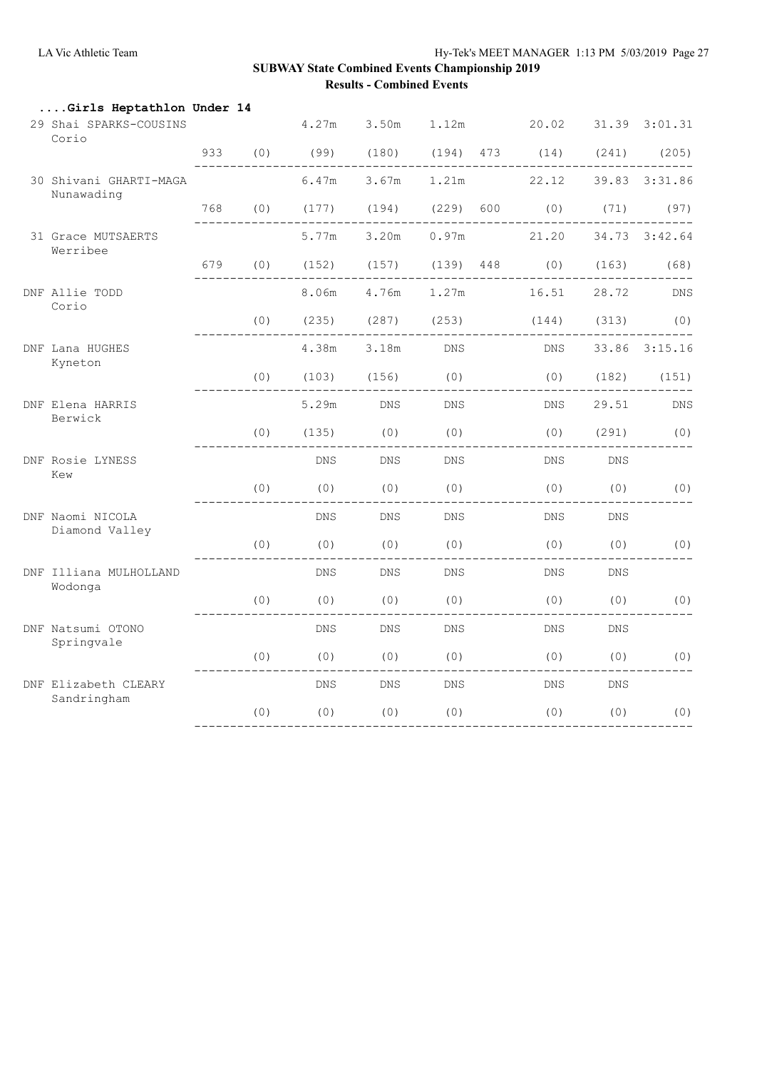# SUBWAY State Combined Events Championship 2019

## Results - Combined Events

### ....Girls Heptathlon Under 14

| Place | Name / Club | Points | | | | | | | | |
|---|---|---|---|---|---|---|---|---|---|---|
| 29 | Shai SPARKS-COUSINS<br>Corio | 933 | (0) | 4.27m<br>(99) | 3.50m<br>(180) | 1.12m<br>(194) | 473 | 20.02<br>(14) | 31.39<br>(241) | 3:01.31<br>(205) |
| 30 | Shivani GHARTI-MAGA<br>Nunawading | 768 | (0) | 6.47m<br>(177) | 3.67m<br>(194) | 1.21m<br>(229) | 600 | 22.12<br>(0) | 39.83<br>(71) | 3:31.86<br>(97) |
| 31 | Grace MUTSAERTS<br>Werribee | 679 | (0) | 5.77m<br>(152) | 3.20m<br>(157) | 0.97m<br>(139) | 448 | 21.20<br>(0) | 34.73<br>(163) | 3:42.64<br>(68) |
| DNF | Allie TODD<br>Corio | | (0) | 8.06m<br>(235) | 4.76m<br>(287) | 1.27m<br>(253) | | 16.51<br>(144) | 28.72<br>(313) | DNS<br>(0) |
| DNF | Lana HUGHES<br>Kyneton | | (0) | 4.38m<br>(103) | 3.18m<br>(156) | DNS<br>(0) | | DNS<br>(0) | 33.86<br>(182) | 3:15.16<br>(151) |
| DNF | Elena HARRIS<br>Berwick | | (0) | 5.29m<br>(135) | DNS<br>(0) | DNS<br>(0) | | DNS<br>(0) | 29.51<br>(291) | DNS<br>(0) |
| DNF | Rosie LYNESS<br>Kew | | (0) | DNS<br>(0) | DNS<br>(0) | DNS<br>(0) | | DNS<br>(0) | DNS<br>(0) | (0) |
| DNF | Naomi NICOLA<br>Diamond Valley | | (0) | DNS<br>(0) | DNS<br>(0) | DNS<br>(0) | | DNS<br>(0) | DNS<br>(0) | (0) |
| DNF | Illiana MULHOLLAND<br>Wodonga | | (0) | DNS<br>(0) | DNS<br>(0) | DNS<br>(0) | | DNS<br>(0) | DNS<br>(0) | (0) |
| DNF | Natsumi OTONO<br>Springvale | | (0) | DNS<br>(0) | DNS<br>(0) | DNS<br>(0) | | DNS<br>(0) | DNS<br>(0) | (0) |
| DNF | Elizabeth CLEARY<br>Sandringham | | (0) | DNS<br>(0) | DNS<br>(0) | DNS<br>(0) | | DNS<br>(0) | DNS<br>(0) | (0) |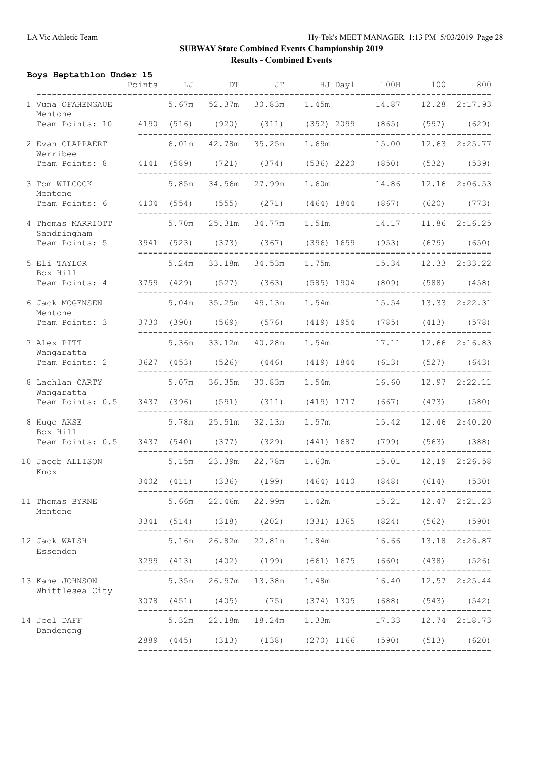## SUBWAY State Combined Events Championship 2019

### Results - Combined Events

**Boys Heptathlon Under 15**

| Place | Name / Team | Points | LJ | DT | JT | HJ | Day1 | 100H | 100 | 800 |
|---|---|---|---|---|---|---|---|---|---|---|
| 1 | Vuna OFAHENGAUE, Mentone, Team Points: 10 | 4190 | 5.67m (516) | 52.37m (920) | 30.83m (311) | 1.45m (352) | 2099 | 14.87 (865) | 12.28 (597) | 2:17.93 (629) |
| 2 | Evan CLAPPAERT, Werribee, Team Points: 8 | 4141 | 6.01m (589) | 42.78m (721) | 35.25m (374) | 1.69m (536) | 2220 | 15.00 (850) | 12.63 (532) | 2:25.77 (539) |
| 3 | Tom WILCOCK, Mentone, Team Points: 6 | 4104 | 5.85m (554) | 34.56m (555) | 27.99m (271) | 1.60m (464) | 1844 | 14.86 (867) | 12.16 (620) | 2:06.53 (773) |
| 4 | Thomas MARRIOTT, Sandringham, Team Points: 5 | 3941 | 5.70m (523) | 25.31m (373) | 34.77m (367) | 1.51m (396) | 1659 | 14.17 (953) | 11.86 (679) | 2:16.25 (650) |
| 5 | Eli TAYLOR, Box Hill, Team Points: 4 | 3759 | 5.24m (429) | 33.18m (527) | 34.53m (363) | 1.75m (585) | 1904 | 15.34 (809) | 12.33 (588) | 2:33.22 (458) |
| 6 | Jack MOGENSEN, Mentone, Team Points: 3 | 3730 | 5.04m (390) | 35.25m (569) | 49.13m (576) | 1.54m (419) | 1954 | 15.54 (785) | 13.33 (413) | 2:22.31 (578) |
| 7 | Alex PITT, Wangaratta, Team Points: 2 | 3627 | 5.36m (453) | 33.12m (526) | 40.28m (446) | 1.54m (419) | 1844 | 17.11 (613) | 12.66 (527) | 2:16.83 (643) |
| 8 | Lachlan CARTY, Wangaratta, Team Points: 0.5 | 3437 | 5.07m (396) | 36.35m (591) | 30.83m (311) | 1.54m (419) | 1717 | 16.60 (667) | 12.97 (473) | 2:22.11 (580) |
| 8 | Hugo AKSE, Box Hill, Team Points: 0.5 | 3437 | 5.78m (540) | 25.51m (377) | 32.13m (329) | 1.57m (441) | 1687 | 15.42 (799) | 12.46 (563) | 2:40.20 (388) |
| 10 | Jacob ALLISON, Knox | 3402 | 5.15m (411) | 23.39m (336) | 22.78m (199) | 1.60m (464) | 1410 | 15.01 (848) | 12.19 (614) | 2:26.58 (530) |
| 11 | Thomas BYRNE, Mentone | 3341 | 5.66m (514) | 22.46m (318) | 22.99m (202) | 1.42m (331) | 1365 | 15.21 (824) | 12.47 (562) | 2:21.23 (590) |
| 12 | Jack WALSH, Essendon | 3299 | 5.16m (413) | 26.82m (402) | 22.81m (199) | 1.84m (661) | 1675 | 16.66 (660) | 13.18 (438) | 2:26.87 (526) |
| 13 | Kane JOHNSON, Whittlesea City | 3078 | 5.35m (451) | 26.97m (405) | 13.38m (75) | 1.48m (374) | 1305 | 16.40 (688) | 12.57 (543) | 2:25.44 (542) |
| 14 | Joel DAFF, Dandenong | 2889 | 5.32m (445) | 22.18m (313) | 18.24m (138) | 1.33m (270) | 1166 | 17.33 (590) | 12.74 (513) | 2:18.73 (620) |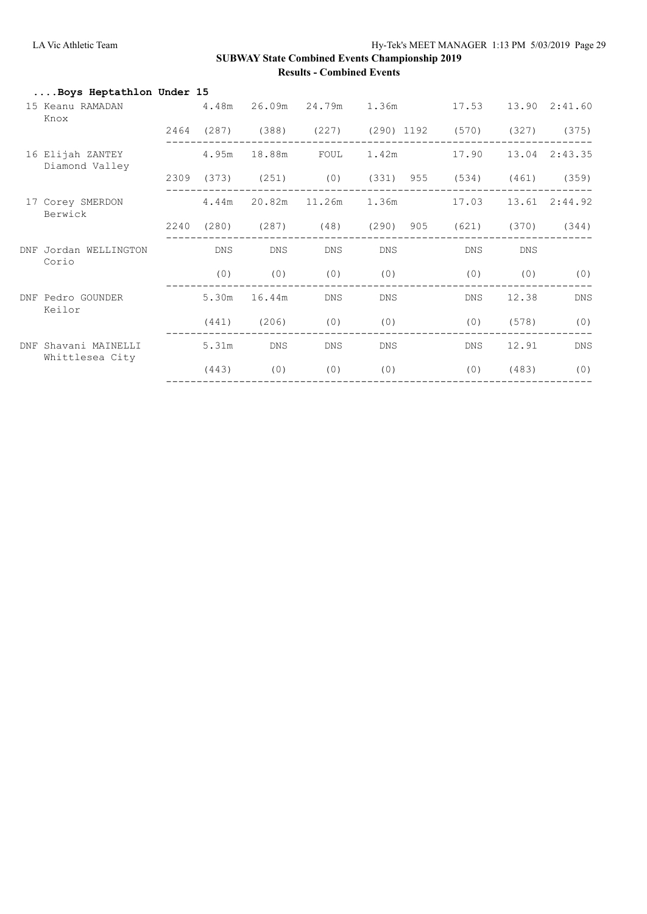# SUBWAY State Combined Events Championship 2019

## Results - Combined Events

### ....Boys Heptathlon Under 15

| Place | Name / Team | Points | Event 1 | Event 2 | Event 3 | Event 4 | Day 1 | Event 5 | Event 6 | Event 7 |
|---|---|---|---|---|---|---|---|---|---|---|
| 15 | Keanu RAMADAN<br>Knox | | 4.48m | 26.09m | 24.79m | 1.36m | | 17.53 | 13.90 | 2:41.60 |
| | | 2464 | (287) | (388) | (227) | (290) | 1192 | (570) | (327) | (375) |
| 16 | Elijah ZANTEY<br>Diamond Valley | | 4.95m | 18.88m | FOUL | 1.42m | | 17.90 | 13.04 | 2:43.35 |
| | | 2309 | (373) | (251) | (0) | (331) | 955 | (534) | (461) | (359) |
| 17 | Corey SMERDON<br>Berwick | | 4.44m | 20.82m | 11.26m | 1.36m | | 17.03 | 13.61 | 2:44.92 |
| | | 2240 | (280) | (287) | (48) | (290) | 905 | (621) | (370) | (344) |
| DNF | Jordan WELLINGTON<br>Corio | | DNS | DNS | DNS | DNS | | DNS | DNS | |
| | | | (0) | (0) | (0) | (0) | | (0) | (0) | (0) |
| DNF | Pedro GOUNDER<br>Keilor | | 5.30m | 16.44m | DNS | DNS | | DNS | 12.38 | DNS |
| | | | (441) | (206) | (0) | (0) | | (0) | (578) | (0) |
| DNF | Shavani MAINELLI<br>Whittlesea City | | 5.31m | DNS | DNS | DNS | | DNS | 12.91 | DNS |
| | | | (443) | (0) | (0) | (0) | | (0) | (483) | (0) |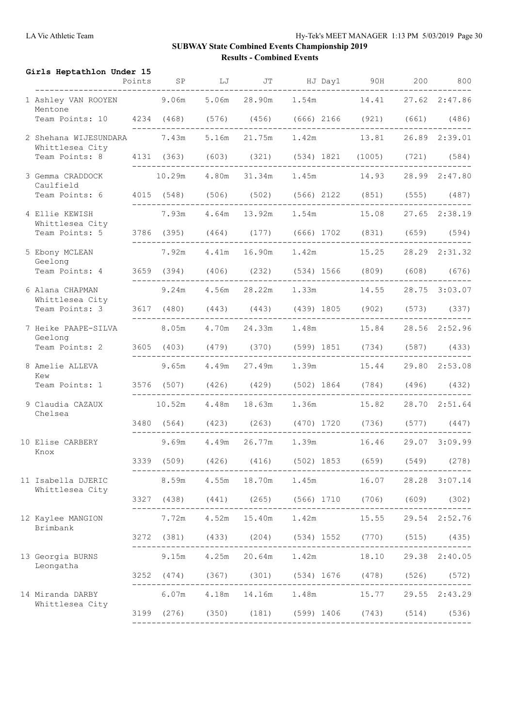## SUBWAY State Combined Events Championship 2019

### Results - Combined Events

**Girls Heptathlon Under 15**

| Place | Name / Team | Points | SP | LJ | JT | HJ | Day1 | 90H | 200 | 800 |
|---|---|---|---|---|---|---|---|---|---|---|
| 1 | Ashley VAN ROOYEN, Mentone | | 9.06m | 5.06m | 28.90m | 1.54m | | 14.41 | 27.62 | 2:47.86 |
| | Team Points: 10 | 4234 | (468) | (576) | (456) | (666) | 2166 | (921) | (661) | (486) |
| 2 | Shehana WIJESUNDARA, Whittlesea City | | 7.43m | 5.16m | 21.75m | 1.42m | | 13.81 | 26.89 | 2:39.01 |
| | Team Points: 8 | 4131 | (363) | (603) | (321) | (534) | 1821 | (1005) | (721) | (584) |
| 3 | Gemma CRADDOCK, Caulfield | | 10.29m | 4.80m | 31.34m | 1.45m | | 14.93 | 28.99 | 2:47.80 |
| | Team Points: 6 | 4015 | (548) | (506) | (502) | (566) | 2122 | (851) | (555) | (487) |
| 4 | Ellie KEWISH, Whittlesea City | | 7.93m | 4.64m | 13.92m | 1.54m | | 15.08 | 27.65 | 2:38.19 |
| | Team Points: 5 | 3786 | (395) | (464) | (177) | (666) | 1702 | (831) | (659) | (594) |
| 5 | Ebony MCLEAN, Geelong | | 7.92m | 4.41m | 16.90m | 1.42m | | 15.25 | 28.29 | 2:31.32 |
| | Team Points: 4 | 3659 | (394) | (406) | (232) | (534) | 1566 | (809) | (608) | (676) |
| 6 | Alana CHAPMAN, Whittlesea City | | 9.24m | 4.56m | 28.22m | 1.33m | | 14.55 | 28.75 | 3:03.07 |
| | Team Points: 3 | 3617 | (480) | (443) | (443) | (439) | 1805 | (902) | (573) | (337) |
| 7 | Heike PAAPE-SILVA, Geelong | | 8.05m | 4.70m | 24.33m | 1.48m | | 15.84 | 28.56 | 2:52.96 |
| | Team Points: 2 | 3605 | (403) | (479) | (370) | (599) | 1851 | (734) | (587) | (433) |
| 8 | Amelie ALLEVA, Kew | | 9.65m | 4.49m | 27.49m | 1.39m | | 15.44 | 29.80 | 2:53.08 |
| | Team Points: 1 | 3576 | (507) | (426) | (429) | (502) | 1864 | (784) | (496) | (432) |
| 9 | Claudia CAZAUX, Chelsea | | 10.52m | 4.48m | 18.63m | 1.36m | | 15.82 | 28.70 | 2:51.64 |
| | | 3480 | (564) | (423) | (263) | (470) | 1720 | (736) | (577) | (447) |
| 10 | Elise CARBERY, Knox | | 9.69m | 4.49m | 26.77m | 1.39m | | 16.46 | 29.07 | 3:09.99 |
| | | 3339 | (509) | (426) | (416) | (502) | 1853 | (659) | (549) | (278) |
| 11 | Isabella DJERIC, Whittlesea City | | 8.59m | 4.55m | 18.70m | 1.45m | | 16.07 | 28.28 | 3:07.14 |
| | | 3327 | (438) | (441) | (265) | (566) | 1710 | (706) | (609) | (302) |
| 12 | Kaylee MANGION, Brimbank | | 7.72m | 4.52m | 15.40m | 1.42m | | 15.55 | 29.54 | 2:52.76 |
| | | 3272 | (381) | (433) | (204) | (534) | 1552 | (770) | (515) | (435) |
| 13 | Georgia BURNS, Leongatha | | 9.15m | 4.25m | 20.64m | 1.42m | | 18.10 | 29.38 | 2:40.05 |
| | | 3252 | (474) | (367) | (301) | (534) | 1676 | (478) | (526) | (572) |
| 14 | Miranda DARBY, Whittlesea City | | 6.07m | 4.18m | 14.16m | 1.48m | | 15.77 | 29.55 | 2:43.29 |
| | | 3199 | (276) | (350) | (181) | (599) | 1406 | (743) | (514) | (536) |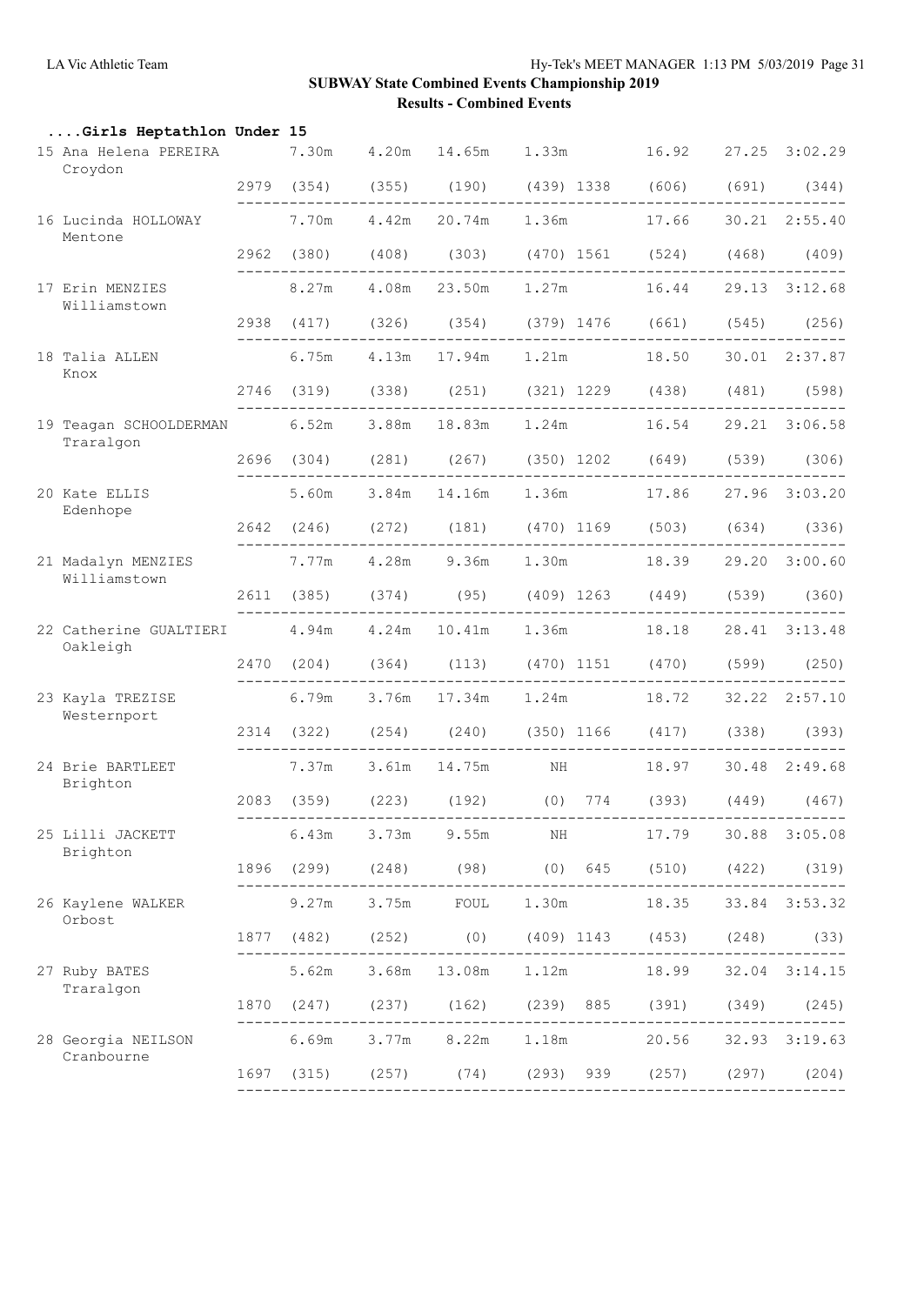**SUBWAY State Combined Events Championship 2019**

**Results - Combined Events**

### ....Girls Heptathlon Under 15

| Place | Name / Club | Total | 100mH | High Jump | Shot Put | 200m | Day 1 | Long Jump | Javelin | 800m |
|---|---|---|---|---|---|---|---|---|---|---|
| 15 | Ana Helena PEREIRA<br>Croydon | 2979 | 7.30m (354) | 4.20m (355) | 14.65m (190) | 1.33m (439) | 1338 | 16.92 (606) | 27.25 (691) | 3:02.29 (344) |
| 16 | Lucinda HOLLOWAY<br>Mentone | 2962 | 7.70m (380) | 4.42m (408) | 20.74m (303) | 1.36m (470) | 1561 | 17.66 (524) | 30.21 (468) | 2:55.40 (409) |
| 17 | Erin MENZIES<br>Williamstown | 2938 | 8.27m (417) | 4.08m (326) | 23.50m (354) | 1.27m (379) | 1476 | 16.44 (661) | 29.13 (545) | 3:12.68 (256) |
| 18 | Talia ALLEN<br>Knox | 2746 | 6.75m (319) | 4.13m (338) | 17.94m (251) | 1.21m (321) | 1229 | 18.50 (438) | 30.01 (481) | 2:37.87 (598) |
| 19 | Teagan SCHOOLDERMAN<br>Traralgon | 2696 | 6.52m (304) | 3.88m (281) | 18.83m (267) | 1.24m (350) | 1202 | 16.54 (649) | 29.21 (539) | 3:06.58 (306) |
| 20 | Kate ELLIS<br>Edenhope | 2642 | 5.60m (246) | 3.84m (272) | 14.16m (181) | 1.36m (470) | 1169 | 17.86 (503) | 27.96 (634) | 3:03.20 (336) |
| 21 | Madalyn MENZIES<br>Williamstown | 2611 | 7.77m (385) | 4.28m (374) | 9.36m (95) | 1.30m (409) | 1263 | 18.39 (449) | 29.20 (539) | 3:00.60 (360) |
| 22 | Catherine GUALTIERI<br>Oakleigh | 2470 | 4.94m (204) | 4.24m (364) | 10.41m (113) | 1.36m (470) | 1151 | 18.18 (470) | 28.41 (599) | 3:13.48 (250) |
| 23 | Kayla TREZISE<br>Westernport | 2314 | 6.79m (322) | 3.76m (254) | 17.34m (240) | 1.24m (350) | 1166 | 18.72 (417) | 32.22 (338) | 2:57.10 (393) |
| 24 | Brie BARTLEET<br>Brighton | 2083 | 7.37m (359) | 3.61m (223) | 14.75m (192) | NH (0) | 774 | 18.97 (393) | 30.48 (449) | 2:49.68 (467) |
| 25 | Lilli JACKETT<br>Brighton | 1896 | 6.43m (299) | 3.73m (248) | 9.55m (98) | NH (0) | 645 | 17.79 (510) | 30.88 (422) | 3:05.08 (319) |
| 26 | Kaylene WALKER<br>Orbost | 1877 | 9.27m (482) | 3.75m (252) | FOUL (0) | 1.30m (409) | 1143 | 18.35 (453) | 33.84 (248) | 3:53.32 (33) |
| 27 | Ruby BATES<br>Traralgon | 1870 | 5.62m (247) | 3.68m (237) | 13.08m (162) | 1.12m (239) | 885 | 18.99 (391) | 32.04 (349) | 3:14.15 (245) |
| 28 | Georgia NEILSON<br>Cranbourne | 1697 | 6.69m (315) | 3.77m (257) | 8.22m (74) | 1.18m (293) | 939 | 20.56 (257) | 32.93 (297) | 3:19.63 (204) |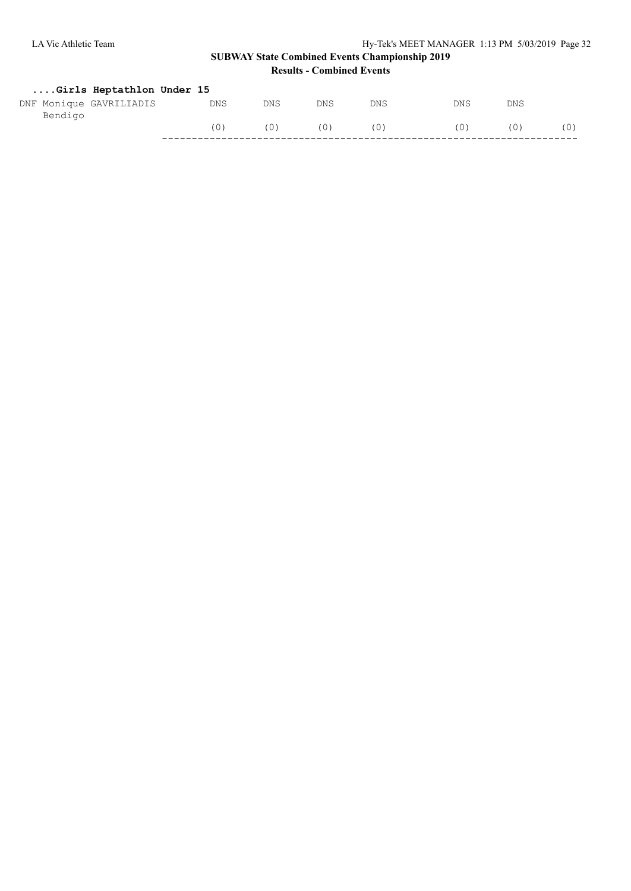## ....Girls Heptathlon Under 15

| | | | | | | | |
|---|---|---|---|---|---|---|---|
| DNF Monique GAVRILIADIS | DNS | DNS | DNS | DNS | DNS | DNS | |
| Bendigo | | | | | | | |
| | (0) | (0) | (0) | (0) | (0) | (0) | (0) |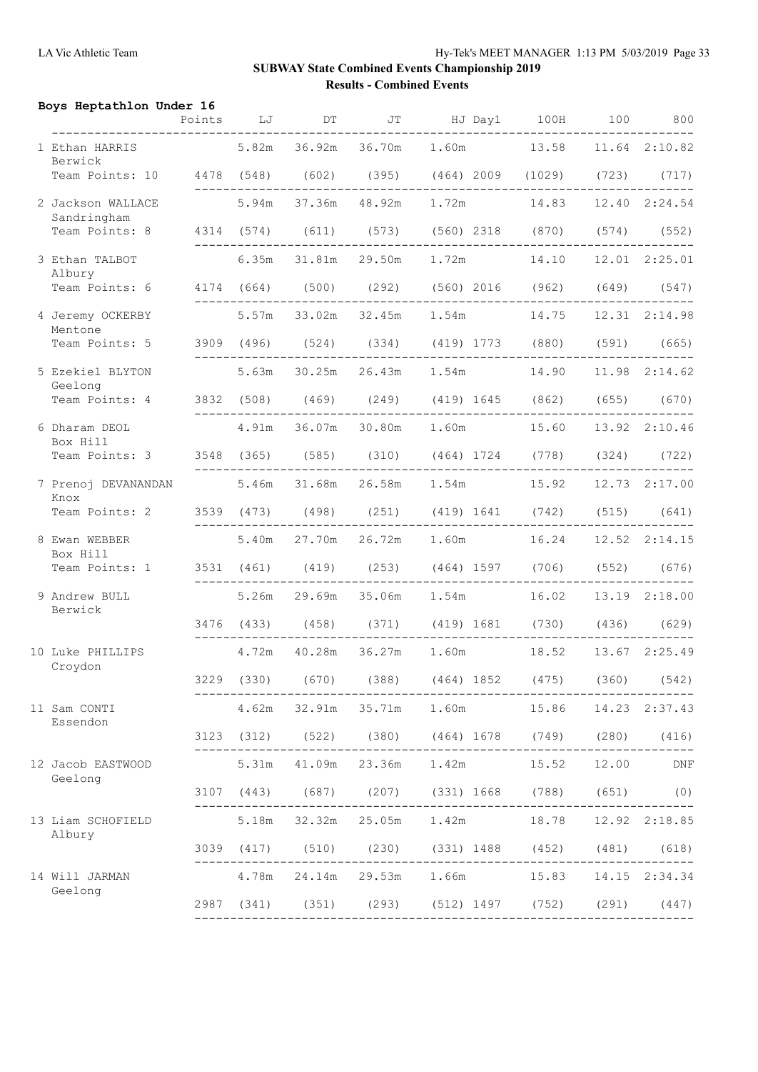## SUBWAY State Combined Events Championship 2019

### Results - Combined Events

**Boys Heptathlon Under 16**

| Place | Name / Club | Points | LJ | DT | JT | HJ | Day1 | 100H | 100 | 800 |
|---|---|---|---|---|---|---|---|---|---|---|
| 1 | Ethan HARRIS, Berwick | | 5.82m | 36.92m | 36.70m | 1.60m | | 13.58 | 11.64 | 2:10.82 |
| | Team Points: 10 | 4478 | (548) | (602) | (395) | (464) | 2009 | (1029) | (723) | (717) |
| 2 | Jackson WALLACE, Sandringham | | 5.94m | 37.36m | 48.92m | 1.72m | | 14.83 | 12.40 | 2:24.54 |
| | Team Points: 8 | 4314 | (574) | (611) | (573) | (560) | 2318 | (870) | (574) | (552) |
| 3 | Ethan TALBOT, Albury | | 6.35m | 31.81m | 29.50m | 1.72m | | 14.10 | 12.01 | 2:25.01 |
| | Team Points: 6 | 4174 | (664) | (500) | (292) | (560) | 2016 | (962) | (649) | (547) |
| 4 | Jeremy OCKERBY, Mentone | | 5.57m | 33.02m | 32.45m | 1.54m | | 14.75 | 12.31 | 2:14.98 |
| | Team Points: 5 | 3909 | (496) | (524) | (334) | (419) | 1773 | (880) | (591) | (665) |
| 5 | Ezekiel BLYTON, Geelong | | 5.63m | 30.25m | 26.43m | 1.54m | | 14.90 | 11.98 | 2:14.62 |
| | Team Points: 4 | 3832 | (508) | (469) | (249) | (419) | 1645 | (862) | (655) | (670) |
| 6 | Dharam DEOL, Box Hill | | 4.91m | 36.07m | 30.80m | 1.60m | | 15.60 | 13.92 | 2:10.46 |
| | Team Points: 3 | 3548 | (365) | (585) | (310) | (464) | 1724 | (778) | (324) | (722) |
| 7 | Prenoj DEVANANDAN, Knox | | 5.46m | 31.68m | 26.58m | 1.54m | | 15.92 | 12.73 | 2:17.00 |
| | Team Points: 2 | 3539 | (473) | (498) | (251) | (419) | 1641 | (742) | (515) | (641) |
| 8 | Ewan WEBBER, Box Hill | | 5.40m | 27.70m | 26.72m | 1.60m | | 16.24 | 12.52 | 2:14.15 |
| | Team Points: 1 | 3531 | (461) | (419) | (253) | (464) | 1597 | (706) | (552) | (676) |
| 9 | Andrew BULL, Berwick | | 5.26m | 29.69m | 35.06m | 1.54m | | 16.02 | 13.19 | 2:18.00 |
| | | 3476 | (433) | (458) | (371) | (419) | 1681 | (730) | (436) | (629) |
| 10 | Luke PHILLIPS, Croydon | | 4.72m | 40.28m | 36.27m | 1.60m | | 18.52 | 13.67 | 2:25.49 |
| | | 3229 | (330) | (670) | (388) | (464) | 1852 | (475) | (360) | (542) |
| 11 | Sam CONTI, Essendon | | 4.62m | 32.91m | 35.71m | 1.60m | | 15.86 | 14.23 | 2:37.43 |
| | | 3123 | (312) | (522) | (380) | (464) | 1678 | (749) | (280) | (416) |
| 12 | Jacob EASTWOOD, Geelong | | 5.31m | 41.09m | 23.36m | 1.42m | | 15.52 | 12.00 | DNF |
| | | 3107 | (443) | (687) | (207) | (331) | 1668 | (788) | (651) | (0) |
| 13 | Liam SCHOFIELD, Albury | | 5.18m | 32.32m | 25.05m | 1.42m | | 18.78 | 12.92 | 2:18.85 |
| | | 3039 | (417) | (510) | (230) | (331) | 1488 | (452) | (481) | (618) |
| 14 | Will JARMAN, Geelong | | 4.78m | 24.14m | 29.53m | 1.66m | | 15.83 | 14.15 | 2:34.34 |
| | | 2987 | (341) | (351) | (293) | (512) | 1497 | (752) | (291) | (447) |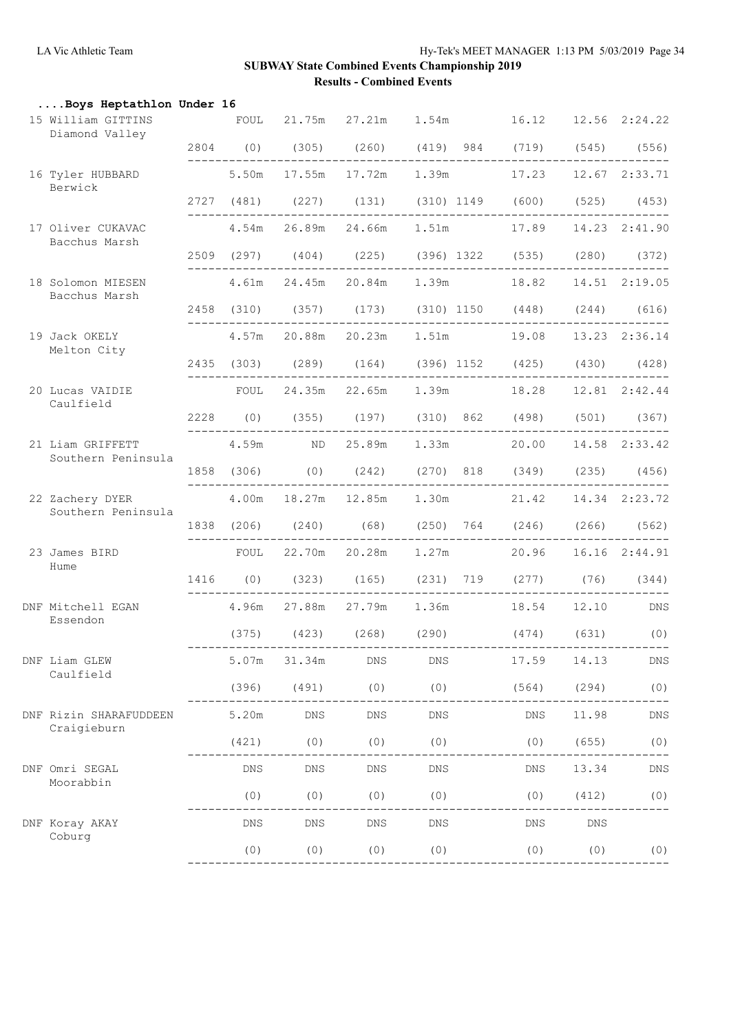**SUBWAY State Combined Events Championship 2019**

**Results - Combined Events**

**....Boys Heptathlon Under 16**

| Place | Name / Club | Points | Long Jump | Shot Put | Javelin | High Jump | Day 1 | Hurdles | 100m/200m | 800m |
|---|---|---|---|---|---|---|---|---|---|---|
| 15 | William GITTINS<br>Diamond Valley | 2804 | FOUL<br>(0) | 21.75m<br>(305) | 27.21m<br>(260) | 1.54m<br>(419) | 984 | 16.12<br>(719) | 12.56<br>(545) | 2:24.22<br>(556) |
| 16 | Tyler HUBBARD<br>Berwick | 2727 | 5.50m<br>(481) | 17.55m<br>(227) | 17.72m<br>(131) | 1.39m<br>(310) | 1149 | 17.23<br>(600) | 12.67<br>(525) | 2:33.71<br>(453) |
| 17 | Oliver CUKAVAC<br>Bacchus Marsh | 2509 | 4.54m<br>(297) | 26.89m<br>(404) | 24.66m<br>(225) | 1.51m<br>(396) | 1322 | 17.89<br>(535) | 14.23<br>(280) | 2:41.90<br>(372) |
| 18 | Solomon MIESEN<br>Bacchus Marsh | 2458 | 4.61m<br>(310) | 24.45m<br>(357) | 20.84m<br>(173) | 1.39m<br>(310) | 1150 | 18.82<br>(448) | 14.51<br>(244) | 2:19.05<br>(616) |
| 19 | Jack OKELY<br>Melton City | 2435 | 4.57m<br>(303) | 20.88m<br>(289) | 20.23m<br>(164) | 1.51m<br>(396) | 1152 | 19.08<br>(425) | 13.23<br>(430) | 2:36.14<br>(428) |
| 20 | Lucas VAIDIE<br>Caulfield | 2228 | FOUL<br>(0) | 24.35m<br>(355) | 22.65m<br>(197) | 1.39m<br>(310) | 862 | 18.28<br>(498) | 12.81<br>(501) | 2:42.44<br>(367) |
| 21 | Liam GRIFFETT<br>Southern Peninsula | 1858 | 4.59m<br>(306) | ND<br>(0) | 25.89m<br>(242) | 1.33m<br>(270) | 818 | 20.00<br>(349) | 14.58<br>(235) | 2:33.42<br>(456) |
| 22 | Zachery DYER<br>Southern Peninsula | 1838 | 4.00m<br>(206) | 18.27m<br>(240) | 12.85m<br>(68) | 1.30m<br>(250) | 764 | 21.42<br>(246) | 14.34<br>(266) | 2:23.72<br>(562) |
| 23 | James BIRD<br>Hume | 1416 | FOUL<br>(0) | 22.70m<br>(323) | 20.28m<br>(165) | 1.27m<br>(231) | 719 | 20.96<br>(277) | 16.16<br>(76) | 2:44.91<br>(344) |
| DNF | Mitchell EGAN<br>Essendon | | 4.96m<br>(375) | 27.88m<br>(423) | 27.79m<br>(268) | 1.36m<br>(290) | | 18.54<br>(474) | 12.10<br>(631) | DNS<br>(0) |
| DNF | Liam GLEW<br>Caulfield | | 5.07m<br>(396) | 31.34m<br>(491) | DNS<br>(0) | DNS<br>(0) | | 17.59<br>(564) | 14.13<br>(294) | DNS<br>(0) |
| DNF | Rizin SHARAFUDDEEN<br>Craigieburn | | 5.20m<br>(421) | DNS<br>(0) | DNS<br>(0) | DNS<br>(0) | | DNS<br>(0) | 11.98<br>(655) | DNS<br>(0) |
| DNF | Omri SEGAL<br>Moorabbin | | DNS<br>(0) | DNS<br>(0) | DNS<br>(0) | DNS<br>(0) | | DNS<br>(0) | 13.34<br>(412) | DNS<br>(0) |
| DNF | Koray AKAY<br>Coburg | | DNS<br>(0) | DNS<br>(0) | DNS<br>(0) | DNS<br>(0) | | DNS<br>(0) | DNS<br>(0) | (0) |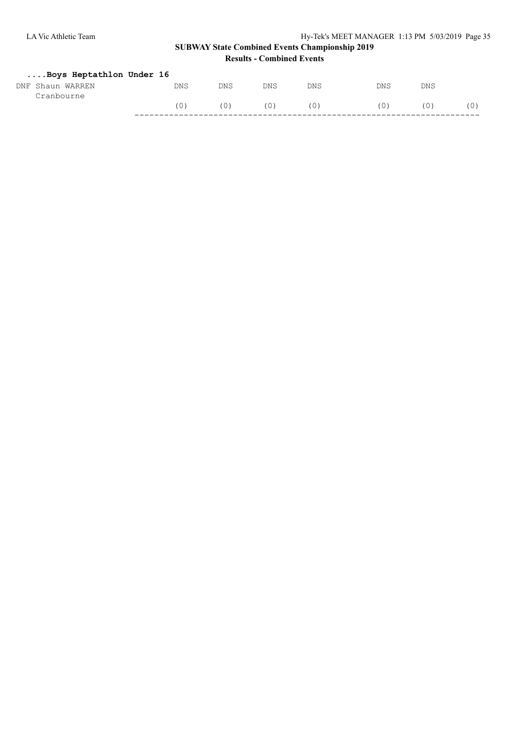SUBWAY State Combined Events Championship 2019

Results - Combined Events

### ....Boys Heptathlon Under 16

```
DNF Shaun WARREN              DNS      DNS      DNS      DNS          DNS      DNS
    Cranbourne
                              (0)      (0)      (0)      (0)          (0)      (0)      (0)
                         ----------------------------------------------------------------------
```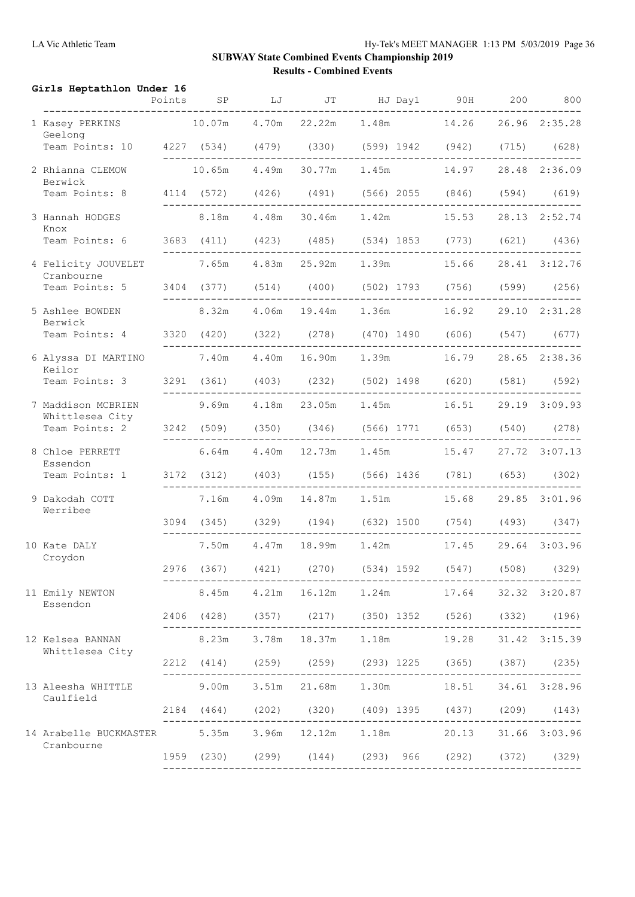## SUBWAY State Combined Events Championship 2019

### Results - Combined Events

**Girls Heptathlon Under 16**

| Place | Name / Team | Points | SP | LJ | JT | HJ | Day1 | 90H | 200 | 800 |
|---|---|---|---|---|---|---|---|---|---|---|
| 1 | Kasey PERKINS, Geelong | | 10.07m | 4.70m | 22.22m | 1.48m | | 14.26 | 26.96 | 2:35.28 |
| | Team Points: 10 | 4227 | (534) | (479) | (330) | (599) | 1942 | (942) | (715) | (628) |
| 2 | Rhianna CLEMOW, Berwick | | 10.65m | 4.49m | 30.77m | 1.45m | | 14.97 | 28.48 | 2:36.09 |
| | Team Points: 8 | 4114 | (572) | (426) | (491) | (566) | 2055 | (846) | (594) | (619) |
| 3 | Hannah HODGES, Knox | | 8.18m | 4.48m | 30.46m | 1.42m | | 15.53 | 28.13 | 2:52.74 |
| | Team Points: 6 | 3683 | (411) | (423) | (485) | (534) | 1853 | (773) | (621) | (436) |
| 4 | Felicity JOUVELET, Cranbourne | | 7.65m | 4.83m | 25.92m | 1.39m | | 15.66 | 28.41 | 3:12.76 |
| | Team Points: 5 | 3404 | (377) | (514) | (400) | (502) | 1793 | (756) | (599) | (256) |
| 5 | Ashlee BOWDEN, Berwick | | 8.32m | 4.06m | 19.44m | 1.36m | | 16.92 | 29.10 | 2:31.28 |
| | Team Points: 4 | 3320 | (420) | (322) | (278) | (470) | 1490 | (606) | (547) | (677) |
| 6 | Alyssa DI MARTINO, Keilor | | 7.40m | 4.40m | 16.90m | 1.39m | | 16.79 | 28.65 | 2:38.36 |
| | Team Points: 3 | 3291 | (361) | (403) | (232) | (502) | 1498 | (620) | (581) | (592) |
| 7 | Maddison MCBRIEN, Whittlesea City | | 9.69m | 4.18m | 23.05m | 1.45m | | 16.51 | 29.19 | 3:09.93 |
| | Team Points: 2 | 3242 | (509) | (350) | (346) | (566) | 1771 | (653) | (540) | (278) |
| 8 | Chloe PERRETT, Essendon | | 6.64m | 4.40m | 12.73m | 1.45m | | 15.47 | 27.72 | 3:07.13 |
| | Team Points: 1 | 3172 | (312) | (403) | (155) | (566) | 1436 | (781) | (653) | (302) |
| 9 | Dakodah COTT, Werribee | | 7.16m | 4.09m | 14.87m | 1.51m | | 15.68 | 29.85 | 3:01.96 |
| | | 3094 | (345) | (329) | (194) | (632) | 1500 | (754) | (493) | (347) |
| 10 | Kate DALY, Croydon | | 7.50m | 4.47m | 18.99m | 1.42m | | 17.45 | 29.64 | 3:03.96 |
| | | 2976 | (367) | (421) | (270) | (534) | 1592 | (547) | (508) | (329) |
| 11 | Emily NEWTON, Essendon | | 8.45m | 4.21m | 16.12m | 1.24m | | 17.64 | 32.32 | 3:20.87 |
| | | 2406 | (428) | (357) | (217) | (350) | 1352 | (526) | (332) | (196) |
| 12 | Kelsea BANNAN, Whittlesea City | | 8.23m | 3.78m | 18.37m | 1.18m | | 19.28 | 31.42 | 3:15.39 |
| | | 2212 | (414) | (259) | (259) | (293) | 1225 | (365) | (387) | (235) |
| 13 | Aleesha WHITTLE, Caulfield | | 9.00m | 3.51m | 21.68m | 1.30m | | 18.51 | 34.61 | 3:28.96 |
| | | 2184 | (464) | (202) | (320) | (409) | 1395 | (437) | (209) | (143) |
| 14 | Arabelle BUCKMASTER, Cranbourne | | 5.35m | 3.96m | 12.12m | 1.18m | | 20.13 | 31.66 | 3:03.96 |
| | | 1959 | (230) | (299) | (144) | (293) | 966 | (292) | (372) | (329) |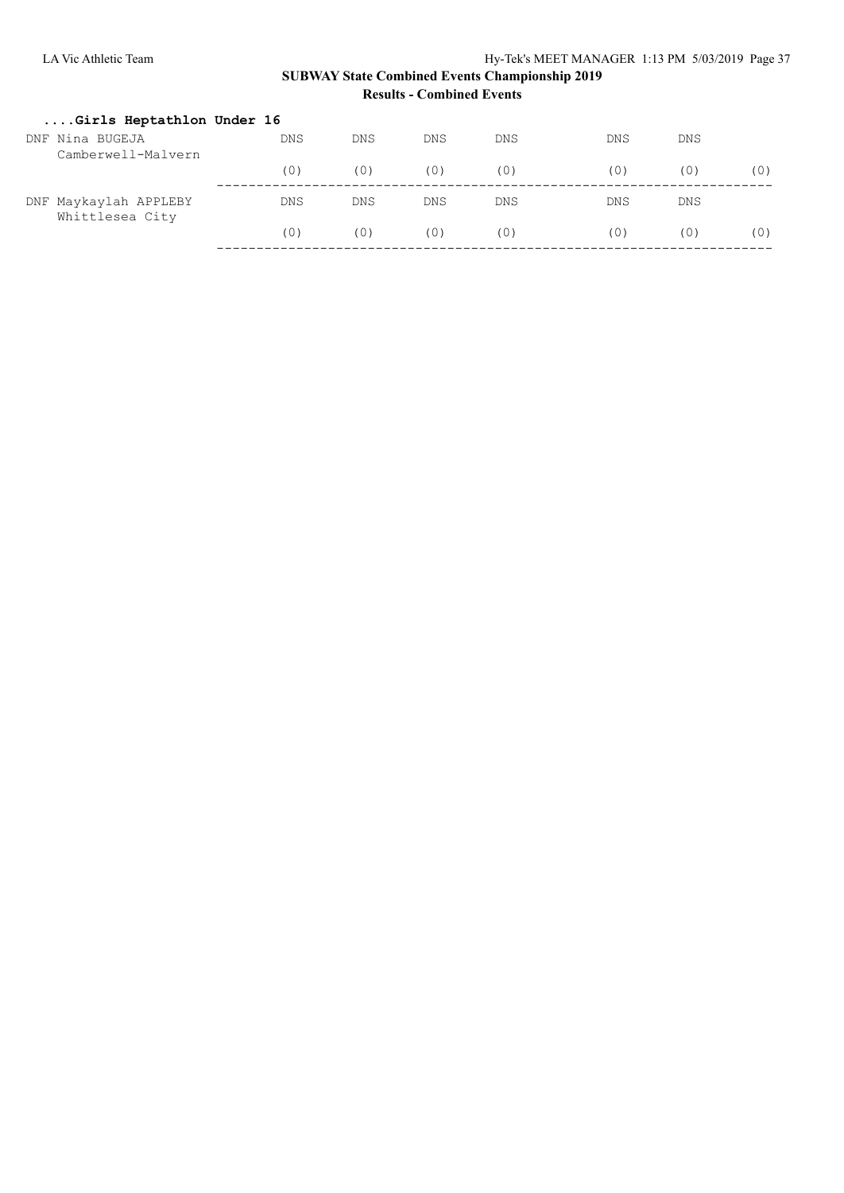## SUBWAY State Combined Events Championship 2019

### Results - Combined Events

**....Girls Heptathlon Under 16**

| | | | | | | | |
|---|---|---|---|---|---|---|---|
| DNF Nina BUGEJA | DNS | DNS | DNS | DNS | DNS | DNS | |
| Camberwell-Malvern | | | | | | | |
| | (0) | (0) | (0) | (0) | (0) | (0) | (0) |
| DNF Maykaylah APPLEBY | DNS | DNS | DNS | DNS | DNS | DNS | |
| Whittlesea City | | | | | | | |
| | (0) | (0) | (0) | (0) | (0) | (0) | (0) |